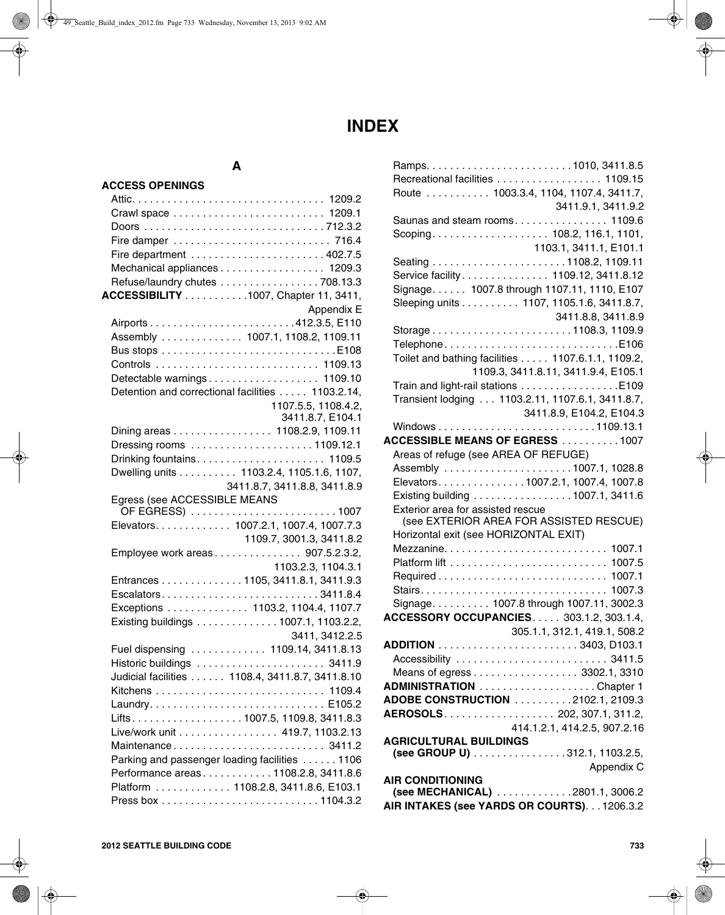# INDEX

## A

**ACCESS OPENINGS**
- Attic. . . . . . . . . . . . . . . . . . . . . . . . . . . . . . . . 1209.2
- Crawl space . . . . . . . . . . . . . . . . . . . . . . . . . 1209.1
- Doors . . . . . . . . . . . . . . . . . . . . . . . . . . . . . . 712.3.2
- Fire damper . . . . . . . . . . . . . . . . . . . . . . . . . . 716.4
- Fire department . . . . . . . . . . . . . . . . . . . . . . 402.7.5
- Mechanical appliances . . . . . . . . . . . . . . . . . 1209.3
- Refuse/laundry chutes . . . . . . . . . . . . . . . . 708.13.3

**ACCESSIBILITY** . . . . . . . . . . .1007, Chapter 11, 3411, Appendix E
- Airports . . . . . . . . . . . . . . . . . . . . . . . . .412.3.5, E110
- Assembly . . . . . . . . . . . . . 1007.1, 1108.2, 1109.11
- Bus stops . . . . . . . . . . . . . . . . . . . . . . . . . . . . E108
- Controls . . . . . . . . . . . . . . . . . . . . . . . . . . . 1109.13
- Detectable warnings . . . . . . . . . . . . . . . . . . 1109.10
- Detention and correctional facilities . . . . . 1103.2.14, 1107.5.5, 1108.4.2, 3411.8.7, E104.1
- Dining areas . . . . . . . . . . . . . . . . 1108.2.9, 1109.11
- Dressing rooms . . . . . . . . . . . . . . . . . . . . 1109.12.1
- Drinking fountains. . . . . . . . . . . . . . . . . . . . . 1109.5
- Dwelling units . . . . . . . . . . 1103.2.4, 1105.1.6, 1107, 3411.8.7, 3411.8.8, 3411.8.9
- Egress (see ACCESSIBLE MEANS OF EGRESS) . . . . . . . . . . . . . . . . . . . . . . . . 1007
- Elevators. . . . . . . . . . . . . 1007.2.1, 1007.4, 1007.7.3, 1109.7, 3001.3, 3411.8.2
- Employee work areas . . . . . . . . . . . . . . . 907.5.2.3.2, 1103.2.3, 1104.3.1
- Entrances . . . . . . . . . . . . . 1105, 3411.8.1, 3411.9.3
- Escalators. . . . . . . . . . . . . . . . . . . . . . . . . . 3411.8.4
- Exceptions . . . . . . . . . . . . . 1103.2, 1104.4, 1107.7
- Existing buildings . . . . . . . . . . . . . 1007.1, 1103.2.2, 3411, 3412.2.5
- Fuel dispensing . . . . . . . . . . . . 1109.14, 3411.8.13
- Historic buildings . . . . . . . . . . . . . . . . . . . . . 3411.9
- Judicial facilities . . . . . . 1108.4, 3411.8.7, 3411.8.10
- Kitchens . . . . . . . . . . . . . . . . . . . . . . . . . . . . 1109.4
- Laundry. . . . . . . . . . . . . . . . . . . . . . . . . . . . . E105.2
- Lifts . . . . . . . . . . . . . . . . . . 1007.5, 1109.8, 3411.8.3
- Live/work unit . . . . . . . . . . . . . . . . . 419.7, 1103.2.13
- Maintenance . . . . . . . . . . . . . . . . . . . . . . . . . 3411.2
- Parking and passenger loading facilities . . . . . . 1106
- Performance areas . . . . . . . . . . . . 1108.2.8, 3411.8.6
- Platform . . . . . . . . . . . . 1108.2.8, 3411.8.6, E103.1
- Press box . . . . . . . . . . . . . . . . . . . . . . . . . . 1104.3.2
- Ramps. . . . . . . . . . . . . . . . . . . . . . . . .1010, 3411.8.5
- Recreational facilities . . . . . . . . . . . . . . . . . 1109.15
- Route . . . . . . . . . . . 1003.3.4, 1104, 1107.4, 3411.7, 3411.9.1, 3411.9.2
- Saunas and steam rooms . . . . . . . . . . . . . . . 1109.6
- Scoping . . . . . . . . . . . . . . . . . . . 108.2, 116.1, 1101, 1103.1, 3411.1, E101.1
- Seating . . . . . . . . . . . . . . . . . . . . . . .1108.2, 1109.11
- Service facility . . . . . . . . . . . . . . 1109.12, 3411.8.12
- Signage. . . . . . 1007.8 through 1107.11, 1110, E107
- Sleeping units . . . . . . . . . . 1107, 1105.1.6, 3411.8.7, 3411.8.8, 3411.8.9
- Storage . . . . . . . . . . . . . . . . . . . . . . . .1108.3, 1109.9
- Telephone . . . . . . . . . . . . . . . . . . . . . . . . . . . . .E106
- Toilet and bathing facilities . . . . . 1107.6.1.1, 1109.2, 1109.3, 3411.8.11, 3411.9.4, E105.1
- Train and light-rail stations . . . . . . . . . . . . . . . . E109
- Transient lodging . . . 1103.2.11, 1107.6.1, 3411.8.7, 3411.8.9, E104.2, E104.3
- Windows . . . . . . . . . . . . . . . . . . . . . . . . . . 1109.13.1

**ACCESSIBLE MEANS OF EGRESS** . . . . . . . . . . 1007
- Areas of refuge (see AREA OF REFUGE)
- Assembly . . . . . . . . . . . . . . . . . . . . . .1007.1, 1028.8
- Elevators. . . . . . . . . . . . . . .1007.2.1, 1007.4, 1007.8
- Existing building . . . . . . . . . . . . . . . . 1007.1, 3411.6
- Exterior area for assisted rescue (see EXTERIOR AREA FOR ASSISTED RESCUE)
- Horizontal exit (see HORIZONTAL EXIT)
- Mezzanine. . . . . . . . . . . . . . . . . . . . . . . . . . . 1007.1
- Platform lift . . . . . . . . . . . . . . . . . . . . . . . . . . 1007.5
- Required . . . . . . . . . . . . . . . . . . . . . . . . . . . . 1007.1
- Stairs. . . . . . . . . . . . . . . . . . . . . . . . . . . . . . . 1007.3
- Signage. . . . . . . . . . 1007.8 through 1007.11, 3002.3

**ACCESSORY OCCUPANCIES**. . . . . 303.1.2, 303.1.4, 305.1.1, 312.1, 419.1, 508.2

**ADDITION** . . . . . . . . . . . . . . . . . . . . . . . 3403, D103.1
- Accessibility . . . . . . . . . . . . . . . . . . . . . . . . . 3411.5
- Means of egress . . . . . . . . . . . . . . . . . . 3302.1, 3310

**ADMINISTRATION** . . . . . . . . . . . . . . . . . . . Chapter 1

**ADOBE CONSTRUCTION** . . . . . . . . . .2102.1, 2109.3

**AEROSOLS**. . . . . . . . . . . . . . . . . . 202, 307.1, 311.2, 414.1.2.1, 414.2.5, 907.2.16

**AGRICULTURAL BUILDINGS (see GROUP U)** . . . . . . . . . . . . . . . 312.1, 1103.2.5, Appendix C

**AIR CONDITIONING (see MECHANICAL)** . . . . . . . . . . . . .2801.1, 3006.2

**AIR INTAKES (see YARDS OR COURTS)**. . . 1206.3.2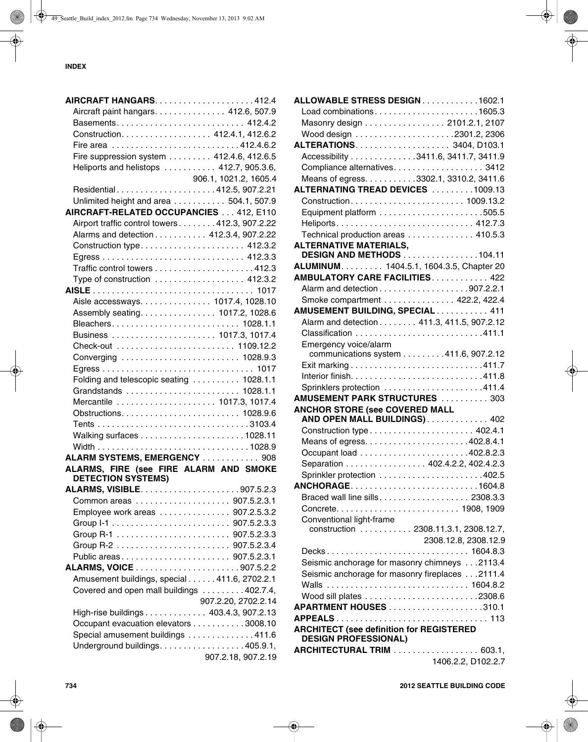# INDEX

**AIRCRAFT HANGARS** . . . . . 412.4
- Aircraft paint hangars . . . . . 412.6, 507.9
- Basements . . . . . 412.4.2
- Construction . . . . . 412.4.1, 412.6.2
- Fire area . . . . . 412.4.6.2
- Fire suppression system . . . . . 412.4.6, 412.6.5
- Heliports and helistops . . . . . 412.7, 905.3.6, 906.1, 1021.2, 1605.4
- Residential . . . . . 412.5, 907.2.21
- Unlimited height and area . . . . . 504.1, 507.9

**AIRCRAFT-RELATED OCCUPANCIES** . . . 412, E110
- Airport traffic control towers . . . . . 412.3, 907.2.22
- Alarms and detection . . . . . 412.3.4, 907.2.22
- Construction type . . . . . 412.3.2
- Egress . . . . . 412.3.3
- Traffic control towers . . . . . 412.3
- Type of construction . . . . . 412.3.2

**AISLE** . . . . . 1017
- Aisle accessways . . . . . 1017.4, 1028.10
- Assembly seating . . . . . 1017.2, 1028.6
- Bleachers . . . . . 1028.1.1
- Business . . . . . 1017.3, 1017.4
- Check-out . . . . . 1109.12.2
- Converging . . . . . 1028.9.3
- Egress . . . . . 1017
- Folding and telescopic seating . . . . . 1028.1.1
- Grandstands . . . . . 1028.1.1
- Mercantile . . . . . 1017.3, 1017.4
- Obstructions . . . . . 1028.9.6
- Tents . . . . . 3103.4
- Walking surfaces . . . . . 1028.11
- Width . . . . . 1028.9

**ALARM SYSTEMS, EMERGENCY** . . . . . 908

**ALARMS, FIRE (see FIRE ALARM AND SMOKE DETECTION SYSTEMS)**

**ALARMS, VISIBLE** . . . . . 907.5.2.3
- Common areas . . . . . 907.5.2.3.1
- Employee work areas . . . . . 907.2.5.3.2
- Group I-1 . . . . . 907.5.2.3.3
- Group R-1 . . . . . 907.5.2.3.3
- Group R-2 . . . . . 907.5.2.3.4
- Public areas . . . . . 907.5.2.3.1

**ALARMS, VOICE** . . . . . 907.5.2.2
- Amusement buildings, special . . . . . 411.6, 2702.2.1
- Covered and open mall buildings . . . . . 402.7.4, 907.2.20, 2702.2.14
- High-rise buildings . . . . . 403.4.3, 907.2.13
- Occupant evacuation elevators . . . . . 3008.10
- Special amusement buildings . . . . . 411.6
- Underground buildings . . . . . 405.9.1, 907.2.18, 907.2.19

**ALLOWABLE STRESS DESIGN** . . . . . 1602.1
- Load combinations . . . . . 1605.3
- Masonry design . . . . . 2101.2.1, 2107
- Wood design . . . . . 2301.2, 2306

**ALTERATIONS** . . . . . 3404, D103.1
- Accessibility . . . . . 3411.6, 3411.7, 3411.9
- Compliance alternatives . . . . . 3412
- Means of egress . . . . . 3302.1, 3310.2, 3411.6

**ALTERNATING TREAD DEVICES** . . . . . 1009.13
- Construction . . . . . 1009.13.2
- Equipment platform . . . . . 505.5
- Heliports . . . . . 412.7.3
- Technical production areas . . . . . 410.5.3

**ALTERNATIVE MATERIALS, DESIGN AND METHODS** . . . . . 104.11

**ALUMINUM** . . . . . 1404.5.1, 1604.3.5, Chapter 20

**AMBULATORY CARE FACILITIES** . . . . . 422
- Alarm and detection . . . . . 907.2.2.1
- Smoke compartment . . . . . 422.2, 422.4

**AMUSEMENT BUILDING, SPECIAL** . . . . . 411
- Alarm and detection . . . . . 411.3, 411.5, 907.2.12
- Classification . . . . . 411.1
- Emergency voice/alarm communications system . . . . . 411.6, 907.2.12
- Exit marking . . . . . 411.7
- Interior finish . . . . . 411.8
- Sprinklers protection . . . . . 411.4

**AMUSEMENT PARK STRUCTURES** . . . . . 303

**ANCHOR STORE (see COVERED MALL AND OPEN MALL BUILDINGS)** . . . . . 402
- Construction type . . . . . 402.4.1
- Means of egress . . . . . 402.8.4.1
- Occupant load . . . . . 402.8.2.3
- Separation . . . . . 402.4.2.2, 402.4.2.3
- Sprinkler protection . . . . . 402.5

**ANCHORAGE** . . . . . 1604.8
- Braced wall line sills . . . . . 2308.3.3
- Concrete . . . . . 1908, 1909
- Conventional light-frame construction . . . . . 2308.11.3.1, 2308.12.7, 2308.12.8, 2308.12.9
- Decks . . . . . 1604.8.3
- Seismic anchorage for masonry chimneys . . . 2113.4
- Seismic anchorage for masonry fireplaces . . . 2111.4
- Walls . . . . . 1604.8.2
- Wood sill plates . . . . . 2308.6

**APARTMENT HOUSES** . . . . . 310.1

**APPEALS** . . . . . 113

**ARCHITECT (see definition for REGISTERED DESIGN PROFESSIONAL)**

**ARCHITECTURAL TRIM** . . . . . 603.1, 1406.2.2, D102.2.7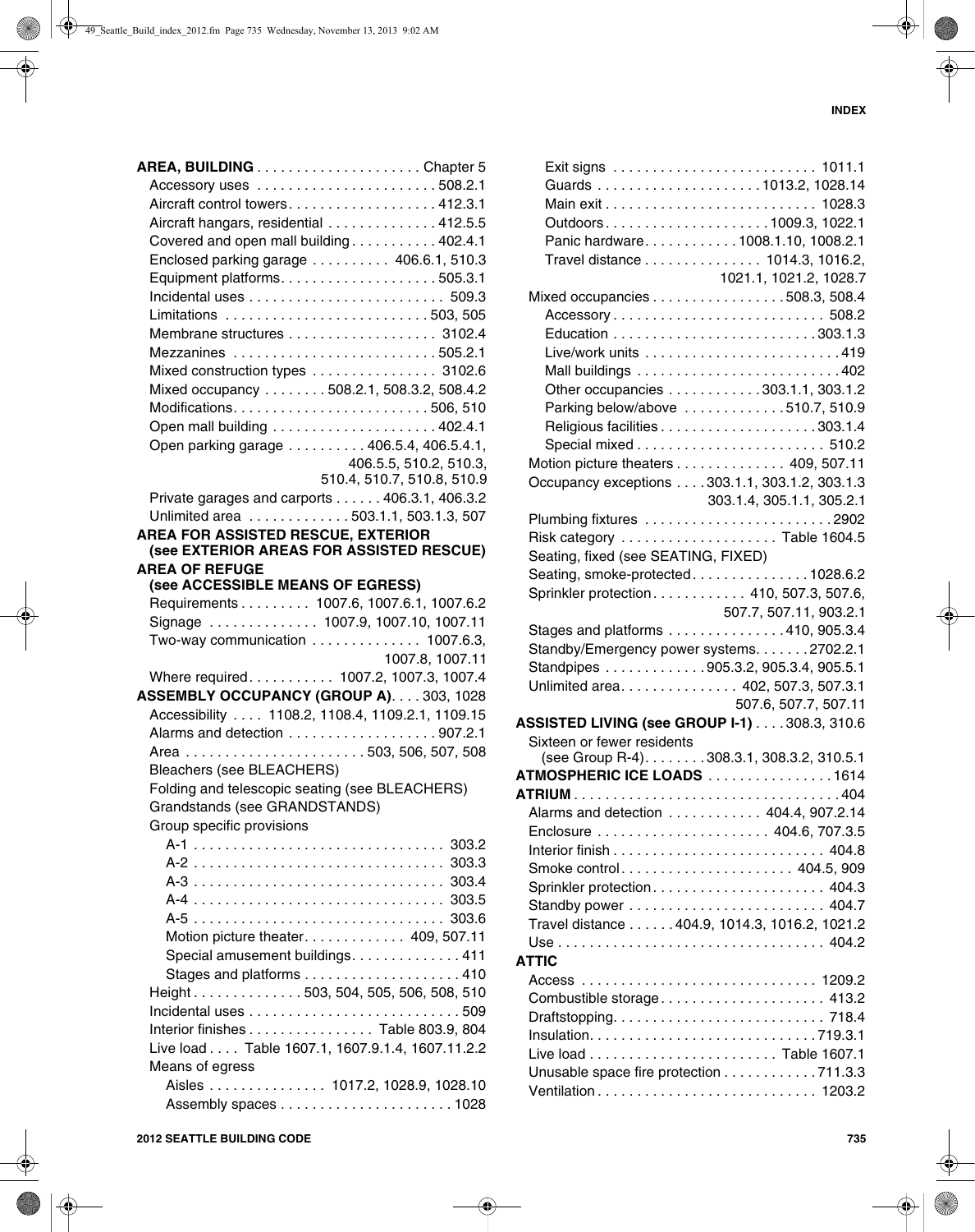**AREA, BUILDING** . . . . . . . . . . . . . . . . . . . . Chapter 5

- Accessory uses . . . . . . . . . . . . . . . . . . . . . . 508.2.1
- Aircraft control towers. . . . . . . . . . . . . . . . . . 412.3.1
- Aircraft hangars, residential . . . . . . . . . . . . . . 412.5.5
- Covered and open mall building . . . . . . . . . . . 402.4.1
- Enclosed parking garage . . . . . . . . . . 406.6.1, 510.3
- Equipment platforms. . . . . . . . . . . . . . . . . . . 505.3.1
- Incidental uses . . . . . . . . . . . . . . . . . . . . . . . . 509.3
- Limitations . . . . . . . . . . . . . . . . . . . . . . . . . 503, 505
- Membrane structures . . . . . . . . . . . . . . . . . . 3102.4
- Mezzanines . . . . . . . . . . . . . . . . . . . . . . . . . 505.2.1
- Mixed construction types . . . . . . . . . . . . . . . 3102.6
- Mixed occupancy . . . . . . . . 508.2.1, 508.3.2, 508.4.2
- Modifications. . . . . . . . . . . . . . . . . . . . . . . . . 506, 510
- Open mall building . . . . . . . . . . . . . . . . . . . . 402.4.1
- Open parking garage . . . . . . . . . . 406.5.4, 406.5.4.1, 406.5.5, 510.2, 510.3, 510.4, 510.7, 510.8, 510.9
- Private garages and carports . . . . . . 406.3.1, 406.3.2
- Unlimited area . . . . . . . . . . . . . 503.1.1, 503.1.3, 507

**AREA FOR ASSISTED RESCUE, EXTERIOR (see EXTERIOR AREAS FOR ASSISTED RESCUE)**

**AREA OF REFUGE (see ACCESSIBLE MEANS OF EGRESS)**

- Requirements . . . . . . . . . 1007.6, 1007.6.1, 1007.6.2
- Signage . . . . . . . . . . . . . 1007.9, 1007.10, 1007.11
- Two-way communication . . . . . . . . . . . . . 1007.6.3, 1007.8, 1007.11
- Where required. . . . . . . . . . . 1007.2, 1007.3, 1007.4

**ASSEMBLY OCCUPANCY (GROUP A)**. . . . 303, 1028

- Accessibility . . . . 1108.2, 1108.4, 1109.2.1, 1109.15
- Alarms and detection . . . . . . . . . . . . . . . . . . 907.2.1
- Area . . . . . . . . . . . . . . . . . . . . . . . 503, 506, 507, 508
- Bleachers (see BLEACHERS)
- Folding and telescopic seating (see BLEACHERS)
- Grandstands (see GRANDSTANDS)
- Group specific provisions
  - A-1 . . . . . . . . . . . . . . . . . . . . . . . . . . . . . . . 303.2
  - A-2 . . . . . . . . . . . . . . . . . . . . . . . . . . . . . . . 303.3
  - A-3 . . . . . . . . . . . . . . . . . . . . . . . . . . . . . . . 303.4
  - A-4 . . . . . . . . . . . . . . . . . . . . . . . . . . . . . . . 303.5
  - A-5 . . . . . . . . . . . . . . . . . . . . . . . . . . . . . . . 303.6
  - Motion picture theater. . . . . . . . . . . . . 409, 507.11
  - Special amusement buildings. . . . . . . . . . . . . 411
  - Stages and platforms . . . . . . . . . . . . . . . . . . . 410
- Height . . . . . . . . . . . . . 503, 504, 505, 506, 508, 510
- Incidental uses . . . . . . . . . . . . . . . . . . . . . . . . . . 509
- Interior finishes . . . . . . . . . . . . . . . . Table 803.9, 804
- Live load . . . . Table 1607.1, 1607.9.1.4, 1607.11.2.2
- Means of egress
  - Aisles . . . . . . . . . . . . . . . 1017.2, 1028.9, 1028.10
  - Assembly spaces . . . . . . . . . . . . . . . . . . . . . 1028
  - Exit signs . . . . . . . . . . . . . . . . . . . . . . . . . 1011.1
  - Guards . . . . . . . . . . . . . . . . . . . . 1013.2, 1028.14
  - Main exit . . . . . . . . . . . . . . . . . . . . . . . . . . 1028.3
  - Outdoors . . . . . . . . . . . . . . . . . . . . 1009.3, 1022.1
  - Panic hardware. . . . . . . . . . . . 1008.1.10, 1008.2.1
  - Travel distance . . . . . . . . . . . . . . . 1014.3, 1016.2, 1021.1, 1021.2, 1028.7
- Mixed occupancies . . . . . . . . . . . . . . . . . 508.3, 508.4
  - Accessory . . . . . . . . . . . . . . . . . . . . . . . . . . 508.2
  - Education . . . . . . . . . . . . . . . . . . . . . . . . . 303.1.3
  - Live/work units . . . . . . . . . . . . . . . . . . . . . . . . 419
  - Mall buildings . . . . . . . . . . . . . . . . . . . . . . . . . 402
  - Other occupancies . . . . . . . . . . . . 303.1.1, 303.1.2
  - Parking below/above . . . . . . . . . . . . 510.7, 510.9
  - Religious facilities . . . . . . . . . . . . . . . . . . . . 303.1.4
  - Special mixed . . . . . . . . . . . . . . . . . . . . . . . . 510.2
- Motion picture theaters . . . . . . . . . . . . . . 409, 507.11
- Occupancy exceptions . . . . 303.1.1, 303.1.2, 303.1.3 303.1.4, 305.1.1, 305.2.1
- Plumbing fixtures . . . . . . . . . . . . . . . . . . . . . . . 2902
- Risk category . . . . . . . . . . . . . . . . . . . . Table 1604.5
- Seating, fixed (see SEATING, FIXED)
- Seating, smoke-protected. . . . . . . . . . . . . . . 1028.6.2
- Sprinkler protection. . . . . . . . . . . . 410, 507.3, 507.6, 507.7, 507.11, 903.2.1
- Stages and platforms . . . . . . . . . . . . . . . 410, 905.3.4
- Standby/Emergency power systems. . . . . . . 2702.2.1
- Standpipes . . . . . . . . . . . . . 905.3.2, 905.3.4, 905.5.1
- Unlimited area. . . . . . . . . . . . . . . 402, 507.3, 507.3.1 507.6, 507.7, 507.11

**ASSISTED LIVING (see GROUP I-1)** . . . . 308.3, 310.6

- Sixteen or fewer residents (see Group R-4). . . . . . . . 308.3.1, 308.3.2, 310.5.1

**ATMOSPHERIC ICE LOADS** . . . . . . . . . . . . . . . . 1614

**ATRIUM** . . . . . . . . . . . . . . . . . . . . . . . . . . . . . . . . . . 404

- Alarms and detection . . . . . . . . . . . . 404.4, 907.2.14
- Enclosure . . . . . . . . . . . . . . . . . . . . . 404.6, 707.3.5
- Interior finish . . . . . . . . . . . . . . . . . . . . . . . . . . 404.8
- Smoke control . . . . . . . . . . . . . . . . . . . . . . 404.5, 909
- Sprinkler protection . . . . . . . . . . . . . . . . . . . . . 404.3
- Standby power . . . . . . . . . . . . . . . . . . . . . . . . 404.7
- Travel distance . . . . . . 404.9, 1014.3, 1016.2, 1021.2
- Use . . . . . . . . . . . . . . . . . . . . . . . . . . . . . . . . . . 404.2

**ATTIC**

- Access . . . . . . . . . . . . . . . . . . . . . . . . . . . . . 1209.2
- Combustible storage . . . . . . . . . . . . . . . . . . . . 413.2
- Draftstopping. . . . . . . . . . . . . . . . . . . . . . . . . . 718.4
- Insulation. . . . . . . . . . . . . . . . . . . . . . . . . . . . 719.3.1
- Live load . . . . . . . . . . . . . . . . . . . . . . . . Table 1607.1
- Unusable space fire protection . . . . . . . . . . . 711.3.3
- Ventilation . . . . . . . . . . . . . . . . . . . . . . . . . . . 1203.2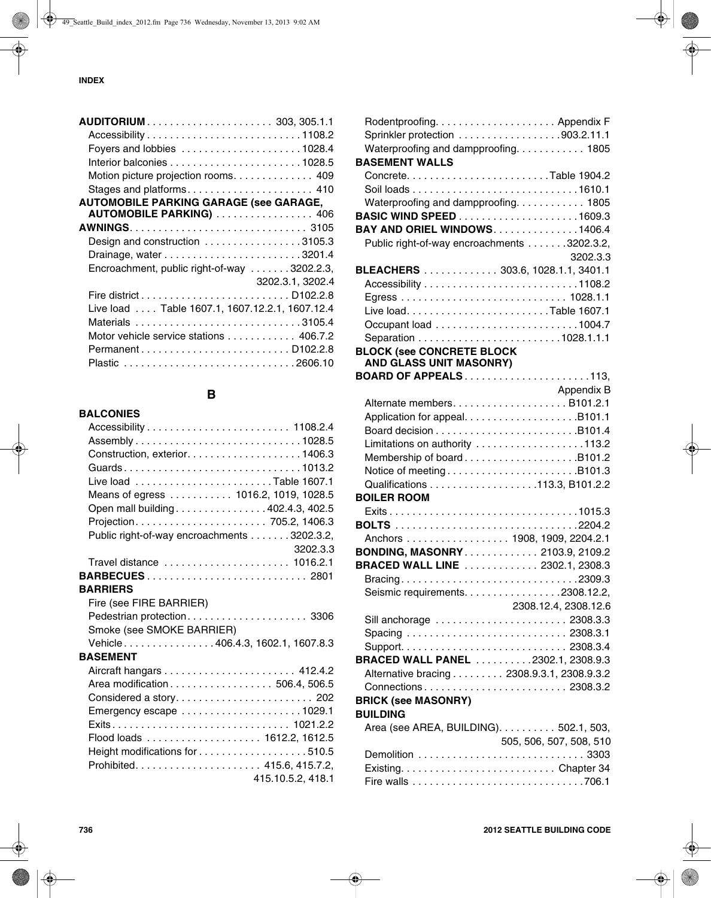**AUDITORIUM** . . . . . . . . . . . . . . . . . . . . . 303, 305.1.1
- Accessibility . . . . . . . . . . . . . . . . . . . . . . . . . . 1108.2
- Foyers and lobbies . . . . . . . . . . . . . . . . . . . . 1028.4
- Interior balconies . . . . . . . . . . . . . . . . . . . . . . 1028.5
- Motion picture projection rooms. . . . . . . . . . . . . 409
- Stages and platforms. . . . . . . . . . . . . . . . . . . . . 410

**AUTOMOBILE PARKING GARAGE (see GARAGE, AUTOMOBILE PARKING)** . . . . . . . . . . . . . . . . 406

**AWNINGS**. . . . . . . . . . . . . . . . . . . . . . . . . . . . . . 3105
- Design and construction . . . . . . . . . . . . . . . . 3105.3
- Drainage, water . . . . . . . . . . . . . . . . . . . . . . . 3201.4
- Encroachment, public right-of-way . . . . . . . 3202.2.3, 3202.3.1, 3202.4
- Fire district . . . . . . . . . . . . . . . . . . . . . . . . . D102.2.8
- Live load . . . . Table 1607.1, 1607.12.2.1, 1607.12.4
- Materials . . . . . . . . . . . . . . . . . . . . . . . . . . . . 3105.4
- Motor vehicle service stations . . . . . . . . . . . . 406.7.2
- Permanent . . . . . . . . . . . . . . . . . . . . . . . . . D102.2.8
- Plastic . . . . . . . . . . . . . . . . . . . . . . . . . . . . 2606.10

## B

**BALCONIES**
- Accessibility . . . . . . . . . . . . . . . . . . . . . . . . 1108.2.4
- Assembly . . . . . . . . . . . . . . . . . . . . . . . . . . . . 1028.5
- Construction, exterior. . . . . . . . . . . . . . . . . . . 1406.3
- Guards . . . . . . . . . . . . . . . . . . . . . . . . . . . . . . 1013.2
- Live load . . . . . . . . . . . . . . . . . . . . . . . Table 1607.1
- Means of egress . . . . . . . . . . . 1016.2, 1019, 1028.5
- Open mall building . . . . . . . . . . . . . . . . 402.4.3, 402.5
- Projection. . . . . . . . . . . . . . . . . . . . . . . 705.2, 1406.3
- Public right-of-way encroachments . . . . . . . 3202.3.2, 3202.3.3
- Travel distance . . . . . . . . . . . . . . . . . . . . . . 1016.2.1

**BARBECUES** . . . . . . . . . . . . . . . . . . . . . . . . . . . 2801

**BARRIERS**
- Fire (see FIRE BARRIER)
- Pedestrian protection. . . . . . . . . . . . . . . . . . . . . 3306
- Smoke (see SMOKE BARRIER)
- Vehicle . . . . . . . . . . . . . . . . 406.4.3, 1602.1, 1607.8.3

**BASEMENT**
- Aircraft hangars . . . . . . . . . . . . . . . . . . . . . . . 412.4.2
- Area modification . . . . . . . . . . . . . . . . . . 506.4, 506.5
- Considered a story. . . . . . . . . . . . . . . . . . . . . . . . 202
- Emergency escape . . . . . . . . . . . . . . . . . . . . . 1029.1
- Exits . . . . . . . . . . . . . . . . . . . . . . . . . . . . . . . 1021.2.2
- Flood loads . . . . . . . . . . . . . . . . . . . . . 1612.2, 1612.5
- Height modifications for . . . . . . . . . . . . . . . . . . . 510.5
- Prohibited. . . . . . . . . . . . . . . . . . . . . . . 415.6, 415.7.2, 415.10.5.2, 418.1
- Rodentproofing. . . . . . . . . . . . . . . . . . . . . Appendix F
- Sprinkler protection . . . . . . . . . . . . . . . . . . 903.2.11.1
- Waterproofing and dampproofing. . . . . . . . . . . . 1805

**BASEMENT WALLS**
- Concrete. . . . . . . . . . . . . . . . . . . . . . . . . Table 1904.2
- Soil loads . . . . . . . . . . . . . . . . . . . . . . . . . . . . 1610.1
- Waterproofing and dampproofing. . . . . . . . . . . . 1805

**BASIC WIND SPEED** . . . . . . . . . . . . . . . . . . . . . 1609.3

**BAY AND ORIEL WINDOWS**. . . . . . . . . . . . . . . 1406.4
- Public right-of-way encroachments . . . . . . . 3202.3.2, 3202.3.3

**BLEACHERS** . . . . . . . . . . . . . 303.6, 1028.1.1, 3401.1
- Accessibility . . . . . . . . . . . . . . . . . . . . . . . . . . 1108.2
- Egress . . . . . . . . . . . . . . . . . . . . . . . . . . . . . 1028.1.1
- Live load. . . . . . . . . . . . . . . . . . . . . . . . . Table 1607.1
- Occupant load . . . . . . . . . . . . . . . . . . . . . . . . . 1004.7
- Separation . . . . . . . . . . . . . . . . . . . . . . . . . 1028.1.1.1

**BLOCK (see CONCRETE BLOCK AND GLASS UNIT MASONRY)**

**BOARD OF APPEALS** . . . . . . . . . . . . . . . . . . . . . . 113, Appendix B
- Alternate members. . . . . . . . . . . . . . . . . . . . B101.2.1
- Application for appeal. . . . . . . . . . . . . . . . . . . B101.1
- Board decision . . . . . . . . . . . . . . . . . . . . . . . . B101.4
- Limitations on authority . . . . . . . . . . . . . . . . . . . 113.2
- Membership of board . . . . . . . . . . . . . . . . . . . B101.2
- Notice of meeting . . . . . . . . . . . . . . . . . . . . . . B101.3
- Qualifications . . . . . . . . . . . . . . . . . . . 113.3, B101.2.2

**BOILER ROOM**
- Exits . . . . . . . . . . . . . . . . . . . . . . . . . . . . . . . . . 1015.3

**BOLTS** . . . . . . . . . . . . . . . . . . . . . . . . . . . . . . . 2204.2
- Anchors . . . . . . . . . . . . . . . . . 1908, 1909, 2204.2.1

**BONDING, MASONRY** . . . . . . . . . . . . . 2103.9, 2109.2

**BRACED WALL LINE** . . . . . . . . . . . . . 2302.1, 2308.3
- Bracing . . . . . . . . . . . . . . . . . . . . . . . . . . . . . . 2309.3
- Seismic requirements. . . . . . . . . . . . . . . . 2308.12.2, 2308.12.4, 2308.12.6
- Sill anchorage . . . . . . . . . . . . . . . . . . . . . . . 2308.3.3
- Spacing . . . . . . . . . . . . . . . . . . . . . . . . . . . . 2308.3.1
- Support. . . . . . . . . . . . . . . . . . . . . . . . . . . . . 2308.3.4

**BRACED WALL PANEL** . . . . . . . . . . 2302.1, 2308.9.3
- Alternative bracing . . . . . . . . . 2308.9.3.1, 2308.9.3.2
- Connections . . . . . . . . . . . . . . . . . . . . . . . . . 2308.3.2

**BRICK (see MASONRY)**

**BUILDING**
- Area (see AREA, BUILDING). . . . . . . . . . 502.1, 503, 505, 506, 507, 508, 510
- Demolition . . . . . . . . . . . . . . . . . . . . . . . . . . . . . 3303
- Existing. . . . . . . . . . . . . . . . . . . . . . . . . . . Chapter 34
- Fire walls . . . . . . . . . . . . . . . . . . . . . . . . . . . . . 706.1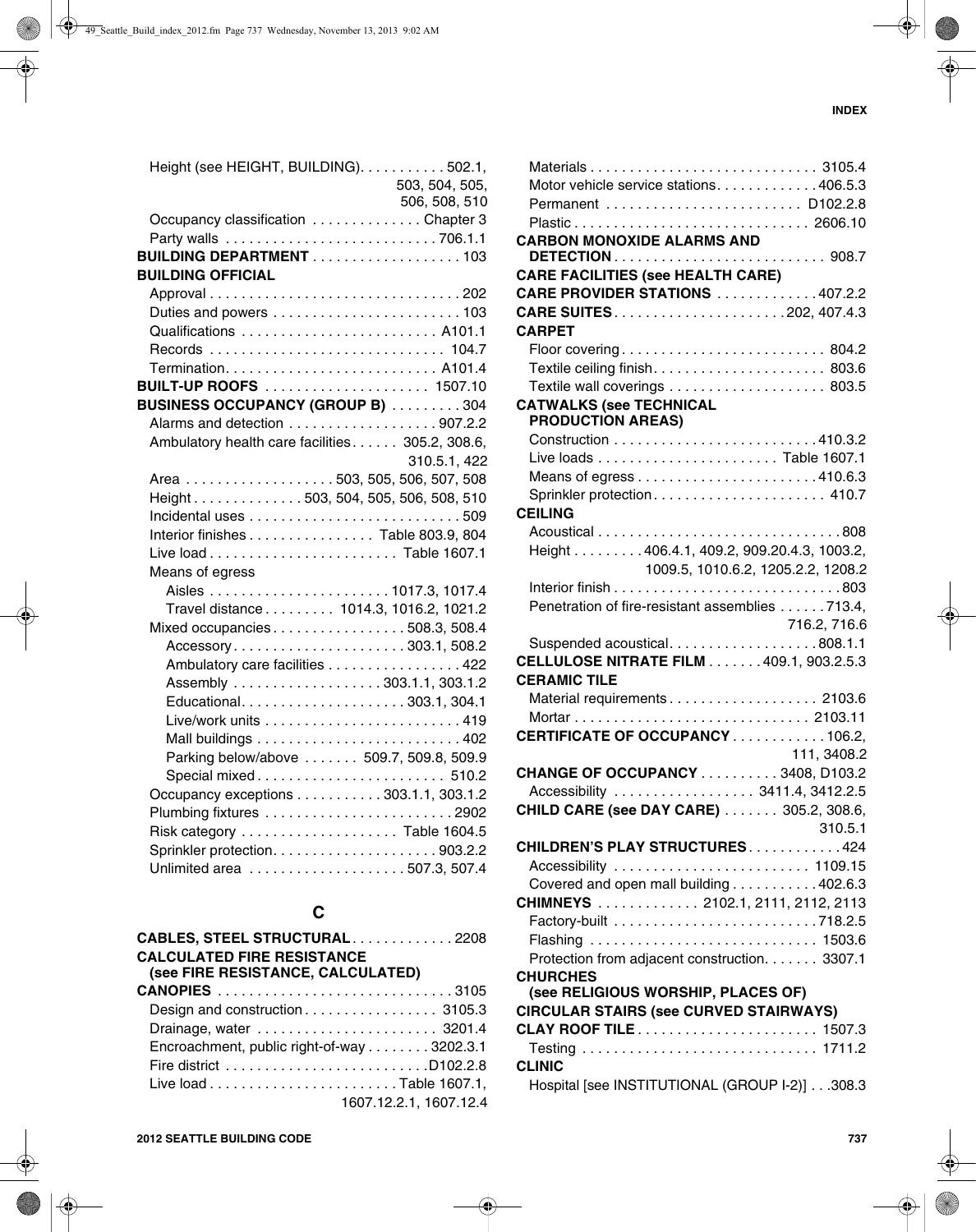Height (see HEIGHT, BUILDING) . . . . . . . . . . . 502.1, 503, 504, 505, 506, 508, 510
Occupancy classification . . . . . . . . . . . . . Chapter 3
Party walls . . . . . . . . . . . . . . . . . . . . . . . . . . . 706.1.1

**BUILDING DEPARTMENT** . . . . . . . . . . . . . . . . . . . 103

**BUILDING OFFICIAL**
Approval . . . . . . . . . . . . . . . . . . . . . . . . . . . . . . . 202
Duties and powers . . . . . . . . . . . . . . . . . . . . . . . 103
Qualifications . . . . . . . . . . . . . . . . . . . . . . . . A101.1
Records . . . . . . . . . . . . . . . . . . . . . . . . . . . . . 104.7
Termination. . . . . . . . . . . . . . . . . . . . . . . . . . A101.4

**BUILT-UP ROOFS** . . . . . . . . . . . . . . . . . . . . 1507.10

**BUSINESS OCCUPANCY (GROUP B)** . . . . . . . . . 304
Alarms and detection . . . . . . . . . . . . . . . . . . 907.2.2
Ambulatory health care facilities . . . . . . 305.2, 308.6, 310.5.1, 422
Area . . . . . . . . . . . . . . . . . . . 503, 505, 506, 507, 508
Height . . . . . . . . . . . . . 503, 504, 505, 506, 508, 510
Incidental uses . . . . . . . . . . . . . . . . . . . . . . . . . . . 509
Interior finishes . . . . . . . . . . . . . . . Table 803.9, 804
Live load . . . . . . . . . . . . . . . . . . . . . . . Table 1607.1
Means of egress
  Aisles . . . . . . . . . . . . . . . . . . . . . . 1017.3, 1017.4
  Travel distance . . . . . . . . . 1014.3, 1016.2, 1021.2
Mixed occupancies . . . . . . . . . . . . . . . . . 508.3, 508.4
  Accessory . . . . . . . . . . . . . . . . . . . . . . 303.1, 508.2
  Ambulatory care facilities . . . . . . . . . . . . . . . . . 422
  Assembly . . . . . . . . . . . . . . . . . . . 303.1.1, 303.1.2
  Educational . . . . . . . . . . . . . . . . . . . . . 303.1, 304.1
  Live/work units . . . . . . . . . . . . . . . . . . . . . . . . . 419
  Mall buildings . . . . . . . . . . . . . . . . . . . . . . . . . . 402
  Parking below/above . . . . . . . 509.7, 509.8, 509.9
  Special mixed . . . . . . . . . . . . . . . . . . . . . . . . 510.2
Occupancy exceptions . . . . . . . . . . . 303.1.1, 303.1.2
Plumbing fixtures . . . . . . . . . . . . . . . . . . . . . . . . 2902
Risk category . . . . . . . . . . . . . . . . . . . . Table 1604.5
Sprinkler protection . . . . . . . . . . . . . . . . . . . . . 903.2.2
Unlimited area . . . . . . . . . . . . . . . . . . . . 507.3, 507.4

## C

**CABLES, STEEL STRUCTURAL** . . . . . . . . . . . . . 2208

**CALCULATED FIRE RESISTANCE (see FIRE RESISTANCE, CALCULATED)**

**CANOPIES** . . . . . . . . . . . . . . . . . . . . . . . . . . . . . 3105
Design and construction . . . . . . . . . . . . . . . . . 3105.3
Drainage, water . . . . . . . . . . . . . . . . . . . . . . . 3201.4
Encroachment, public right-of-way . . . . . . . . 3202.3.1
Fire district . . . . . . . . . . . . . . . . . . . . . . . . . D102.2.8
Live load . . . . . . . . . . . . . . . . . . . . . . . . Table 1607.1, 1607.12.2.1, 1607.12.4
Materials . . . . . . . . . . . . . . . . . . . . . . . . . . . . 3105.4
Motor vehicle service stations . . . . . . . . . . . . 406.5.3
Permanent . . . . . . . . . . . . . . . . . . . . . . . . D102.2.8
Plastic . . . . . . . . . . . . . . . . . . . . . . . . . . . . . 2606.10

**CARBON MONOXIDE ALARMS AND DETECTION** . . . . . . . . . . . . . . . . . . . . . . . . . . 908.7

**CARE FACILITIES (see HEALTH CARE)**

**CARE PROVIDER STATIONS** . . . . . . . . . . . . . 407.2.2

**CARE SUITES** . . . . . . . . . . . . . . . . . . . . . . 202, 407.4.3

**CARPET**
Floor covering . . . . . . . . . . . . . . . . . . . . . . . . . . 804.2
Textile ceiling finish . . . . . . . . . . . . . . . . . . . . . . 803.6
Textile wall coverings . . . . . . . . . . . . . . . . . . . . 803.5

**CATWALKS (see TECHNICAL PRODUCTION AREAS)**
Construction . . . . . . . . . . . . . . . . . . . . . . . . . . 410.3.2
Live loads . . . . . . . . . . . . . . . . . . . . . . . Table 1607.1
Means of egress . . . . . . . . . . . . . . . . . . . . . . . 410.6.3
Sprinkler protection . . . . . . . . . . . . . . . . . . . . . . 410.7

**CEILING**
Acoustical . . . . . . . . . . . . . . . . . . . . . . . . . . . . . . . 808
Height . . . . . . . . . 406.4.1, 409.2, 909.20.4.3, 1003.2, 1009.5, 1010.6.2, 1205.2.2, 1208.2
Interior finish . . . . . . . . . . . . . . . . . . . . . . . . . . . . 803
Penetration of fire-resistant assemblies . . . . . . 713.4, 716.2, 716.6
Suspended acoustical . . . . . . . . . . . . . . . . . . . 808.1.1

**CELLULOSE NITRATE FILM** . . . . . . . 409.1, 903.2.5.3

**CERAMIC TILE**
Material requirements . . . . . . . . . . . . . . . . . . 2103.6
Mortar . . . . . . . . . . . . . . . . . . . . . . . . . . . . . 2103.11

**CERTIFICATE OF OCCUPANCY** . . . . . . . . . . . . 106.2, 111, 3408.2

**CHANGE OF OCCUPANCY** . . . . . . . . . . 3408, D103.2
Accessibility . . . . . . . . . . . . . . . . . . 3411.4, 3412.2.5

**CHILD CARE (see DAY CARE)** . . . . . . . 305.2, 308.6, 310.5.1

**CHILDREN'S PLAY STRUCTURES** . . . . . . . . . . . 424
Accessibility . . . . . . . . . . . . . . . . . . . . . . . . . 1109.15
Covered and open mall building . . . . . . . . . . . 402.6.3

**CHIMNEYS** . . . . . . . . . . . . . 2102.1, 2111, 2112, 2113
Factory-built . . . . . . . . . . . . . . . . . . . . . . . . . 718.2.5
Flashing . . . . . . . . . . . . . . . . . . . . . . . . . . . . 1503.6
Protection from adjacent construction. . . . . . . 3307.1

**CHURCHES (see RELIGIOUS WORSHIP, PLACES OF)**

**CIRCULAR STAIRS (see CURVED STAIRWAYS)**

**CLAY ROOF TILE** . . . . . . . . . . . . . . . . . . . . . . 1507.3
Testing . . . . . . . . . . . . . . . . . . . . . . . . . . . . . 1711.2

**CLINIC**
Hospital [see INSTITUTIONAL (GROUP I-2)] . . .308.3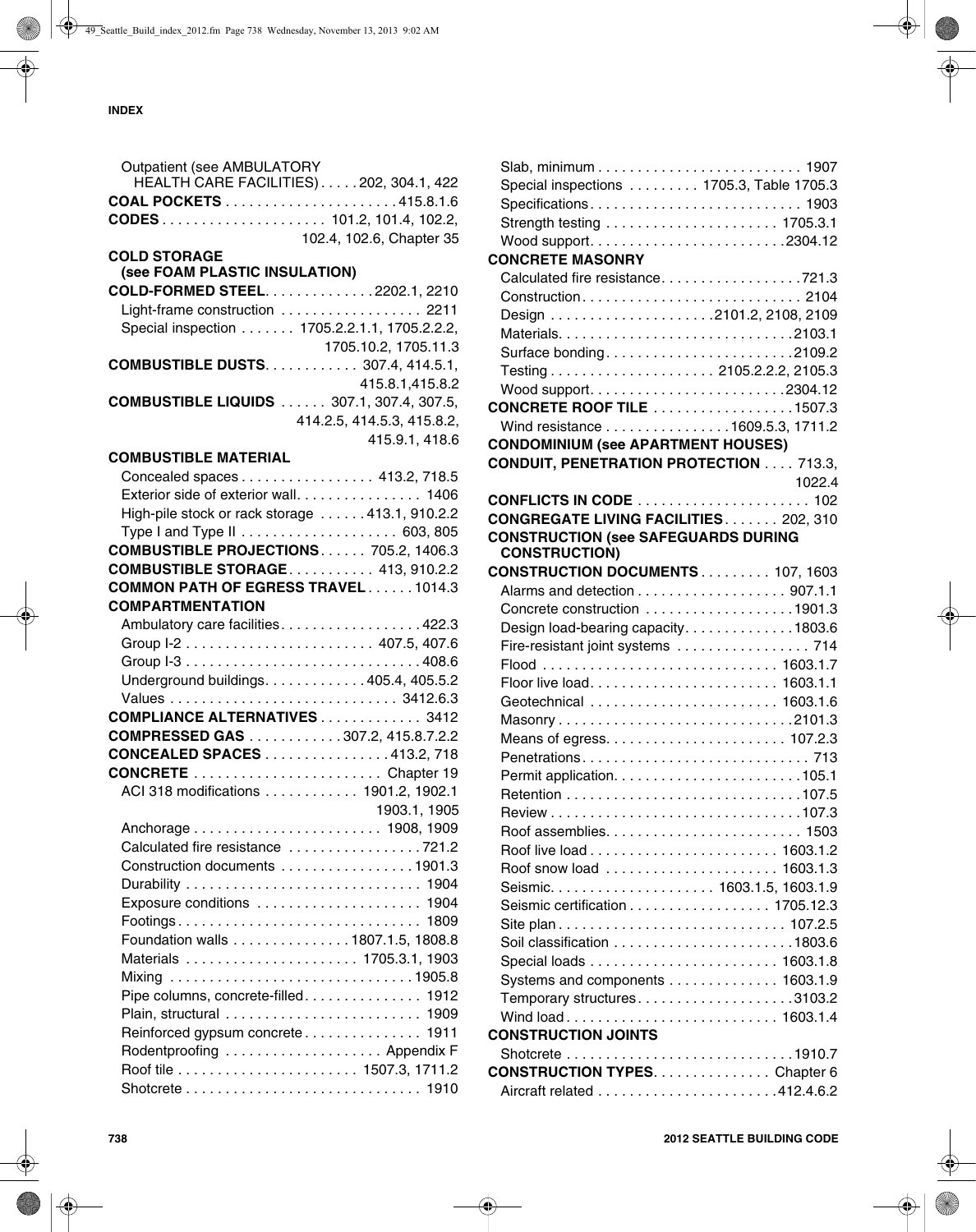INDEX

Outpatient (see AMBULATORY HEALTH CARE FACILITIES) . . . . . 202, 304.1, 422

**COAL POCKETS** . . . . . . . . . . . . . . . . . . . . . 415.8.1.6

**CODES** . . . . . . . . . . . . . . . . . . . . 101.2, 101.4, 102.2, 102.4, 102.6, Chapter 35

**COLD STORAGE (see FOAM PLASTIC INSULATION)**

**COLD-FORMED STEEL**. . . . . . . . . . . . . 2202.1, 2210
- Light-frame construction . . . . . . . . . . . . . . . . . 2211
- Special inspection . . . . . . . 1705.2.2.1.1, 1705.2.2.2, 1705.10.2, 1705.11.3

**COMBUSTIBLE DUSTS**. . . . . . . . . . . 307.4, 414.5.1, 415.8.1,415.8.2

**COMBUSTIBLE LIQUIDS** . . . . . . 307.1, 307.4, 307.5, 414.2.5, 414.5.3, 415.8.2, 415.9.1, 418.6

**COMBUSTIBLE MATERIAL**
- Concealed spaces . . . . . . . . . . . . . . . . . 413.2, 718.5
- Exterior side of exterior wall. . . . . . . . . . . . . . . . 1406
- High-pile stock or rack storage . . . . . . 413.1, 910.2.2
- Type I and Type II . . . . . . . . . . . . . . . . . . . 603, 805

**COMBUSTIBLE PROJECTIONS**. . . . . . 705.2, 1406.3

**COMBUSTIBLE STORAGE**. . . . . . . . . . 413, 910.2.2

**COMMON PATH OF EGRESS TRAVEL** . . . . . . 1014.3

**COMPARTMENTATION**
- Ambulatory care facilities. . . . . . . . . . . . . . . . . 422.3
- Group I-2 . . . . . . . . . . . . . . . . . . . . . . . 407.5, 407.6
- Group I-3 . . . . . . . . . . . . . . . . . . . . . . . . . . . . 408.6
- Underground buildings. . . . . . . . . . . . 405.4, 405.5.2
- Values . . . . . . . . . . . . . . . . . . . . . . . . . . . . 3412.6.3

**COMPLIANCE ALTERNATIVES** . . . . . . . . . . . . 3412

**COMPRESSED GAS** . . . . . . . . . . . 307.2, 415.8.7.2.2

**CONCEALED SPACES** . . . . . . . . . . . . . . . 413.2, 718

**CONCRETE** . . . . . . . . . . . . . . . . . . . . . . . Chapter 19
- ACI 318 modifications . . . . . . . . . . . 1901.2, 1902.1 1903.1, 1905
- Anchorage . . . . . . . . . . . . . . . . . . . . . . . 1908, 1909
- Calculated fire resistance . . . . . . . . . . . . . . . . 721.2
- Construction documents . . . . . . . . . . . . . . . . 1901.3
- Durability . . . . . . . . . . . . . . . . . . . . . . . . . . . . 1904
- Exposure conditions . . . . . . . . . . . . . . . . . . . . 1904
- Footings . . . . . . . . . . . . . . . . . . . . . . . . . . . . . 1809
- Foundation walls . . . . . . . . . . . . . . . 1807.1.5, 1808.8
- Materials . . . . . . . . . . . . . . . . . . . . . 1705.3.1, 1903
- Mixing . . . . . . . . . . . . . . . . . . . . . . . . . . . . 1905.8
- Pipe columns, concrete-filled. . . . . . . . . . . . . . 1912
- Plain, structural . . . . . . . . . . . . . . . . . . . . . . . 1909
- Reinforced gypsum concrete . . . . . . . . . . . . . . 1911
- Rodentproofing . . . . . . . . . . . . . . . . . . . Appendix F
- Roof tile . . . . . . . . . . . . . . . . . . . . . . 1507.3, 1711.2
- Shotcrete . . . . . . . . . . . . . . . . . . . . . . . . . . . . 1910
- Slab, minimum . . . . . . . . . . . . . . . . . . . . . . . . 1907
- Special inspections . . . . . . . . . 1705.3, Table 1705.3
- Specifications . . . . . . . . . . . . . . . . . . . . . . . . . 1903
- Strength testing . . . . . . . . . . . . . . . . . . . . . 1705.3.1
- Wood support. . . . . . . . . . . . . . . . . . . . . . . . 2304.12

**CONCRETE MASONRY**
- Calculated fire resistance. . . . . . . . . . . . . . . . . 721.3
- Construction . . . . . . . . . . . . . . . . . . . . . . . . . . 2104
- Design . . . . . . . . . . . . . . . . . . . . 2101.2, 2108, 2109
- Materials. . . . . . . . . . . . . . . . . . . . . . . . . . . . 2103.1
- Surface bonding . . . . . . . . . . . . . . . . . . . . . . . 2109.2
- Testing . . . . . . . . . . . . . . . . . . . . 2105.2.2.2, 2105.3
- Wood support. . . . . . . . . . . . . . . . . . . . . . . . 2304.12

**CONCRETE ROOF TILE** . . . . . . . . . . . . . . . . . 1507.3
- Wind resistance . . . . . . . . . . . . . . . . 1609.5.3, 1711.2

**CONDOMINIUM (see APARTMENT HOUSES)**

**CONDUIT, PENETRATION PROTECTION** . . . . 713.3, 1022.4

**CONFLICTS IN CODE** . . . . . . . . . . . . . . . . . . . . . 102

**CONGREGATE LIVING FACILITIES** . . . . . . . 202, 310

**CONSTRUCTION (see SAFEGUARDS DURING CONSTRUCTION)**

**CONSTRUCTION DOCUMENTS** . . . . . . . . . 107, 1603
- Alarms and detection . . . . . . . . . . . . . . . . . . 907.1.1
- Concrete construction . . . . . . . . . . . . . . . . . . 1901.3
- Design load-bearing capacity . . . . . . . . . . . . . 1803.6
- Fire-resistant joint systems . . . . . . . . . . . . . . . . 714
- Flood . . . . . . . . . . . . . . . . . . . . . . . . . . . . 1603.1.7
- Floor live load . . . . . . . . . . . . . . . . . . . . . . . 1603.1.1
- Geotechnical . . . . . . . . . . . . . . . . . . . . . . . 1603.1.6
- Masonry . . . . . . . . . . . . . . . . . . . . . . . . . . . . 2101.3
- Means of egress. . . . . . . . . . . . . . . . . . . . . . 107.2.3
- Penetrations . . . . . . . . . . . . . . . . . . . . . . . . . . . 713
- Permit application. . . . . . . . . . . . . . . . . . . . . . 105.1
- Retention . . . . . . . . . . . . . . . . . . . . . . . . . . . . 107.5
- Review . . . . . . . . . . . . . . . . . . . . . . . . . . . . . . 107.3
- Roof assemblies. . . . . . . . . . . . . . . . . . . . . . . . 1503
- Roof live load . . . . . . . . . . . . . . . . . . . . . . . 1603.1.2
- Roof snow load . . . . . . . . . . . . . . . . . . . . . 1603.1.3
- Seismic. . . . . . . . . . . . . . . . . . . . 1603.1.5, 1603.1.9
- Seismic certification . . . . . . . . . . . . . . . . . 1705.12.3
- Site plan . . . . . . . . . . . . . . . . . . . . . . . . . . . 107.2.5
- Soil classification . . . . . . . . . . . . . . . . . . . . . 1803.6
- Special loads . . . . . . . . . . . . . . . . . . . . . . . 1603.1.8
- Systems and components . . . . . . . . . . . . . 1603.1.9
- Temporary structures . . . . . . . . . . . . . . . . . . 3103.2
- Wind load . . . . . . . . . . . . . . . . . . . . . . . . . 1603.1.4

**CONSTRUCTION JOINTS**
- Shotcrete . . . . . . . . . . . . . . . . . . . . . . . . . . . 1910.7

**CONSTRUCTION TYPES**. . . . . . . . . . . . . . Chapter 6
- Aircraft related . . . . . . . . . . . . . . . . . . . . . . 412.4.6.2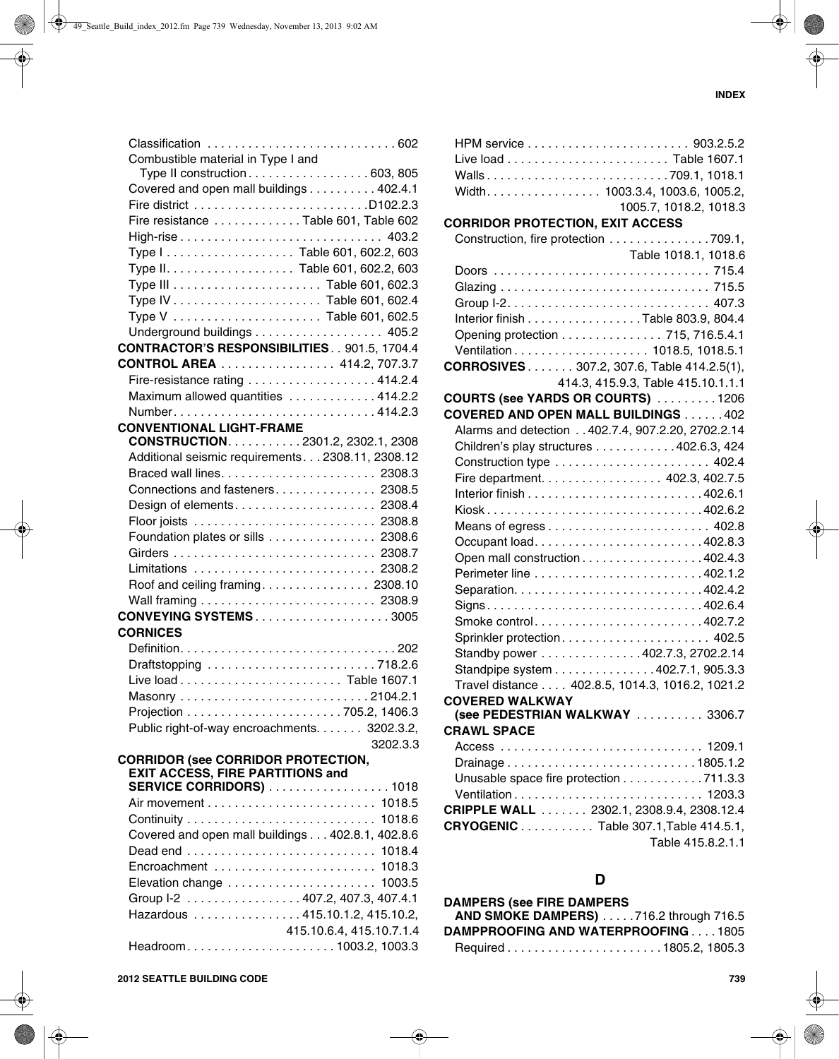Classification . . . . . . . . . . . . . . . . . . . . . . . . . . . 602
Combustible material in Type I and Type II construction . . . . . . . . . . . . . . . . . 603, 805
Covered and open mall buildings . . . . . . . . . . 402.4.1
Fire district . . . . . . . . . . . . . . . . . . . . . . . . . D102.2.3
Fire resistance . . . . . . . . . . . . Table 601, Table 602
High-rise . . . . . . . . . . . . . . . . . . . . . . . . . . . . . 403.2
Type I . . . . . . . . . . . . . . . . . . Table 601, 602.2, 603
Type II. . . . . . . . . . . . . . . . . . Table 601, 602.2, 603
Type III . . . . . . . . . . . . . . . . . . . . . . Table 601, 602.3
Type IV . . . . . . . . . . . . . . . . . . . . . Table 601, 602.4
Type V . . . . . . . . . . . . . . . . . . . . . Table 601, 602.5
Underground buildings . . . . . . . . . . . . . . . . . . . 405.2

**CONTRACTOR'S RESPONSIBILITIES** . . 901.5, 1704.4

**CONTROL AREA** . . . . . . . . . . . . . . . . . 414.2, 707.3.7
Fire-resistance rating . . . . . . . . . . . . . . . . . . . 414.2.4
Maximum allowed quantities . . . . . . . . . . . . 414.2.2
Number. . . . . . . . . . . . . . . . . . . . . . . . . . . . . 414.2.3

**CONVENTIONAL LIGHT-FRAME CONSTRUCTION**. . . . . . . . . . . 2301.2, 2302.1, 2308
Additional seismic requirements . . . 2308.11, 2308.12
Braced wall lines. . . . . . . . . . . . . . . . . . . . . . . 2308.3
Connections and fasteners. . . . . . . . . . . . . . . 2308.5
Design of elements. . . . . . . . . . . . . . . . . . . . . 2308.4
Floor joists . . . . . . . . . . . . . . . . . . . . . . . . . . 2308.8
Foundation plates or sills . . . . . . . . . . . . . . . . 2308.6
Girders . . . . . . . . . . . . . . . . . . . . . . . . . . . . . 2308.7
Limitations . . . . . . . . . . . . . . . . . . . . . . . . . . 2308.2
Roof and ceiling framing. . . . . . . . . . . . . . . . 2308.10
Wall framing . . . . . . . . . . . . . . . . . . . . . . . . . 2308.9

**CONVEYING SYSTEMS** . . . . . . . . . . . . . . . . . . . . 3005

**CORNICES**
Definition. . . . . . . . . . . . . . . . . . . . . . . . . . . . . . . 202
Draftstopping . . . . . . . . . . . . . . . . . . . . . . . . . 718.2.6
Live load . . . . . . . . . . . . . . . . . . . . . . . . Table 1607.1
Masonry . . . . . . . . . . . . . . . . . . . . . . . . . . . . 2104.2.1
Projection . . . . . . . . . . . . . . . . . . . . . . . 705.2, 1406.3
Public right-of-way encroachments. . . . . . . 3202.3.2, 3202.3.3

**CORRIDOR (see CORRIDOR PROTECTION, EXIT ACCESS, FIRE PARTITIONS and SERVICE CORRIDORS)** . . . . . . . . . . . . . . . . . . 1018
Air movement . . . . . . . . . . . . . . . . . . . . . . . . 1018.5
Continuity . . . . . . . . . . . . . . . . . . . . . . . . . . . 1018.6
Covered and open mall buildings . . . 402.8.1, 402.8.6
Dead end . . . . . . . . . . . . . . . . . . . . . . . . . . . 1018.4
Encroachment . . . . . . . . . . . . . . . . . . . . . . . . 1018.3
Elevation change . . . . . . . . . . . . . . . . . . . . . . 1003.5
Group I-2 . . . . . . . . . . . . . . . . . 407.2, 407.3, 407.4.1
Hazardous . . . . . . . . . . . . . . . . 415.10.1.2, 415.10.2, 415.10.6.4, 415.10.7.1.4
Headroom. . . . . . . . . . . . . . . . . . . . . . 1003.2, 1003.3
HPM service . . . . . . . . . . . . . . . . . . . . . . . . 903.2.5.2
Live load . . . . . . . . . . . . . . . . . . . . . . . . Table 1607.1
Walls . . . . . . . . . . . . . . . . . . . . . . . . . . . 709.1, 1018.1
Width. . . . . . . . . . . . . . . . . 1003.3.4, 1003.6, 1005.2, 1005.7, 1018.2, 1018.3

**CORRIDOR PROTECTION, EXIT ACCESS**
Construction, fire protection . . . . . . . . . . . . . . 709.1, Table 1018.1, 1018.6
Doors . . . . . . . . . . . . . . . . . . . . . . . . . . . . . . . 715.4
Glazing . . . . . . . . . . . . . . . . . . . . . . . . . . . . . . 715.5
Group I-2. . . . . . . . . . . . . . . . . . . . . . . . . . . . . 407.3
Interior finish . . . . . . . . . . . . . . . . Table 803.9, 804.4
Opening protection . . . . . . . . . . . . . . . 715, 716.5.4.1
Ventilation . . . . . . . . . . . . . . . . . . . . 1018.5, 1018.5.1

**CORROSIVES** . . . . . . . 307.2, 307.6, Table 414.2.5(1), 414.3, 415.9.3, Table 415.10.1.1.1

**COURTS (see YARDS OR COURTS)** . . . . . . . . . 1206

**COVERED AND OPEN MALL BUILDINGS** . . . . . . 402
Alarms and detection . . 402.7.4, 907.2.20, 2702.2.14
Children's play structures . . . . . . . . . . . 402.6.3, 424
Construction type . . . . . . . . . . . . . . . . . . . . . . 402.4
Fire department. . . . . . . . . . . . . . . . . 402.3, 402.7.5
Interior finish . . . . . . . . . . . . . . . . . . . . . . . . . 402.6.1
Kiosk . . . . . . . . . . . . . . . . . . . . . . . . . . . . . . . 402.6.2
Means of egress . . . . . . . . . . . . . . . . . . . . . . . 402.8
Occupant load. . . . . . . . . . . . . . . . . . . . . . . . 402.8.3
Open mall construction . . . . . . . . . . . . . . . . . 402.4.3
Perimeter line . . . . . . . . . . . . . . . . . . . . . . . . 402.1.2
Separation. . . . . . . . . . . . . . . . . . . . . . . . . . . 402.4.2
Signs . . . . . . . . . . . . . . . . . . . . . . . . . . . . . . . 402.6.4
Smoke control . . . . . . . . . . . . . . . . . . . . . . . . 402.7.2
Sprinkler protection . . . . . . . . . . . . . . . . . . . . . 402.5
Standby power . . . . . . . . . . . . . . . 402.7.3, 2702.2.14
Standpipe system . . . . . . . . . . . . . . . 402.7.1, 905.3.3
Travel distance . . . . 402.8.5, 1014.3, 1016.2, 1021.2

**COVERED WALKWAY (see PEDESTRIAN WALKWAY** . . . . . . . . . . 3306.7

**CRAWL SPACE**
Access . . . . . . . . . . . . . . . . . . . . . . . . . . . . . 1209.1
Drainage . . . . . . . . . . . . . . . . . . . . . . . . . . . 1805.1.2
Unusable space fire protection . . . . . . . . . . . . 711.3.3
Ventilation . . . . . . . . . . . . . . . . . . . . . . . . . . . 1203.3

**CRIPPLE WALL** . . . . . . . 2302.1, 2308.9.4, 2308.12.4

**CRYOGENIC** . . . . . . . . . . . Table 307.1,Table 414.5.1, Table 415.8.2.1.1

## D

**DAMPERS (see FIRE DAMPERS AND SMOKE DAMPERS)** . . . . . 716.2 through 716.5

**DAMPPROOFING AND WATERPROOFING** . . . . 1805
Required . . . . . . . . . . . . . . . . . . . . . . . 1805.2, 1805.3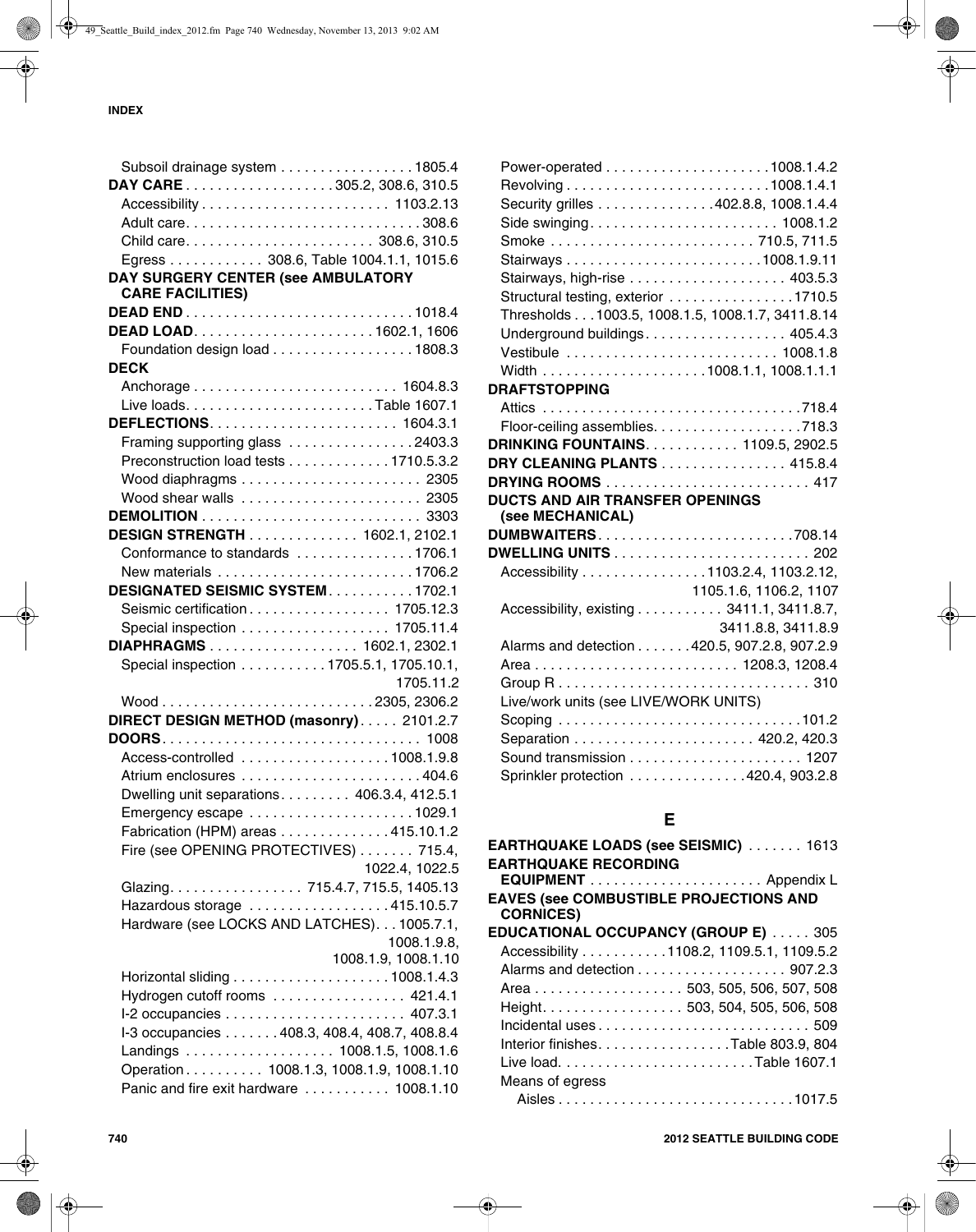Subsoil drainage system . . . . . . . . . . . . . . . . 1805.4

**DAY CARE** . . . . . . . . . . . . . . . . . . 305.2, 308.6, 310.5

Accessibility . . . . . . . . . . . . . . . . . . . . . . . 1103.2.13

Adult care. . . . . . . . . . . . . . . . . . . . . . . . . . . . 308.6

Child care. . . . . . . . . . . . . . . . . . . . . . . 308.6, 310.5

Egress . . . . . . . . . . . 308.6, Table 1004.1.1, 1015.6

**DAY SURGERY CENTER (see AMBULATORY CARE FACILITIES)**

**DEAD END** . . . . . . . . . . . . . . . . . . . . . . . . . . . 1018.4

**DEAD LOAD**. . . . . . . . . . . . . . . . . . . . . . . 1602.1, 1606

Foundation design load . . . . . . . . . . . . . . . . . 1808.3

**DECK**

Anchorage . . . . . . . . . . . . . . . . . . . . . . . . . 1604.8.3

Live loads. . . . . . . . . . . . . . . . . . . . . . . . Table 1607.1

**DEFLECTIONS**. . . . . . . . . . . . . . . . . . . . . . . . 1604.3.1

Framing supporting glass . . . . . . . . . . . . . . . 2403.3

Preconstruction load tests . . . . . . . . . . . . 1710.5.3.2

Wood diaphragms . . . . . . . . . . . . . . . . . . . . . . 2305

Wood shear walls . . . . . . . . . . . . . . . . . . . . . . 2305

**DEMOLITION** . . . . . . . . . . . . . . . . . . . . . . . . . . . 3303

**DESIGN STRENGTH** . . . . . . . . . . . . . . 1602.1, 2102.1

Conformance to standards . . . . . . . . . . . . . . 1706.1

New materials . . . . . . . . . . . . . . . . . . . . . . . . 1706.2

**DESIGNATED SEISMIC SYSTEM** . . . . . . . . . . . 1702.1

Seismic certification . . . . . . . . . . . . . . . . . 1705.12.3

Special inspection . . . . . . . . . . . . . . . . . . 1705.11.4

**DIAPHRAGMS** . . . . . . . . . . . . . . . . . . . 1602.1, 2302.1

Special inspection . . . . . . . . . . . 1705.5.1, 1705.10.1, 1705.11.2

Wood . . . . . . . . . . . . . . . . . . . . . . . . . . 2305, 2306.2

**DIRECT DESIGN METHOD (masonry)** . . . . . 2101.2.7

**DOORS**. . . . . . . . . . . . . . . . . . . . . . . . . . . . . . . . 1008

Access-controlled . . . . . . . . . . . . . . . . . . . 1008.1.9.8

Atrium enclosures . . . . . . . . . . . . . . . . . . . . . . 404.6

Dwelling unit separations. . . . . . . . . 406.3.4, 412.5.1

Emergency escape . . . . . . . . . . . . . . . . . . . . 1029.1

Fabrication (HPM) areas . . . . . . . . . . . . . 415.10.1.2

Fire (see OPENING PROTECTIVES) . . . . . . . 715.4, 1022.4, 1022.5

Glazing. . . . . . . . . . . . . . . . 715.4.7, 715.5, 1405.13

Hazardous storage . . . . . . . . . . . . . . . . . 415.10.5.7

Hardware (see LOCKS AND LATCHES). . . 1005.7.1, 1008.1.9.8, 1008.1.9, 1008.1.10

Horizontal sliding . . . . . . . . . . . . . . . . . . . 1008.1.4.3

Hydrogen cutoff rooms . . . . . . . . . . . . . . . . 421.4.1

I-2 occupancies . . . . . . . . . . . . . . . . . . . . . . 407.3.1

I-3 occupancies . . . . . . . 408.3, 408.4, 408.7, 408.8.4

Landings . . . . . . . . . . . . . . . . . . 1008.1.5, 1008.1.6

Operation . . . . . . . . . . 1008.1.3, 1008.1.9, 1008.1.10

Panic and fire exit hardware . . . . . . . . . . . 1008.1.10

Power-operated . . . . . . . . . . . . . . . . . . . . 1008.1.4.2

Revolving . . . . . . . . . . . . . . . . . . . . . . . . 1008.1.4.1

Security grilles . . . . . . . . . . . . . . 402.8.8, 1008.1.4.4

Side swinging. . . . . . . . . . . . . . . . . . . . . . . 1008.1.2

Smoke . . . . . . . . . . . . . . . . . . . . . . . . . 710.5, 711.5

Stairways . . . . . . . . . . . . . . . . . . . . . . . . 1008.1.9.11

Stairways, high-rise . . . . . . . . . . . . . . . . . . . 403.5.3

Structural testing, exterior . . . . . . . . . . . . . . . 1710.5

Thresholds . . . 1003.5, 1008.1.5, 1008.1.7, 3411.8.14

Underground buildings . . . . . . . . . . . . . . . . . 405.4.3

Vestibule . . . . . . . . . . . . . . . . . . . . . . . . . . 1008.1.8

Width . . . . . . . . . . . . . . . . . . . . 1008.1.1, 1008.1.1.1

**DRAFTSTOPPING**

Attics . . . . . . . . . . . . . . . . . . . . . . . . . . . . . . . 718.4

Floor-ceiling assemblies. . . . . . . . . . . . . . . . . . 718.3

**DRINKING FOUNTAINS**. . . . . . . . . . . . 1109.5, 2902.5

**DRY CLEANING PLANTS** . . . . . . . . . . . . . . . . 415.8.4

**DRYING ROOMS** . . . . . . . . . . . . . . . . . . . . . . . . . 417

**DUCTS AND AIR TRANSFER OPENINGS (see MECHANICAL)**

**DUMBWAITERS**. . . . . . . . . . . . . . . . . . . . . . . . 708.14

**DWELLING UNITS** . . . . . . . . . . . . . . . . . . . . . . . . 202

Accessibility . . . . . . . . . . . . . . . 1103.2.4, 1103.2.12, 1105.1.6, 1106.2, 1107

Accessibility, existing . . . . . . . . . . . 3411.1, 3411.8.7, 3411.8.8, 3411.8.9

Alarms and detection . . . . . . . 420.5, 907.2.8, 907.2.9

Area . . . . . . . . . . . . . . . . . . . . . . . . . 1208.3, 1208.4

Group R . . . . . . . . . . . . . . . . . . . . . . . . . . . . . . . 310

Live/work units (see LIVE/WORK UNITS)

Scoping . . . . . . . . . . . . . . . . . . . . . . . . . . . . . 101.2

Separation . . . . . . . . . . . . . . . . . . . . . . 420.2, 420.3

Sound transmission . . . . . . . . . . . . . . . . . . . . . 1207

Sprinkler protection . . . . . . . . . . . . . . . 420.4, 903.2.8

## E

**EARTHQUAKE LOADS (see SEISMIC)** . . . . . . . 1613

**EARTHQUAKE RECORDING EQUIPMENT** . . . . . . . . . . . . . . . . . . . . . Appendix L

**EAVES (see COMBUSTIBLE PROJECTIONS AND CORNICES)**

**EDUCATIONAL OCCUPANCY (GROUP E)** . . . . . 305

Accessibility . . . . . . . . . . . 1108.2, 1109.5.1, 1109.5.2

Alarms and detection . . . . . . . . . . . . . . . . . . 907.2.3

Area . . . . . . . . . . . . . . . . . . . 503, 505, 506, 507, 508

Height. . . . . . . . . . . . . . . . . . 503, 504, 505, 506, 508

Incidental uses . . . . . . . . . . . . . . . . . . . . . . . . . . 509

Interior finishes. . . . . . . . . . . . . . . . Table 803.9, 804

Live load. . . . . . . . . . . . . . . . . . . . . . . . Table 1607.1

Means of egress

Aisles . . . . . . . . . . . . . . . . . . . . . . . . . . . . 1017.5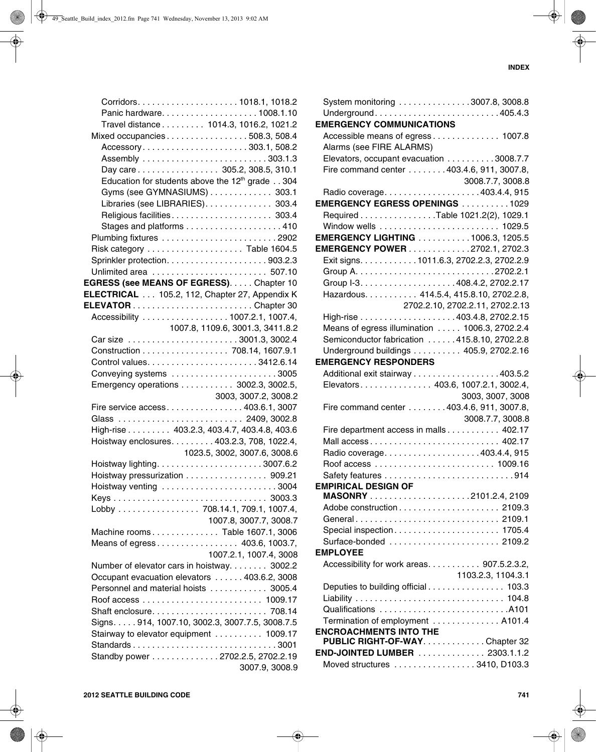Corridors. . . . . . . . . . . . . . . . . . . . 1018.1, 1018.2
Panic hardware. . . . . . . . . . . . . . . . . . . 1008.1.10
Travel distance . . . . . . . . . 1014.3, 1016.2, 1021.2
Mixed occupancies . . . . . . . . . . . . . . . . 508.3, 508.4
Accessory. . . . . . . . . . . . . . . . . . . . . 303.1, 508.2
Assembly . . . . . . . . . . . . . . . . . . . . . . . . 303.1.3
Day care . . . . . . . . . . . . . . . . 305.2, 308.5, 310.1
Education for students above the 12th grade . . 304
Gyms (see GYMNASIUMS) . . . . . . . . . . . . 303.1
Libraries (see LIBRARIES). . . . . . . . . . . . . 303.4
Religious facilities . . . . . . . . . . . . . . . . . . . 303.4
Stages and platforms . . . . . . . . . . . . . . . . . . 410
Plumbing fixtures . . . . . . . . . . . . . . . . . . . . . . 2902
Risk category . . . . . . . . . . . . . . . . . . . Table 1604.5
Sprinkler protection. . . . . . . . . . . . . . . . . . . . 903.2.3
Unlimited area . . . . . . . . . . . . . . . . . . . . . . . 507.10

**EGRESS (see MEANS OF EGRESS)**. . . . . Chapter 10

**ELECTRICAL** . . . 105.2, 112, Chapter 27, Appendix K

**ELEVATOR** . . . . . . . . . . . . . . . . . . . . . . . . Chapter 30
Accessibility . . . . . . . . . . . . . . . . . 1007.2.1, 1007.4, 1007.8, 1109.6, 3001.3, 3411.8.2
Car size . . . . . . . . . . . . . . . . . . . . . . 3001.3, 3002.4
Construction . . . . . . . . . . . . . . . . . 708.14, 1607.9.1
Control values. . . . . . . . . . . . . . . . . . . . . . 3412.6.14
Conveying systems . . . . . . . . . . . . . . . . . . . . . 3005
Emergency operations . . . . . . . . . . 3002.3, 3002.5, 3003, 3007.2, 3008.2
Fire service access. . . . . . . . . . . . . . . 403.6.1, 3007
Glass . . . . . . . . . . . . . . . . . . . . . . . . . 2409, 3002.8
High-rise . . . . . . . . . 403.2.3, 403.4.7, 403.4.8, 403.6
Hoistway enclosures. . . . . . . . . 403.2.3, 708, 1022.4, 1023.5, 3002, 3007.6, 3008.6
Hoistway lighting. . . . . . . . . . . . . . . . . . . . . 3007.6.2
Hoistway pressurization . . . . . . . . . . . . . . . . 909.21
Hoistway venting . . . . . . . . . . . . . . . . . . . . . . . 3004
Keys . . . . . . . . . . . . . . . . . . . . . . . . . . . . . . . 3003.3
Lobby . . . . . . . . . . . . . . . . 708.14.1, 709.1, 1007.4, 1007.8, 3007.7, 3008.7
Machine rooms . . . . . . . . . . . . . Table 1607.1, 3006
Means of egress . . . . . . . . . . . . . . . . 403.6, 1003.7, 1007.2.1, 1007.4, 3008
Number of elevator cars in hoistway. . . . . . . 3002.2
Occupant evacuation elevators . . . . . . 403.6.2, 3008
Personnel and material hoists . . . . . . . . . . . 3005.4
Roof access . . . . . . . . . . . . . . . . . . . . . . . . 1009.17
Shaft enclosure. . . . . . . . . . . . . . . . . . . . . . . 708.14
Signs. . . . . 914, 1007.10, 3002.3, 3007.7.5, 3008.7.5
Stairway to elevator equipment . . . . . . . . . 1009.17
Standards . . . . . . . . . . . . . . . . . . . . . . . . . . . . 3001
Standby power . . . . . . . . . . . . . 2702.2.5, 2702.2.19 3007.9, 3008.9
System monitoring . . . . . . . . . . . . . . 3007.8, 3008.8
Underground. . . . . . . . . . . . . . . . . . . . . . . . . 405.4.3

**EMERGENCY COMMUNICATIONS**
Accessible means of egress . . . . . . . . . . . . . 1007.8
Alarms (see FIRE ALARMS)
Elevators, occupant evacuation . . . . . . . . . 3008.7.7
Fire command center . . . . . . . . 403.4.6, 911, 3007.8, 3008.7.7, 3008.8
Radio coverage. . . . . . . . . . . . . . . . . . . 403.4.4, 915

**EMERGENCY EGRESS OPENINGS** . . . . . . . . . . 1029
Required . . . . . . . . . . . . . . . Table 1021.2(2), 1029.1
Window wells . . . . . . . . . . . . . . . . . . . . . . . . 1029.5

**EMERGENCY LIGHTING** . . . . . . . . . . . 1006.3, 1205.5

**EMERGENCY POWER** . . . . . . . . . . . . 2702.1, 2702.3
Exit signs. . . . . . . . . . . 1011.6.3, 2702.2.3, 2702.2.9
Group A. . . . . . . . . . . . . . . . . . . . . . . . . . . 2702.2.1
Group I-3. . . . . . . . . . . . . . . . . . . . 408.4.2, 2702.2.17
Hazardous. . . . . . . . . . 414.5.4, 415.8.10, 2702.2.8, 2702.2.10, 2702.2.11, 2702.2.13
High-rise . . . . . . . . . . . . . . . . . . . . 403.4.8, 2702.2.15
Means of egress illumination . . . . . 1006.3, 2702.2.4
Semiconductor fabrication . . . . . . 415.8.10, 2702.2.8
Underground buildings . . . . . . . . . . 405.9, 2702.2.16

**EMERGENCY RESPONDERS**
Additional exit stairway . . . . . . . . . . . . . . . . . 403.5.2
Elevators. . . . . . . . . . . . . . 403.6, 1007.2.1, 3002.4, 3003, 3007, 3008
Fire command center . . . . . . . . 403.4.6, 911, 3007.8, 3008.7.7, 3008.8
Fire department access in malls . . . . . . . . . . 402.17
Mall access . . . . . . . . . . . . . . . . . . . . . . . . . 402.17
Radio coverage. . . . . . . . . . . . . . . . . . . 403.4.4, 915
Roof access . . . . . . . . . . . . . . . . . . . . . . . . 1009.16
Safety features . . . . . . . . . . . . . . . . . . . . . . . . . . 914

**EMPIRICAL DESIGN OF MASONRY** . . . . . . . . . . . . . . . . . . . . 2101.2.4, 2109
Adobe construction . . . . . . . . . . . . . . . . . . . . 2109.3
General . . . . . . . . . . . . . . . . . . . . . . . . . . . . 2109.1
Special inspection. . . . . . . . . . . . . . . . . . . . . 1705.4
Surface-bonded . . . . . . . . . . . . . . . . . . . . . . 2109.2

**EMPLOYEE**
Accessibility for work areas. . . . . . . . . . . 907.5.2.3.2, 1103.2.3, 1104.3.1
Deputies to building official . . . . . . . . . . . . . . . 103.3
Liability . . . . . . . . . . . . . . . . . . . . . . . . . . . . . . 104.8
Qualifications . . . . . . . . . . . . . . . . . . . . . . . . . .A101
Termination of employment . . . . . . . . . . . . . A101.4

**ENCROACHMENTS INTO THE PUBLIC RIGHT-OF-WAY**. . . . . . . . . . . . Chapter 32

**END-JOINTED LUMBER** . . . . . . . . . . . . . 2303.1.1.2
Moved structures . . . . . . . . . . . . . . . . 3410, D103.3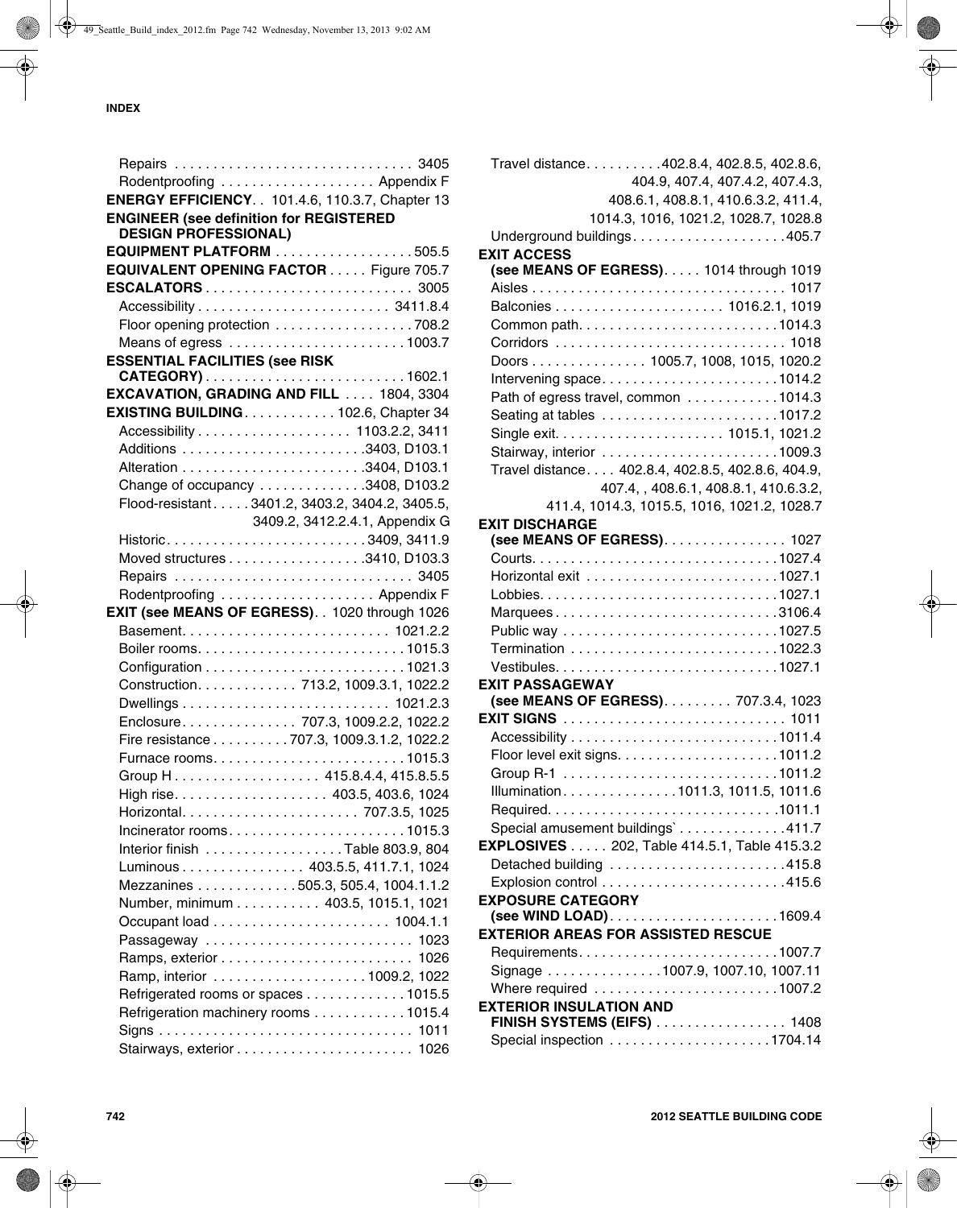INDEX

Repairs . . . . . . . . . . . . . . . . . . . . . . . . . . . . . . 3405
Rodentproofing . . . . . . . . . . . . . . . . . . . . Appendix F

**ENERGY EFFICIENCY**. . 101.4.6, 110.3.7, Chapter 13

**ENGINEER (see definition for REGISTERED DESIGN PROFESSIONAL)**

**EQUIPMENT PLATFORM** . . . . . . . . . . . . . . . . . 505.5

**EQUIVALENT OPENING FACTOR** . . . . . Figure 705.7

**ESCALATORS** . . . . . . . . . . . . . . . . . . . . . . . . . . 3005
Accessibility . . . . . . . . . . . . . . . . . . . . . . . . 3411.8.4
Floor opening protection . . . . . . . . . . . . . . . . . . 708.2
Means of egress . . . . . . . . . . . . . . . . . . . . . . . 1003.7

**ESSENTIAL FACILITIES (see RISK CATEGORY)** . . . . . . . . . . . . . . . . . . . . . . . . . 1602.1

**EXCAVATION, GRADING AND FILL** . . . . 1804, 3304

**EXISTING BUILDING**. . . . . . . . . . . 102.6, Chapter 34
Accessibility . . . . . . . . . . . . . . . . . . . 1103.2.2, 3411
Additions . . . . . . . . . . . . . . . . . . . . . . . .3403, D103.1
Alteration . . . . . . . . . . . . . . . . . . . . . . . .3404, D103.1
Change of occupancy . . . . . . . . . . . . . .3408, D103.2
Flood-resistant . . . . . 3401.2, 3403.2, 3404.2, 3405.5, 3409.2, 3412.2.4.1, Appendix G
Historic. . . . . . . . . . . . . . . . . . . . . . . . . . 3409, 3411.9
Moved structures . . . . . . . . . . . . . . . . . .3410, D103.3
Repairs . . . . . . . . . . . . . . . . . . . . . . . . . . . . . . 3405
Rodentproofing . . . . . . . . . . . . . . . . . . . . Appendix F

**EXIT (see MEANS OF EGRESS)**. . 1020 through 1026
Basement. . . . . . . . . . . . . . . . . . . . . . . . . . 1021.2.2
Boiler rooms. . . . . . . . . . . . . . . . . . . . . . . . . . 1015.3
Configuration . . . . . . . . . . . . . . . . . . . . . . . . . 1021.3
Construction. . . . . . . . . . . . . 713.2, 1009.3.1, 1022.2
Dwellings . . . . . . . . . . . . . . . . . . . . . . . . . . 1021.2.3
Enclosure. . . . . . . . . . . . . . . 707.3, 1009.2.2, 1022.2
Fire resistance . . . . . . . . . . 707.3, 1009.3.1.2, 1022.2
Furnace rooms. . . . . . . . . . . . . . . . . . . . . . . . 1015.3
Group H . . . . . . . . . . . . . . . . . . . 415.8.4.4, 415.8.5.5
High rise. . . . . . . . . . . . . . . . . . . . . 403.5, 403.6, 1024
Horizontal. . . . . . . . . . . . . . . . . . . . . . . 707.3.5, 1025
Incinerator rooms. . . . . . . . . . . . . . . . . . . . . . 1015.3
Interior finish . . . . . . . . . . . . . . . . . . Table 803.9, 804
Luminous . . . . . . . . . . . . . . . . 403.5.5, 411.7.1, 1024
Mezzanines . . . . . . . . . . . . . 505.3, 505.4, 1004.1.2
Number, minimum . . . . . . . . . . . 403.5, 1015.1, 1021
Occupant load . . . . . . . . . . . . . . . . . . . . . . . 1004.1.1
Passageway . . . . . . . . . . . . . . . . . . . . . . . . . . . 1023
Ramps, exterior . . . . . . . . . . . . . . . . . . . . . . . . . 1026
Ramp, interior . . . . . . . . . . . . . . . . . . . . . 1009.2, 1022
Refrigerated rooms or spaces . . . . . . . . . . . . 1015.5
Refrigeration machinery rooms . . . . . . . . . . . 1015.4
Signs . . . . . . . . . . . . . . . . . . . . . . . . . . . . . . . . . 1011
Stairways, exterior . . . . . . . . . . . . . . . . . . . . . . . 1026
Travel distance. . . . . . . . . . 402.8.4, 402.8.5, 402.8.6, 404.9, 407.4, 407.4.2, 407.4.3, 408.6.1, 408.8.1, 410.6.3.2, 411.4, 1014.3, 1016, 1021.2, 1028.7, 1028.8
Underground buildings. . . . . . . . . . . . . . . . . . . 405.7

**EXIT ACCESS (see MEANS OF EGRESS)**. . . . . 1014 through 1019
Aisles . . . . . . . . . . . . . . . . . . . . . . . . . . . . . . . . 1017
Balconies . . . . . . . . . . . . . . . . . . . . . . 1016.2.1, 1019
Common path. . . . . . . . . . . . . . . . . . . . . . . . . 1014.3
Corridors . . . . . . . . . . . . . . . . . . . . . . . . . . . . . 1018
Doors . . . . . . . . . . . . . . . 1005.7, 1008, 1015, 1020.2
Intervening space. . . . . . . . . . . . . . . . . . . . . . . 1014.2
Path of egress travel, common . . . . . . . . . . . 1014.3
Seating at tables . . . . . . . . . . . . . . . . . . . . . . 1017.2
Single exit. . . . . . . . . . . . . . . . . . . . . . 1015.1, 1021.2
Stairway, interior . . . . . . . . . . . . . . . . . . . . . . 1009.3
Travel distance. . . . 402.8.4, 402.8.5, 402.8.6, 404.9, 407.4, , 408.6.1, 408.8.1, 410.6.3.2, 411.4, 1014.3, 1015.5, 1016, 1021.2, 1028.7

**EXIT DISCHARGE (see MEANS OF EGRESS)**. . . . . . . . . . . . . . . . 1027
Courts. . . . . . . . . . . . . . . . . . . . . . . . . . . . . . . 1027.4
Horizontal exit . . . . . . . . . . . . . . . . . . . . . . . . 1027.1
Lobbies. . . . . . . . . . . . . . . . . . . . . . . . . . . . . . 1027.1
Marquees . . . . . . . . . . . . . . . . . . . . . . . . . . . . 3106.4
Public way . . . . . . . . . . . . . . . . . . . . . . . . . . . 1027.5
Termination . . . . . . . . . . . . . . . . . . . . . . . . . . 1022.3
Vestibules. . . . . . . . . . . . . . . . . . . . . . . . . . . . 1027.1

**EXIT PASSAGEWAY (see MEANS OF EGRESS)**. . . . . . . . . 707.3.4, 1023

**EXIT SIGNS** . . . . . . . . . . . . . . . . . . . . . . . . . . . . 1011
Accessibility . . . . . . . . . . . . . . . . . . . . . . . . . . 1011.4
Floor level exit signs. . . . . . . . . . . . . . . . . . . . 1011.2
Group R-1 . . . . . . . . . . . . . . . . . . . . . . . . . . . 1011.2
Illumination. . . . . . . . . . . . . . . 1011.3, 1011.5, 1011.6
Required. . . . . . . . . . . . . . . . . . . . . . . . . . . . . 1011.1
Special amusement buildings` . . . . . . . . . . . . . 411.7

**EXPLOSIVES** . . . . . 202, Table 414.5.1, Table 415.3.2
Detached building . . . . . . . . . . . . . . . . . . . . . . 415.8
Explosion control . . . . . . . . . . . . . . . . . . . . . . . 415.6

**EXPOSURE CATEGORY (see WIND LOAD)**. . . . . . . . . . . . . . . . . . . . . 1609.4

**EXTERIOR AREAS FOR ASSISTED RESCUE**
Requirements. . . . . . . . . . . . . . . . . . . . . . . . . 1007.7
Signage . . . . . . . . . . . . . . 1007.9, 1007.10, 1007.11
Where required . . . . . . . . . . . . . . . . . . . . . . . 1007.2

**EXTERIOR INSULATION AND FINISH SYSTEMS (EIFS)** . . . . . . . . . . . . . . . . 1408
Special inspection . . . . . . . . . . . . . . . . . . . . 1704.14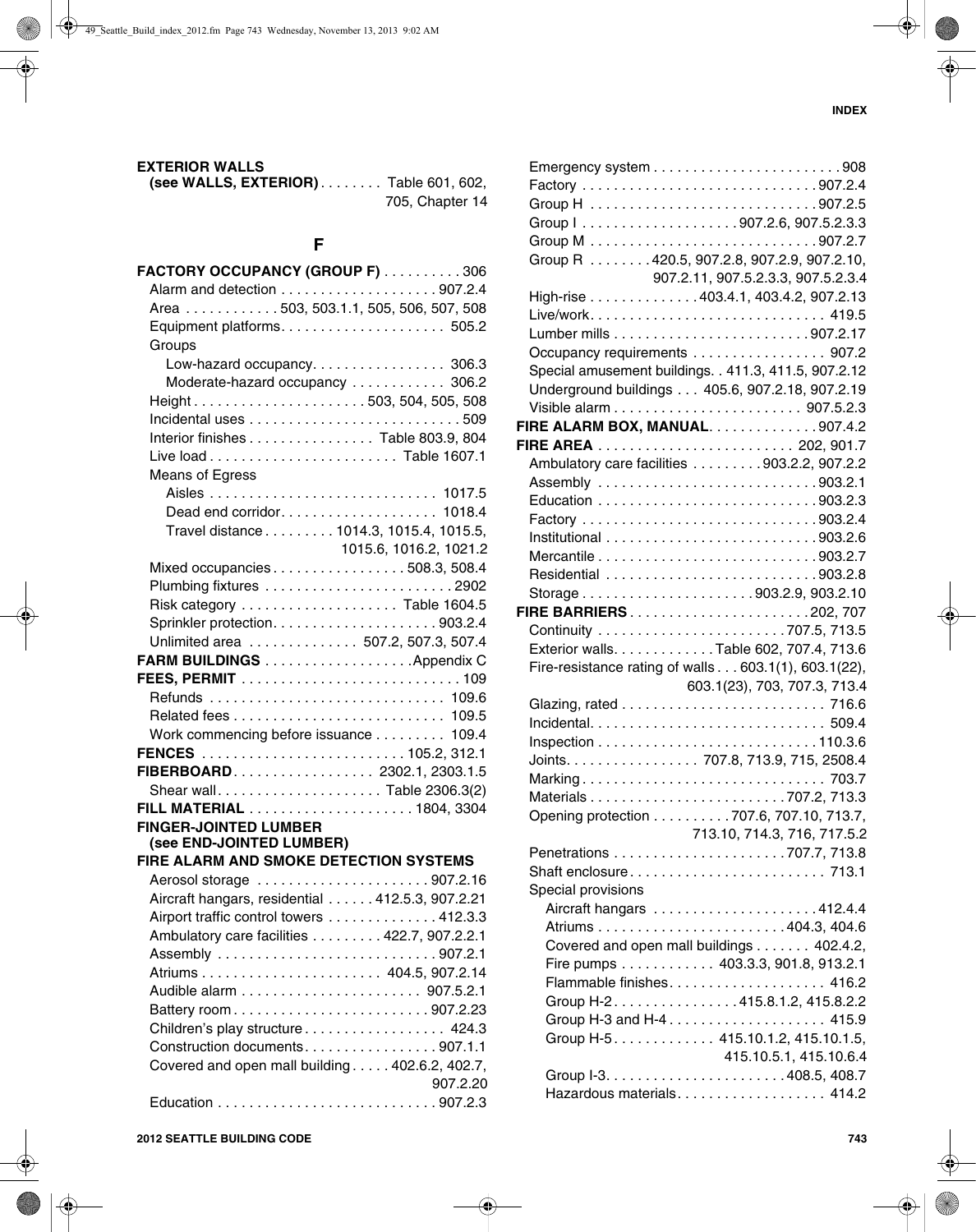**EXTERIOR WALLS**
**(see WALLS, EXTERIOR)** . . . . . . . . Table 601, 602, 705, Chapter 14

## F

**FACTORY OCCUPANCY (GROUP F)** . . . . . . . . . . 306
- Alarm and detection . . . . . . . . . . . . . . . . . . . . 907.2.4
- Area . . . . . . . . . . . . 503, 503.1.1, 505, 506, 507, 508
- Equipment platforms. . . . . . . . . . . . . . . . . . . . . 505.2
- Groups
  - Low-hazard occupancy. . . . . . . . . . . . . . . . . 306.3
  - Moderate-hazard occupancy . . . . . . . . . . . . 306.2
- Height . . . . . . . . . . . . . . . . . . . . . . 503, 504, 505, 508
- Incidental uses . . . . . . . . . . . . . . . . . . . . . . . . . . . 509
- Interior finishes . . . . . . . . . . . . . . . . Table 803.9, 804
- Live load . . . . . . . . . . . . . . . . . . . . . . . . Table 1607.1
- Means of Egress
  - Aisles . . . . . . . . . . . . . . . . . . . . . . . . . . . . . 1017.5
  - Dead end corridor. . . . . . . . . . . . . . . . . . . . 1018.4
  - Travel distance . . . . . . . . . 1014.3, 1015.4, 1015.5, 1015.6, 1016.2, 1021.2
- Mixed occupancies . . . . . . . . . . . . . . . . . 508.3, 508.4
- Plumbing fixtures . . . . . . . . . . . . . . . . . . . . . . . . 2902
- Risk category . . . . . . . . . . . . . . . . . . . . Table 1604.5
- Sprinkler protection. . . . . . . . . . . . . . . . . . . . . 903.2.4
- Unlimited area . . . . . . . . . . . . . . 507.2, 507.3, 507.4

**FARM BUILDINGS** . . . . . . . . . . . . . . . . . . .Appendix C

**FEES, PERMIT** . . . . . . . . . . . . . . . . . . . . . . . . . . . 109
- Refunds . . . . . . . . . . . . . . . . . . . . . . . . . . . . . . 109.6
- Related fees . . . . . . . . . . . . . . . . . . . . . . . . . . . 109.5
- Work commencing before issuance . . . . . . . . . 109.4

**FENCES** . . . . . . . . . . . . . . . . . . . . . . . . . 105.2, 312.1

**FIBERBOARD**. . . . . . . . . . . . . . . . . . 2302.1, 2303.1.5
- Shear wall . . . . . . . . . . . . . . . . . . . . . Table 2306.3(2)

**FILL MATERIAL** . . . . . . . . . . . . . . . . . . . . . 1804, 3304

**FINGER-JOINTED LUMBER**
**(see END-JOINTED LUMBER)**

**FIRE ALARM AND SMOKE DETECTION SYSTEMS**
- Aerosol storage . . . . . . . . . . . . . . . . . . . . . . 907.2.16
- Aircraft hangars, residential . . . . . . 412.5.3, 907.2.21
- Airport traffic control towers . . . . . . . . . . . . . . 412.3.3
- Ambulatory care facilities . . . . . . . . . 422.7, 907.2.2.1
- Assembly . . . . . . . . . . . . . . . . . . . . . . . . . . . . 907.2.1
- Atriums . . . . . . . . . . . . . . . . . . . . . . . . 404.5, 907.2.14
- Audible alarm . . . . . . . . . . . . . . . . . . . . . . . 907.5.2.1
- Battery room . . . . . . . . . . . . . . . . . . . . . . . . . 907.2.23
- Children's play structure . . . . . . . . . . . . . . . . . . 424.3
- Construction documents. . . . . . . . . . . . . . . . . 907.1.1
- Covered and open mall building . . . . . 402.6.2, 402.7, 907.2.20
- Education . . . . . . . . . . . . . . . . . . . . . . . . . . . . 907.2.3
- Emergency system . . . . . . . . . . . . . . . . . . . . . . . . 908
- Factory . . . . . . . . . . . . . . . . . . . . . . . . . . . . . 907.2.4
- Group H . . . . . . . . . . . . . . . . . . . . . . . . . . . . 907.2.5
- Group I . . . . . . . . . . . . . . . . . . . . 907.2.6, 907.5.2.3.3
- Group M . . . . . . . . . . . . . . . . . . . . . . . . . . . . 907.2.7
- Group R . . . . . . . . 420.5, 907.2.8, 907.2.9, 907.2.10, 907.2.11, 907.5.2.3.3, 907.5.2.3.4
- High-rise . . . . . . . . . . . . . . 403.4.1, 403.4.2, 907.2.13
- Live/work. . . . . . . . . . . . . . . . . . . . . . . . . . . . . . 419.5
- Lumber mills . . . . . . . . . . . . . . . . . . . . . . . . . 907.2.17
- Occupancy requirements . . . . . . . . . . . . . . . . . 907.2
- Special amusement buildings. . 411.3, 411.5, 907.2.12
- Underground buildings . . . 405.6, 907.2.18, 907.2.19
- Visible alarm . . . . . . . . . . . . . . . . . . . . . . . . 907.5.2.3

**FIRE ALARM BOX, MANUAL**. . . . . . . . . . . . . . 907.4.2

**FIRE AREA** . . . . . . . . . . . . . . . . . . . . . . . . . 202, 901.7
- Ambulatory care facilities . . . . . . . . . 903.2.2, 907.2.2
- Assembly . . . . . . . . . . . . . . . . . . . . . . . . . . . . 903.2.1
- Education . . . . . . . . . . . . . . . . . . . . . . . . . . . . 903.2.3
- Factory . . . . . . . . . . . . . . . . . . . . . . . . . . . . . 903.2.4
- Institutional . . . . . . . . . . . . . . . . . . . . . . . . . . 903.2.6
- Mercantile . . . . . . . . . . . . . . . . . . . . . . . . . . . 903.2.7
- Residential . . . . . . . . . . . . . . . . . . . . . . . . . . 903.2.8
- Storage . . . . . . . . . . . . . . . . . . . . . . 903.2.9, 903.2.10

**FIRE BARRIERS** . . . . . . . . . . . . . . . . . . . . . . . 202, 707
- Continuity . . . . . . . . . . . . . . . . . . . . . . . . . 707.5, 713.5
- Exterior walls. . . . . . . . . . . . . Table 602, 707.4, 713.6
- Fire-resistance rating of walls . . . 603.1(1), 603.1(22), 603.1(23), 703, 707.3, 713.4
- Glazing, rated . . . . . . . . . . . . . . . . . . . . . . . . . . 716.6
- Incidental. . . . . . . . . . . . . . . . . . . . . . . . . . . . . 509.4
- Inspection . . . . . . . . . . . . . . . . . . . . . . . . . . . 110.3.6
- Joints. . . . . . . . . . . . . . . . . 707.8, 713.9, 715, 2508.4
- Marking . . . . . . . . . . . . . . . . . . . . . . . . . . . . . . . 703.7
- Materials . . . . . . . . . . . . . . . . . . . . . . . . . . 707.2, 713.3
- Opening protection . . . . . . . . . . 707.6, 707.10, 713.7, 713.10, 714.3, 716, 717.5.2
- Penetrations . . . . . . . . . . . . . . . . . . . . . . . 707.7, 713.8
- Shaft enclosure . . . . . . . . . . . . . . . . . . . . . . . . . 713.1
- Special provisions
  - Aircraft hangars . . . . . . . . . . . . . . . . . . . . . 412.4.4
  - Atriums . . . . . . . . . . . . . . . . . . . . . . . . . 404.3, 404.6
  - Covered and open mall buildings . . . . . . . 402.4.2,
  - Fire pumps . . . . . . . . . . . . 403.3.3, 901.8, 913.2.1
  - Flammable finishes. . . . . . . . . . . . . . . . . . . . 416.2
  - Group H-2 . . . . . . . . . . . . . . . . 415.8.1.2, 415.8.2.2
  - Group H-3 and H-4 . . . . . . . . . . . . . . . . . . . . 415.9
  - Group H-5 . . . . . . . . . . . . . 415.10.1.2, 415.10.1.5, 415.10.5.1, 415.10.6.4
  - Group I-3. . . . . . . . . . . . . . . . . . . . . . . 408.5, 408.7
  - Hazardous materials. . . . . . . . . . . . . . . . . . . 414.2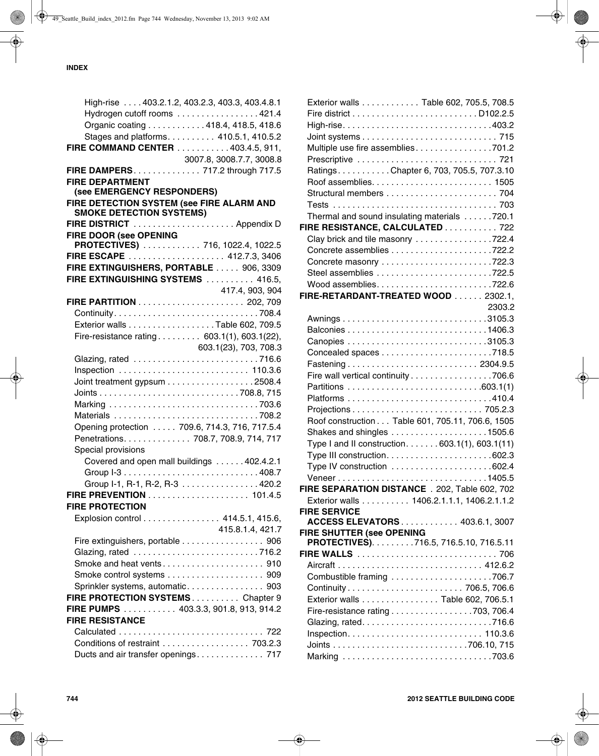High-rise . . . . 403.2.1.2, 403.2.3, 403.3, 403.4.8.1
Hydrogen cutoff rooms . . . . . . . . . . . . . . . . 421.4
Organic coating . . . . . . . . . . . 418.4, 418.5, 418.6
Stages and platforms. . . . . . . . . . 410.5.1, 410.5.2

**FIRE COMMAND CENTER** . . . . . . . . . . 403.4.5, 911, 3007.8, 3008.7.7, 3008.8

**FIRE DAMPERS**. . . . . . . . . . . . . 717.2 through 717.5

**FIRE DEPARTMENT (see EMERGENCY RESPONDERS)**

**FIRE DETECTION SYSTEM (see FIRE ALARM AND SMOKE DETECTION SYSTEMS)**

**FIRE DISTRICT** . . . . . . . . . . . . . . . . . . . . Appendix D

**FIRE DOOR (see OPENING PROTECTIVES)** . . . . . . . . . . . 716, 1022.4, 1022.5

**FIRE ESCAPE** . . . . . . . . . . . . . . . . . . . 412.7.3, 3406

**FIRE EXTINGUISHERS, PORTABLE** . . . . . 906, 3309

**FIRE EXTINGUISHING SYSTEMS** . . . . . . . . . . 416.5, 417.4, 903, 904

**FIRE PARTITION** . . . . . . . . . . . . . . . . . . . . . 202, 709
Continuity. . . . . . . . . . . . . . . . . . . . . . . . . . . . . 708.4
Exterior walls . . . . . . . . . . . . . . . . . Table 602, 709.5
Fire-resistance rating . . . . . . . . . 603.1(1), 603.1(22), 603.1(23), 703, 708.3
Glazing, rated . . . . . . . . . . . . . . . . . . . . . . . . . 716.6
Inspection . . . . . . . . . . . . . . . . . . . . . . . . . . 110.3.6
Joint treatment gypsum . . . . . . . . . . . . . . . . . 2508.4
Joints . . . . . . . . . . . . . . . . . . . . . . . . . . . . 708.8, 715
Marking . . . . . . . . . . . . . . . . . . . . . . . . . . . . . . 703.6
Materials . . . . . . . . . . . . . . . . . . . . . . . . . . . . . 708.2
Opening protection . . . . . 709.6, 714.3, 716, 717.5.4
Penetrations. . . . . . . . . . . . . 708.7, 708.9, 714, 717
Special provisions
Covered and open mall buildings . . . . . . 402.4.2.1
Group I-3 . . . . . . . . . . . . . . . . . . . . . . . . . . . 408.7
Group I-1, R-1, R-2, R-3 . . . . . . . . . . . . . . . . 420.2

**FIRE PREVENTION** . . . . . . . . . . . . . . . . . . . . 101.4.5

**FIRE PROTECTION**
Explosion control . . . . . . . . . . . . . . . . 414.5.1, 415.6, 415.8.1.4, 421.7
Fire extinguishers, portable . . . . . . . . . . . . . . . . . 906
Glazing, rated . . . . . . . . . . . . . . . . . . . . . . . . . 716.2
Smoke and heat vents . . . . . . . . . . . . . . . . . . . . . 910
Smoke control systems . . . . . . . . . . . . . . . . . . . . 909
Sprinkler systems, automatic. . . . . . . . . . . . . . . . 903

**FIRE PROTECTION SYSTEMS**. . . . . . . . . . Chapter 9

**FIRE PUMPS** . . . . . . . . . . 403.3.3, 901.8, 913, 914.2

**FIRE RESISTANCE**
Calculated . . . . . . . . . . . . . . . . . . . . . . . . . . . . . 722
Conditions of restraint . . . . . . . . . . . . . . . . . . 703.2.3
Ducts and air transfer openings. . . . . . . . . . . . . . 717
Exterior walls . . . . . . . . . . . . Table 602, 705.5, 708.5
Fire district . . . . . . . . . . . . . . . . . . . . . . . . . D102.2.5
High-rise. . . . . . . . . . . . . . . . . . . . . . . . . . . . . . 403.2
Joint systems . . . . . . . . . . . . . . . . . . . . . . . . . . . 715
Multiple use fire assemblies. . . . . . . . . . . . . . . . 701.2
Prescriptive . . . . . . . . . . . . . . . . . . . . . . . . . . . . 721
Ratings . . . . . . . . . . Chapter 6, 703, 705.5, 707.3.10
Roof assemblies. . . . . . . . . . . . . . . . . . . . . . . . . 1505
Structural members . . . . . . . . . . . . . . . . . . . . . . . 704
Tests . . . . . . . . . . . . . . . . . . . . . . . . . . . . . . . . . 703
Thermal and sound insulating materials . . . . . . 720.1

**FIRE RESISTANCE, CALCULATED** . . . . . . . . . . 722
Clay brick and tile masonry . . . . . . . . . . . . . . . . 722.4
Concrete assemblies . . . . . . . . . . . . . . . . . . . . . 722.2
Concrete masonry . . . . . . . . . . . . . . . . . . . . . . . 722.3
Steel assemblies . . . . . . . . . . . . . . . . . . . . . . . . 722.5
Wood assemblies. . . . . . . . . . . . . . . . . . . . . . . . 722.6

**FIRE-RETARDANT-TREATED WOOD** . . . . . . 2302.1, 2303.2
Awnings . . . . . . . . . . . . . . . . . . . . . . . . . . . . . 3105.3
Balconies . . . . . . . . . . . . . . . . . . . . . . . . . . . . 1406.3
Canopies . . . . . . . . . . . . . . . . . . . . . . . . . . . . 3105.3
Concealed spaces . . . . . . . . . . . . . . . . . . . . . . . 718.5
Fastening . . . . . . . . . . . . . . . . . . . . . . . . . . 2304.9.5
Fire wall vertical continuity . . . . . . . . . . . . . . . . 706.6
Partitions . . . . . . . . . . . . . . . . . . . . . . . . . . . 603.1(1)
Platforms . . . . . . . . . . . . . . . . . . . . . . . . . . . . . 410.4
Projections . . . . . . . . . . . . . . . . . . . . . . . . . . . 705.2.3
Roof construction . . . Table 601, 705.11, 706.6, 1505
Shakes and shingles . . . . . . . . . . . . . . . . . . . 1505.6
Type I and II construction. . . . . . . 603.1(1), 603.1(11)
Type III construction. . . . . . . . . . . . . . . . . . . . . 602.3
Type IV construction . . . . . . . . . . . . . . . . . . . . 602.4
Veneer . . . . . . . . . . . . . . . . . . . . . . . . . . . . . . 1405.5

**FIRE SEPARATION DISTANCE** . 202, Table 602, 702
Exterior walls . . . . . . . . . . 1406.2.1.1.1, 1406.2.1.1.2

**FIRE SERVICE ACCESS ELEVATORS** . . . . . . . . . . . 403.6.1, 3007

**FIRE SHUTTER (see OPENING PROTECTIVES)**. . . . . . . . . 716.5, 716.5.10, 716.5.11

**FIRE WALLS** . . . . . . . . . . . . . . . . . . . . . . . . . . . . 706
Aircraft . . . . . . . . . . . . . . . . . . . . . . . . . . . . . 412.6.2
Combustible framing . . . . . . . . . . . . . . . . . . . . . 706.7
Continuity . . . . . . . . . . . . . . . . . . . . . . . . 706.5, 706.6
Exterior walls . . . . . . . . . . . . . . . . Table 602, 706.5.1
Fire-resistance rating . . . . . . . . . . . . . . . . . 703, 706.4
Glazing, rated. . . . . . . . . . . . . . . . . . . . . . . . . . 716.6
Inspection. . . . . . . . . . . . . . . . . . . . . . . . . . . 110.3.6
Joints . . . . . . . . . . . . . . . . . . . . . . . . . . . 706.10, 715
Marking . . . . . . . . . . . . . . . . . . . . . . . . . . . . . . 703.6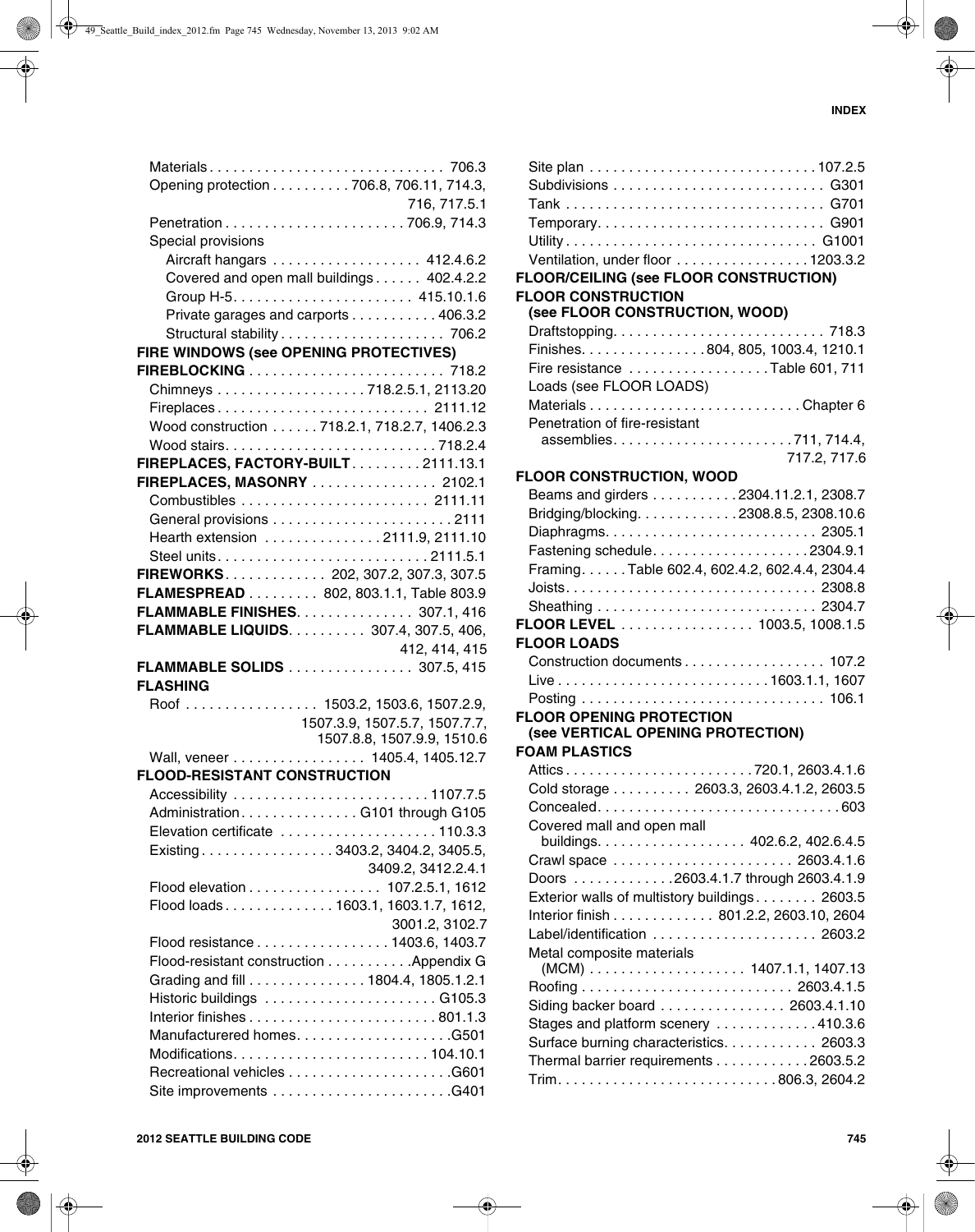Materials . . . . . . . . . . . . . . . . . . . . . . . . . . . . . 706.3
Opening protection . . . . . . . . . . 706.8, 706.11, 714.3, 716, 717.5.1
Penetration . . . . . . . . . . . . . . . . . . . . . . . 706.9, 714.3
Special provisions
  Aircraft hangars . . . . . . . . . . . . . . . . . . . 412.4.6.2
  Covered and open mall buildings . . . . . . 402.4.2.2
  Group H-5. . . . . . . . . . . . . . . . . . . . . . . 415.10.1.6
  Private garages and carports . . . . . . . . . . . 406.3.2
  Structural stability . . . . . . . . . . . . . . . . . . . . . 706.2

**FIRE WINDOWS (see OPENING PROTECTIVES)**

**FIREBLOCKING** . . . . . . . . . . . . . . . . . . . . . . . . . 718.2
Chimneys . . . . . . . . . . . . . . . . . . . 718.2.5.1, 2113.20
Fireplaces . . . . . . . . . . . . . . . . . . . . . . . . . . . 2111.12
Wood construction . . . . . . 718.2.1, 718.2.7, 1406.2.3
Wood stairs. . . . . . . . . . . . . . . . . . . . . . . . . . . 718.2.4

**FIREPLACES, FACTORY-BUILT** . . . . . . . . . 2111.13.1

**FIREPLACES, MASONRY** . . . . . . . . . . . . . . . . 2102.1
Combustibles . . . . . . . . . . . . . . . . . . . . . . . . 2111.11
General provisions . . . . . . . . . . . . . . . . . . . . . . . 2111
Hearth extension . . . . . . . . . . . . . . . 2111.9, 2111.10
Steel units . . . . . . . . . . . . . . . . . . . . . . . . . . . 2111.5.1

**FIREWORKS**. . . . . . . . . . . . . 202, 307.2, 307.3, 307.5

**FLAMESPREAD** . . . . . . . . . 802, 803.1.1, Table 803.9

**FLAMMABLE FINISHES**. . . . . . . . . . . . . . . 307.1, 416

**FLAMMABLE LIQUIDS**. . . . . . . . . . 307.4, 307.5, 406, 412, 414, 415

**FLAMMABLE SOLIDS** . . . . . . . . . . . . . . . . 307.5, 415

**FLASHING**
Roof . . . . . . . . . . . . . . . . . 1503.2, 1503.6, 1507.2.9, 1507.3.9, 1507.5.7, 1507.7.7, 1507.8.8, 1507.9.9, 1510.6
Wall, veneer . . . . . . . . . . . . . . . . . 1405.4, 1405.12.7

**FLOOD-RESISTANT CONSTRUCTION**
Accessibility . . . . . . . . . . . . . . . . . . . . . . . . . 1107.7.5
Administration. . . . . . . . . . . . . . . G101 through G105
Elevation certificate . . . . . . . . . . . . . . . . . . . . 110.3.3
Existing . . . . . . . . . . . . . . . . . 3403.2, 3404.2, 3405.5, 3409.2, 3412.2.4.1
Flood elevation . . . . . . . . . . . . . . . . . 107.2.5.1, 1612
Flood loads . . . . . . . . . . . . . . 1603.1, 1603.1.7, 1612, 3001.2, 3102.7
Flood resistance . . . . . . . . . . . . . . . . . 1403.6, 1403.7
Flood-resistant construction . . . . . . . . . . .Appendix G
Grading and fill . . . . . . . . . . . . . . . 1804.4, 1805.1.2.1
Historic buildings . . . . . . . . . . . . . . . . . . . . . . G105.3
Interior finishes . . . . . . . . . . . . . . . . . . . . . . . . 801.1.3
Manufacturered homes. . . . . . . . . . . . . . . . . . . .G501
Modifications. . . . . . . . . . . . . . . . . . . . . . . . . 104.10.1
Recreational vehicles . . . . . . . . . . . . . . . . . . . . .G601
Site improvements . . . . . . . . . . . . . . . . . . . . . . .G401
Site plan . . . . . . . . . . . . . . . . . . . . . . . . . . . . 107.2.5
Subdivisions . . . . . . . . . . . . . . . . . . . . . . . . . . . G301
Tank . . . . . . . . . . . . . . . . . . . . . . . . . . . . . . . . . G701
Temporary. . . . . . . . . . . . . . . . . . . . . . . . . . . . . G901
Utility . . . . . . . . . . . . . . . . . . . . . . . . . . . . . . . G1001
Ventilation, under floor . . . . . . . . . . . . . . . . . 1203.3.2

**FLOOR/CEILING (see FLOOR CONSTRUCTION)**

**FLOOR CONSTRUCTION (see FLOOR CONSTRUCTION, WOOD)**
Draftstopping. . . . . . . . . . . . . . . . . . . . . . . . . . . 718.3
Finishes. . . . . . . . . . . . . . . 804, 805, 1003.4, 1210.1
Fire resistance . . . . . . . . . . . . . . . . . . Table 601, 711
Loads (see FLOOR LOADS)
Materials . . . . . . . . . . . . . . . . . . . . . . . . . . Chapter 6
Penetration of fire-resistant assemblies. . . . . . . . . . . . . . . . . . . . . . . 711, 714.4, 717.2, 717.6

**FLOOR CONSTRUCTION, WOOD**
Beams and girders . . . . . . . . . . . 2304.11.2.1, 2308.7
Bridging/blocking. . . . . . . . . . . . 2308.8.5, 2308.10.6
Diaphragms. . . . . . . . . . . . . . . . . . . . . . . . . . . 2305.1
Fastening schedule. . . . . . . . . . . . . . . . . . . . 2304.9.1
Framing. . . . . . Table 602.4, 602.4.2, 602.4.4, 2304.4
Joists. . . . . . . . . . . . . . . . . . . . . . . . . . . . . . . . 2308.8
Sheathing . . . . . . . . . . . . . . . . . . . . . . . . . . . . 2304.7

**FLOOR LEVEL** . . . . . . . . . . . . . . . . . 1003.5, 1008.1.5

**FLOOR LOADS**
Construction documents . . . . . . . . . . . . . . . . . . 107.2
Live . . . . . . . . . . . . . . . . . . . . . . . . . . 1603.1.1, 1607
Posting . . . . . . . . . . . . . . . . . . . . . . . . . . . . . . . 106.1

**FLOOR OPENING PROTECTION (see VERTICAL OPENING PROTECTION)**

**FOAM PLASTICS**
Attics . . . . . . . . . . . . . . . . . . . . . . . . 720.1, 2603.4.1.6
Cold storage . . . . . . . . . . 2603.3, 2603.4.1.2, 2603.5
Concealed. . . . . . . . . . . . . . . . . . . . . . . . . . . . . . . 603
Covered mall and open mall buildings. . . . . . . . . . . . . . . . . . . 402.6.2, 402.6.4.5
Crawl space . . . . . . . . . . . . . . . . . . . . . . . 2603.4.1.6
Doors . . . . . . . . . . . . .2603.4.1.7 through 2603.4.1.9
Exterior walls of multistory buildings . . . . . . . . 2603.5
Interior finish . . . . . . . . . . . . . 801.2.2, 2603.10, 2604
Label/identification . . . . . . . . . . . . . . . . . . . . 2603.2
Metal composite materials (MCM) . . . . . . . . . . . . . . . . . . . 1407.1.1, 1407.13
Roofing . . . . . . . . . . . . . . . . . . . . . . . . . . 2603.4.1.5
Siding backer board . . . . . . . . . . . . . . . . 2603.4.1.10
Stages and platform scenery . . . . . . . . . . . . . 410.3.6
Surface burning characteristics. . . . . . . . . . . . 2603.3
Thermal barrier requirements . . . . . . . . . . . . 2603.5.2
Trim. . . . . . . . . . . . . . . . . . . . . . . . . . . . 806.3, 2604.2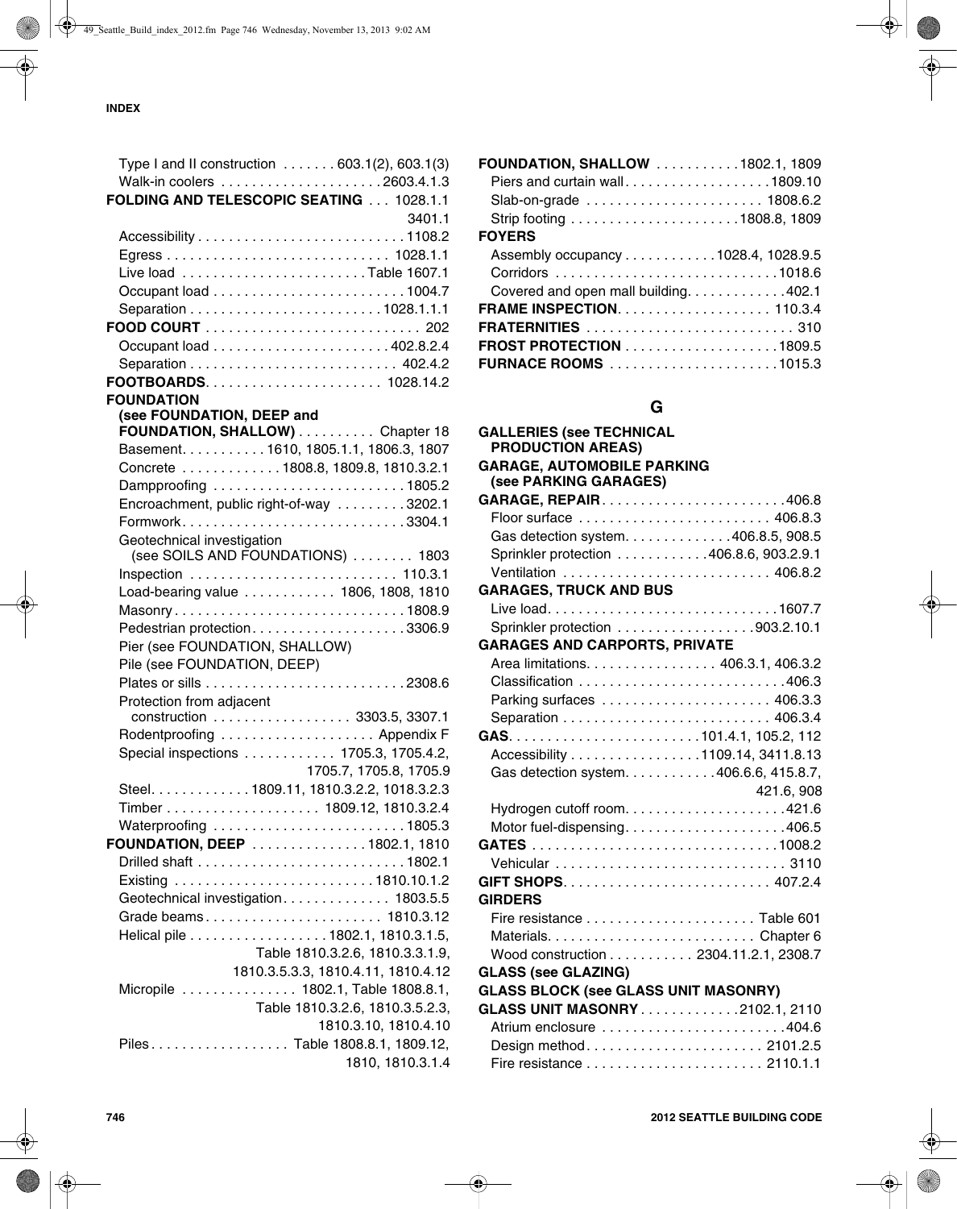Type I and II construction . . . . . . . 603.1(2), 603.1(3)
Walk-in coolers . . . . . . . . . . . . . . . . . . . . 2603.4.1.3

**FOLDING AND TELESCOPIC SEATING** . . . 1028.1.1, 3401.1
Accessibility . . . . . . . . . . . . . . . . . . . . . . . . . . 1108.2
Egress . . . . . . . . . . . . . . . . . . . . . . . . . . . . 1028.1.1
Live load . . . . . . . . . . . . . . . . . . . . . . . Table 1607.1
Occupant load . . . . . . . . . . . . . . . . . . . . . . . . 1004.7
Separation . . . . . . . . . . . . . . . . . . . . . . . . 1028.1.1.1

**FOOD COURT** . . . . . . . . . . . . . . . . . . . . . . . . . . . 202
Occupant load . . . . . . . . . . . . . . . . . . . . . . 402.8.2.4
Separation . . . . . . . . . . . . . . . . . . . . . . . . . . 402.4.2

**FOOTBOARDS** . . . . . . . . . . . . . . . . . . . . . . 1028.14.2

**FOUNDATION (see FOUNDATION, DEEP and FOUNDATION, SHALLOW)** . . . . . . . . . . Chapter 18
Basement . . . . . . . . . . 1610, 1805.1.1, 1806.3, 1807
Concrete . . . . . . . . . . . . 1808.8, 1809.8, 1810.3.2.1
Dampproofing . . . . . . . . . . . . . . . . . . . . . . . . 1805.2
Encroachment, public right-of-way . . . . . . . . . 3202.1
Formwork . . . . . . . . . . . . . . . . . . . . . . . . . . . 3304.1
Geotechnical investigation (see SOILS AND FOUNDATIONS) . . . . . . . . 1803
Inspection . . . . . . . . . . . . . . . . . . . . . . . . . . 110.3.1
Load-bearing value . . . . . . . . . . . . 1806, 1808, 1810
Masonry . . . . . . . . . . . . . . . . . . . . . . . . . . . . 1808.9
Pedestrian protection . . . . . . . . . . . . . . . . . . . 3306.9
Pier (see FOUNDATION, SHALLOW)
Pile (see FOUNDATION, DEEP)
Plates or sills . . . . . . . . . . . . . . . . . . . . . . . . . 2308.6
Protection from adjacent construction . . . . . . . . . . . . . . . . . 3303.5, 3307.1
Rodentproofing . . . . . . . . . . . . . . . . . . . . Appendix F
Special inspections . . . . . . . . . . . . 1705.3, 1705.4.2, 1705.7, 1705.8, 1705.9
Steel . . . . . . . . . . . . 1809.11, 1810.3.2.2, 1018.3.2.3
Timber . . . . . . . . . . . . . . . . . . . 1809.12, 1810.3.2.4
Waterproofing . . . . . . . . . . . . . . . . . . . . . . . . 1805.3

**FOUNDATION, DEEP** . . . . . . . . . . . . . . . 1802.1, 1810
Drilled shaft . . . . . . . . . . . . . . . . . . . . . . . . . . 1802.1
Existing . . . . . . . . . . . . . . . . . . . . . . . . . 1810.10.1.2
Geotechnical investigation . . . . . . . . . . . . . . 1803.5.5
Grade beams . . . . . . . . . . . . . . . . . . . . . . . 1810.3.12
Helical pile . . . . . . . . . . . . . . . . . . 1802.1, 1810.3.1.5, Table 1810.3.2.6, 1810.3.3.1.9, 1810.3.5.3.3, 1810.4.11, 1810.4.12
Micropile . . . . . . . . . . . . . . . 1802.1, Table 1808.8.1, Table 1810.3.2.6, 1810.3.5.2.3, 1810.3.10, 1810.4.10
Piles . . . . . . . . . . . . . . . . . Table 1808.8.1, 1809.12, 1810, 1810.3.1.4

**FOUNDATION, SHALLOW** . . . . . . . . . . . 1802.1, 1809
Piers and curtain wall . . . . . . . . . . . . . . . . . . 1809.10
Slab-on-grade . . . . . . . . . . . . . . . . . . . . . . . 1808.6.2
Strip footing . . . . . . . . . . . . . . . . . . . . . . 1808.8, 1809

**FOYERS**
Assembly occupancy . . . . . . . . . . . . 1028.4, 1028.9.5
Corridors . . . . . . . . . . . . . . . . . . . . . . . . . . . . 1018.6
Covered and open mall building . . . . . . . . . . . . 402.1

**FRAME INSPECTION** . . . . . . . . . . . . . . . . . . . . 110.3.4

**FRATERNITIES** . . . . . . . . . . . . . . . . . . . . . . . . . . . 310

**FROST PROTECTION** . . . . . . . . . . . . . . . . . . . . 1809.5

**FURNACE ROOMS** . . . . . . . . . . . . . . . . . . . . . . 1015.3

## G

**GALLERIES (see TECHNICAL PRODUCTION AREAS)**

**GARAGE, AUTOMOBILE PARKING (see PARKING GARAGES)**

**GARAGE, REPAIR** . . . . . . . . . . . . . . . . . . . . . . . . 406.8
Floor surface . . . . . . . . . . . . . . . . . . . . . . . . . 406.8.3
Gas detection system . . . . . . . . . . . . . . 406.8.5, 908.5
Sprinkler protection . . . . . . . . . . . . 406.8.6, 903.2.9.1
Ventilation . . . . . . . . . . . . . . . . . . . . . . . . . . 406.8.2

**GARAGES, TRUCK AND BUS**
Live load . . . . . . . . . . . . . . . . . . . . . . . . . . . . . 1607.7
Sprinkler protection . . . . . . . . . . . . . . . . . . 903.2.10.1

**GARAGES AND CARPORTS, PRIVATE**
Area limitations . . . . . . . . . . . . . . . . . 406.3.1, 406.3.2
Classification . . . . . . . . . . . . . . . . . . . . . . . . . . 406.3
Parking surfaces . . . . . . . . . . . . . . . . . . . . . . 406.3.3
Separation . . . . . . . . . . . . . . . . . . . . . . . . . . 406.3.4

**GAS** . . . . . . . . . . . . . . . . . . . . . . . . 101.4.1, 105.2, 112
Accessibility . . . . . . . . . . . . . . . . . 1109.14, 3411.8.13
Gas detection system . . . . . . . . . . . . 406.6.6, 415.8.7, 421.6, 908
Hydrogen cutoff room . . . . . . . . . . . . . . . . . . . . . 421.6
Motor fuel-dispensing . . . . . . . . . . . . . . . . . . . . . 406.5

**GATES** . . . . . . . . . . . . . . . . . . . . . . . . . . . . . . . 1008.2
Vehicular . . . . . . . . . . . . . . . . . . . . . . . . . . . . . 3110

**GIFT SHOPS** . . . . . . . . . . . . . . . . . . . . . . . . . . 407.2.4

**GIRDERS**
Fire resistance . . . . . . . . . . . . . . . . . . . . . . Table 601
Materials . . . . . . . . . . . . . . . . . . . . . . . . . . Chapter 6
Wood construction . . . . . . . . . . . 2304.11.2.1, 2308.7

**GLASS (see GLAZING)**

**GLASS BLOCK (see GLASS UNIT MASONRY)**

**GLASS UNIT MASONRY** . . . . . . . . . . . . . 2102.1, 2110
Atrium enclosure . . . . . . . . . . . . . . . . . . . . . . . . 404.6
Design method . . . . . . . . . . . . . . . . . . . . . . . 2101.2.5
Fire resistance . . . . . . . . . . . . . . . . . . . . . . . 2110.1.1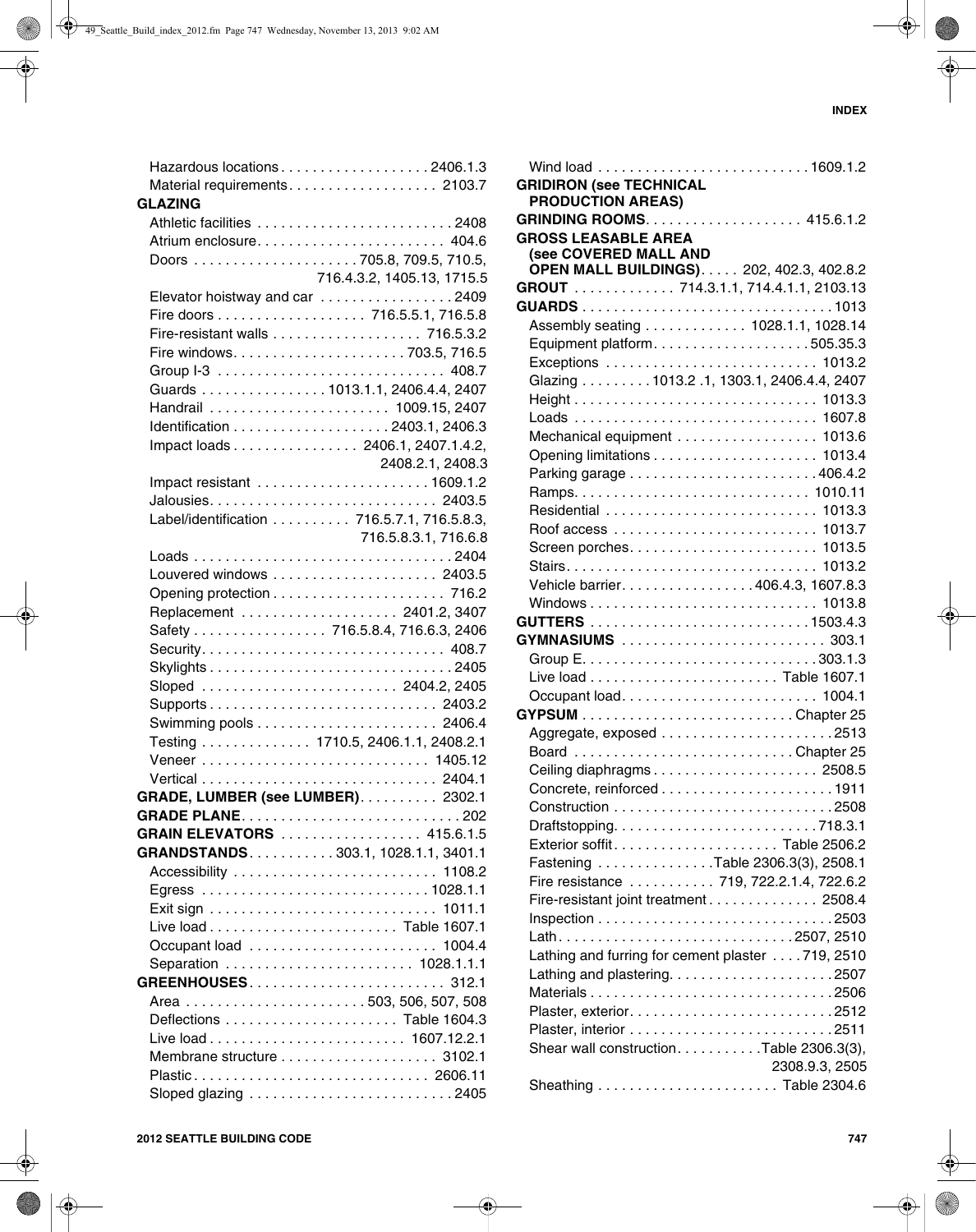Hazardous locations . . . . . . . . . . . . . . . . . . 2406.1.3
Material requirements. . . . . . . . . . . . . . . . . . 2103.7

**GLAZING**

Athletic facilities . . . . . . . . . . . . . . . . . . . . . . . . 2408
Atrium enclosure. . . . . . . . . . . . . . . . . . . . . . . 404.6
Doors . . . . . . . . . . . . . . . . . . . . 705.8, 709.5, 710.5, 716.4.3.2, 1405.13, 1715.5
Elevator hoistway and car . . . . . . . . . . . . . . . . 2409
Fire doors . . . . . . . . . . . . . . . . . . 716.5.5.1, 716.5.8
Fire-resistant walls . . . . . . . . . . . . . . . . . . 716.5.3.2
Fire windows. . . . . . . . . . . . . . . . . . . . . 703.5, 716.5
Group I-3 . . . . . . . . . . . . . . . . . . . . . . . . . . . . 408.7
Guards . . . . . . . . . . . . . . . 1013.1.1, 2406.4.4, 2407
Handrail . . . . . . . . . . . . . . . . . . . . . . 1009.15, 2407
Identification . . . . . . . . . . . . . . . . . . . 2403.1, 2406.3
Impact loads . . . . . . . . . . . . . . . 2406.1, 2407.1.4.2, 2408.2.1, 2408.3
Impact resistant . . . . . . . . . . . . . . . . . . . . . 1609.1.2
Jalousies. . . . . . . . . . . . . . . . . . . . . . . . . . . . 2403.5
Label/identification . . . . . . . . . 716.5.7.1, 716.5.8.3, 716.5.8.3.1, 716.6.8
Loads . . . . . . . . . . . . . . . . . . . . . . . . . . . . . . . 2404
Louvered windows . . . . . . . . . . . . . . . . . . . . 2403.5
Opening protection . . . . . . . . . . . . . . . . . . . . . 716.2
Replacement . . . . . . . . . . . . . . . . . . . 2401.2, 3407
Safety . . . . . . . . . . . . . . . . 716.5.8.4, 716.6.3, 2406
Security. . . . . . . . . . . . . . . . . . . . . . . . . . . . . . 408.7
Skylights . . . . . . . . . . . . . . . . . . . . . . . . . . . . . 2405
Sloped . . . . . . . . . . . . . . . . . . . . . . . . 2404.2, 2405
Supports . . . . . . . . . . . . . . . . . . . . . . . . . . . 2403.2
Swimming pools . . . . . . . . . . . . . . . . . . . . . . 2406.4
Testing . . . . . . . . . . . . . 1710.5, 2406.1.1, 2408.2.1
Veneer . . . . . . . . . . . . . . . . . . . . . . . . . . . 1405.12
Vertical . . . . . . . . . . . . . . . . . . . . . . . . . . . . 2404.1

**GRADE, LUMBER (see LUMBER)**. . . . . . . . . . 2302.1

**GRADE PLANE**. . . . . . . . . . . . . . . . . . . . . . . . . . . 202

**GRAIN ELEVATORS** . . . . . . . . . . . . . . . . . 415.6.1.5

**GRANDSTANDS**. . . . . . . . . . 303.1, 1028.1.1, 3401.1

Accessibility . . . . . . . . . . . . . . . . . . . . . . . . . 1108.2
Egress . . . . . . . . . . . . . . . . . . . . . . . . . . . 1028.1.1
Exit sign . . . . . . . . . . . . . . . . . . . . . . . . . . . 1011.1
Live load . . . . . . . . . . . . . . . . . . . . . . . Table 1607.1
Occupant load . . . . . . . . . . . . . . . . . . . . . . . 1004.4
Separation . . . . . . . . . . . . . . . . . . . . . . . 1028.1.1.1

**GREENHOUSES**. . . . . . . . . . . . . . . . . . . . . . . . 312.1

Area . . . . . . . . . . . . . . . . . . . . . . 503, 506, 507, 508
Deflections . . . . . . . . . . . . . . . . . . . . . Table 1604.3
Live load . . . . . . . . . . . . . . . . . . . . . . . . 1607.12.2.1
Membrane structure . . . . . . . . . . . . . . . . . . . 3102.1
Plastic . . . . . . . . . . . . . . . . . . . . . . . . . . . . 2606.11
Sloped glazing . . . . . . . . . . . . . . . . . . . . . . . . . 2405
Wind load . . . . . . . . . . . . . . . . . . . . . . . . . . 1609.1.2

**GRIDIRON (see TECHNICAL PRODUCTION AREAS)**

**GRINDING ROOMS**. . . . . . . . . . . . . . . . . . . 415.6.1.2

**GROSS LEASABLE AREA (see COVERED MALL AND OPEN MALL BUILDINGS)**. . . . . 202, 402.3, 402.8.2

**GROUT** . . . . . . . . . . . . 714.3.1.1, 714.4.1.1, 2103.13

**GUARDS** . . . . . . . . . . . . . . . . . . . . . . . . . . . . . . . 1013

Assembly seating . . . . . . . . . . . . 1028.1.1, 1028.14
Equipment platform. . . . . . . . . . . . . . . . . . . 505.35.3
Exceptions . . . . . . . . . . . . . . . . . . . . . . . . . . 1013.2
Glazing . . . . . . . . . 1013.2 .1, 1303.1, 2406.4.4, 2407
Height . . . . . . . . . . . . . . . . . . . . . . . . . . . . . . 1013.3
Loads . . . . . . . . . . . . . . . . . . . . . . . . . . . . . 1607.8
Mechanical equipment . . . . . . . . . . . . . . . . . 1013.6
Opening limitations . . . . . . . . . . . . . . . . . . . . 1013.4
Parking garage . . . . . . . . . . . . . . . . . . . . . . . 406.4.2
Ramps. . . . . . . . . . . . . . . . . . . . . . . . . . . . . 1010.11
Residential . . . . . . . . . . . . . . . . . . . . . . . . . . 1013.3
Roof access . . . . . . . . . . . . . . . . . . . . . . . . . 1013.7
Screen porches. . . . . . . . . . . . . . . . . . . . . . . 1013.5
Stairs. . . . . . . . . . . . . . . . . . . . . . . . . . . . . . . 1013.2
Vehicle barrier. . . . . . . . . . . . . . . . . 406.4.3, 1607.8.3
Windows . . . . . . . . . . . . . . . . . . . . . . . . . . . 1013.8

**GUTTERS** . . . . . . . . . . . . . . . . . . . . . . . . . . . 1503.4.3

**GYMNASIUMS** . . . . . . . . . . . . . . . . . . . . . . . . . 303.1

Group E. . . . . . . . . . . . . . . . . . . . . . . . . . . . . 303.1.3
Live load . . . . . . . . . . . . . . . . . . . . . . . Table 1607.1
Occupant load. . . . . . . . . . . . . . . . . . . . . . . . 1004.1

**GYPSUM** . . . . . . . . . . . . . . . . . . . . . . . . . . . Chapter 25

Aggregate, exposed . . . . . . . . . . . . . . . . . . . . . . 2513
Board . . . . . . . . . . . . . . . . . . . . . . . . . . . Chapter 25
Ceiling diaphragms . . . . . . . . . . . . . . . . . . . . 2508.5
Concrete, reinforced . . . . . . . . . . . . . . . . . . . . . . 1911
Construction . . . . . . . . . . . . . . . . . . . . . . . . . . . 2508
Draftstopping. . . . . . . . . . . . . . . . . . . . . . . . . 718.3.1
Exterior soffit. . . . . . . . . . . . . . . . . . . . . Table 2506.2
Fastening . . . . . . . . . . . . . . Table 2306.3(3), 2508.1
Fire resistance . . . . . . . . . . . 719, 722.2.1.4, 722.6.2
Fire-resistant joint treatment . . . . . . . . . . . . . 2508.4
Inspection . . . . . . . . . . . . . . . . . . . . . . . . . . . . . 2503
Lath. . . . . . . . . . . . . . . . . . . . . . . . . . . . . . 2507, 2510
Lathing and furring for cement plaster . . . . 719, 2510
Lathing and plastering. . . . . . . . . . . . . . . . . . . . 2507
Materials . . . . . . . . . . . . . . . . . . . . . . . . . . . . . . 2506
Plaster, exterior. . . . . . . . . . . . . . . . . . . . . . . . . 2512
Plaster, interior . . . . . . . . . . . . . . . . . . . . . . . . . 2511
Shear wall construction. . . . . . . . . . . Table 2306.3(3), 2308.9.3, 2505
Sheathing . . . . . . . . . . . . . . . . . . . . . . Table 2304.6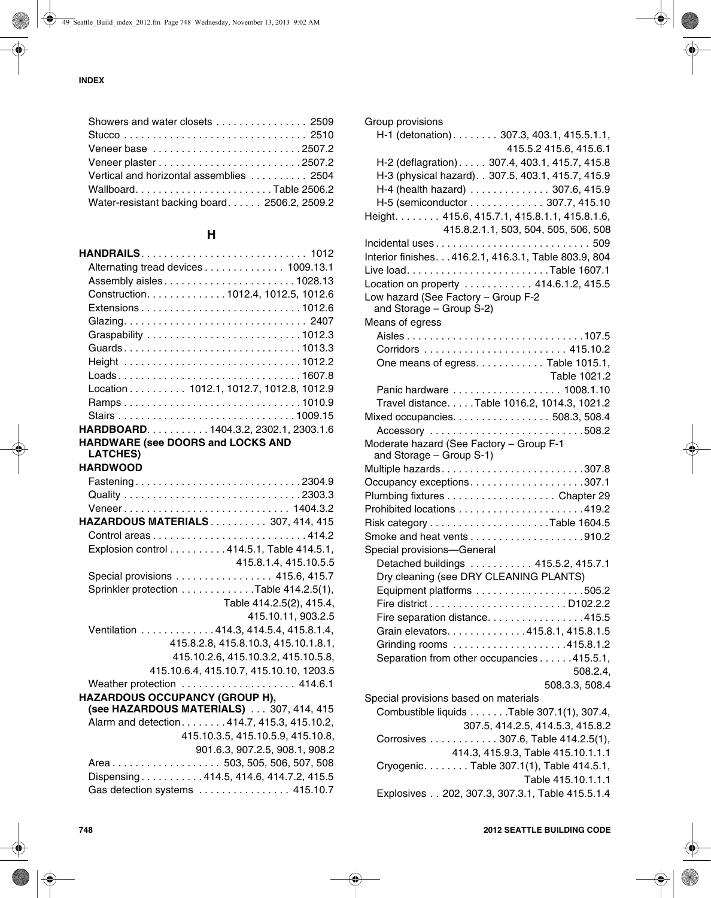Showers and water closets . . . . . . . . . . . . . . . . 2509
Stucco . . . . . . . . . . . . . . . . . . . . . . . . . . . . . . . . 2510
Veneer base . . . . . . . . . . . . . . . . . . . . . . . . . . 2507.2
Veneer plaster . . . . . . . . . . . . . . . . . . . . . . . . . 2507.2
Vertical and horizontal assemblies . . . . . . . . . . 2504
Wallboard. . . . . . . . . . . . . . . . . . . . . . . . Table 2506.2
Water-resistant backing board . . . . . . 2506.2, 2509.2

## H

**HANDRAILS** . . . . . . . . . . . . . . . . . . . . . . . . . . . . . 1012
Alternating tread devices . . . . . . . . . . . . . . 1009.13.1
Assembly aisles . . . . . . . . . . . . . . . . . . . . . . . 1028.13
Construction. . . . . . . . . . . . . . 1012.4, 1012.5, 1012.6
Extensions . . . . . . . . . . . . . . . . . . . . . . . . . . . . 1012.6
Glazing. . . . . . . . . . . . . . . . . . . . . . . . . . . . . . . . 2407
Graspability . . . . . . . . . . . . . . . . . . . . . . . . . . . 1012.3
Guards . . . . . . . . . . . . . . . . . . . . . . . . . . . . . . . 1013.3
Height . . . . . . . . . . . . . . . . . . . . . . . . . . . . . . . 1012.2
Loads . . . . . . . . . . . . . . . . . . . . . . . . . . . . . . . . 1607.8
Location . . . . . . . . . . 1012.1, 1012.7, 1012.8, 1012.9
Ramps . . . . . . . . . . . . . . . . . . . . . . . . . . . . . . . 1010.9
Stairs . . . . . . . . . . . . . . . . . . . . . . . . . . . . . . . 1009.15

**HARDBOARD**. . . . . . . . . . . 1404.3.2, 2302.1, 2303.1.6

**HARDWARE (see DOORS and LOCKS AND LATCHES)**

**HARDWOOD**
Fastening . . . . . . . . . . . . . . . . . . . . . . . . . . . . 2304.9
Quality . . . . . . . . . . . . . . . . . . . . . . . . . . . . . . 2303.3
Veneer . . . . . . . . . . . . . . . . . . . . . . . . . . . . . 1404.3.2

**HAZARDOUS MATERIALS** . . . . . . . . . . 307, 414, 415
Control areas . . . . . . . . . . . . . . . . . . . . . . . . . . . 414.2
Explosion control . . . . . . . . . . 414.5.1, Table 414.5.1, 415.8.1.4, 415.10.5.5
Special provisions . . . . . . . . . . . . . . . . . 415.6, 415.7
Sprinkler protection . . . . . . . . . . . . . Table 414.2.5(1), Table 414.2.5(2), 415.4, 415.10.11, 903.2.5
Ventilation . . . . . . . . . . . . . 414.3, 414.5.4, 415.8.1.4, 415.8.2.8, 415.8.10.3, 415.10.1.8.1, 415.10.2.6, 415.10.3.2, 415.10.5.8, 415.10.6.4, 415.10.7, 415.10.10, 1203.5
Weather protection . . . . . . . . . . . . . . . . . . . . 414.6.1

**HAZARDOUS OCCUPANCY (GROUP H), (see HAZARDOUS MATERIALS)** . . . 307, 414, 415
Alarm and detection . . . . . . . . 414.7, 415.3, 415.10.2, 415.10.3.5, 415.10.5.9, 415.10.8, 901.6.3, 907.2.5, 908.1, 908.2
Area . . . . . . . . . . . . . . . . . . . 503, 505, 506, 507, 508
Dispensing . . . . . . . . . . . 414.5, 414.6, 414.7.2, 415.5
Gas detection systems . . . . . . . . . . . . . . . . 415.10.7

Group provisions
H-1 (detonation) . . . . . . . . 307.3, 403.1, 415.5.1.1, 415.5.2 415.6, 415.6.1
H-2 (deflagration) . . . . . 307.4, 403.1, 415.7, 415.8
H-3 (physical hazard) . . 307.5, 403.1, 415.7, 415.9
H-4 (health hazard) . . . . . . . . . . . . . . 307.6, 415.9
H-5 (semiconductor . . . . . . . . . . . . . 307.7, 415.10

Height. . . . . . . . 415.6, 415.7.1, 415.8.1.1, 415.8.1.6, 415.8.2.1.1, 503, 504, 505, 506, 508
Incidental uses . . . . . . . . . . . . . . . . . . . . . . . . . . . 509
Interior finishes. . . 416.2.1, 416.3.1, Table 803.9, 804
Live load. . . . . . . . . . . . . . . . . . . . . . . . . Table 1607.1
Location on property . . . . . . . . . . . . 414.6.1.2, 415.5
Low hazard (See Factory – Group F-2 and Storage – Group S-2)
Means of egress
Aisles . . . . . . . . . . . . . . . . . . . . . . . . . . . . . . . 107.5
Corridors . . . . . . . . . . . . . . . . . . . . . . . . . 415.10.2
One means of egress. . . . . . . . . . . . Table 1015.1, Table 1021.2
Panic hardware . . . . . . . . . . . . . . . . . . . 1008.1.10
Travel distance. . . . . Table 1016.2, 1014.3, 1021.2

Mixed occupancies. . . . . . . . . . . . . . . . . 508.3, 508.4
Accessory . . . . . . . . . . . . . . . . . . . . . . . . . . 508.2

Moderate hazard (See Factory – Group F-1 and Storage – Group S-1)
Multiple hazards . . . . . . . . . . . . . . . . . . . . . . . . . 307.8
Occupancy exceptions . . . . . . . . . . . . . . . . . . . . 307.1
Plumbing fixtures . . . . . . . . . . . . . . . . . . . Chapter 29
Prohibited locations . . . . . . . . . . . . . . . . . . . . . . 419.2
Risk category . . . . . . . . . . . . . . . . . . . . . Table 1604.5
Smoke and heat vents . . . . . . . . . . . . . . . . . . . . 910.2
Special provisions—General
Detached buildings . . . . . . . . . . . 415.5.2, 415.7.1
Dry cleaning (see DRY CLEANING PLANTS)
Equipment platforms . . . . . . . . . . . . . . . . . . . 505.2
Fire district . . . . . . . . . . . . . . . . . . . . . . . D102.2.2
Fire separation distance. . . . . . . . . . . . . . . . . 415.5
Grain elevators. . . . . . . . . . . . . . 415.8.1, 415.8.1.5
Grinding rooms . . . . . . . . . . . . . . . . . . . . 415.8.1.2
Separation from other occupancies . . . . . . 415.5.1, 508.2.4, 508.3.3, 508.4

Special provisions based on materials
Combustible liquids . . . . . . . Table 307.1(1), 307.4, 307.5, 414.2.5, 414.5.3, 415.8.2
Corrosives . . . . . . . . . . . 307.6, Table 414.2.5(1), 414.3, 415.9.3, Table 415.10.1.1.1
Cryogenic. . . . . . . . Table 307.1(1), Table 414.5.1, Table 415.10.1.1.1
Explosives . . 202, 307.3, 307.3.1, Table 415.5.1.4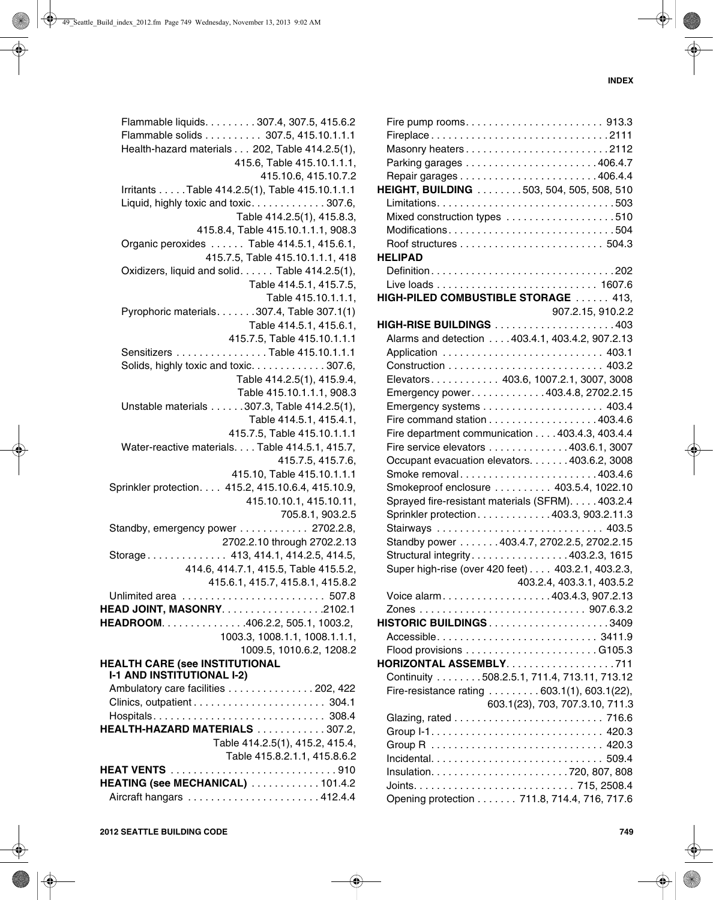Flammable liquids . . . . . . . . . 307.4, 307.5, 415.6.2
Flammable solids . . . . . . . . . . 307.5, 415.10.1.1.1
Health-hazard materials . . . 202, Table 414.2.5(1), 415.6, Table 415.10.1.1.1, 415.10.6, 415.10.7.2
Irritants . . . . . Table 414.2.5(1), Table 415.10.1.1.1
Liquid, highly toxic and toxic. . . . . . . . . . . . . 307.6, Table 414.2.5(1), 415.8.3, 415.8.4, Table 415.10.1.1.1, 908.3
Organic peroxides . . . . . . Table 414.5.1, 415.6.1, 415.7.5, Table 415.10.1.1.1, 418
Oxidizers, liquid and solid. . . . . . Table 414.2.5(1), Table 414.5.1, 415.7.5, Table 415.10.1.1.1,
Pyrophoric materials. . . . . . . 307.4, Table 307.1(1) Table 414.5.1, 415.6.1, 415.7.5, Table 415.10.1.1.1
Sensitizers . . . . . . . . . . . . . . . . Table 415.10.1.1.1
Solids, highly toxic and toxic. . . . . . . . . . . . . 307.6, Table 414.2.5(1), 415.9.4, Table 415.10.1.1.1, 908.3
Unstable materials . . . . . . 307.3, Table 414.2.5(1), Table 414.5.1, 415.4.1, 415.7.5, Table 415.10.1.1.1
Water-reactive materials. . . . Table 414.5.1, 415.7, 415.7.5, 415.7.6, 415.10, Table 415.10.1.1.1

Sprinkler protection. . . . 415.2, 415.10.6.4, 415.10.9, 415.10.10.1, 415.10.11, 705.8.1, 903.2.5
Standby, emergency power . . . . . . . . . . . . 2702.2.8, 2702.2.10 through 2702.2.13
Storage . . . . . . . . . . . . . . 413, 414.1, 414.2.5, 414.5, 414.6, 414.7.1, 415.5, Table 415.5.2, 415.6.1, 415.7, 415.8.1, 415.8.2
Unlimited area . . . . . . . . . . . . . . . . . . . . . . . . . 507.8

**HEAD JOINT, MASONRY**. . . . . . . . . . . . . . . . . .2102.1

**HEADROOM**. . . . . . . . . . . . . . .406.2.2, 505.1, 1003.2, 1003.3, 1008.1.1, 1008.1.1.1, 1009.5, 1010.6.2, 1208.2

**HEALTH CARE (see INSTITUTIONAL I-1 AND INSTITUTIONAL I-2)**
Ambulatory care facilities . . . . . . . . . . . . . . . 202, 422
Clinics, outpatient . . . . . . . . . . . . . . . . . . . . . . . 304.1
Hospitals. . . . . . . . . . . . . . . . . . . . . . . . . . . . . . 308.4

**HEALTH-HAZARD MATERIALS** . . . . . . . . . . . . 307.2, Table 414.2.5(1), 415.2, 415.4, Table 415.8.2.1.1, 415.8.6.2

**HEAT VENTS** . . . . . . . . . . . . . . . . . . . . . . . . . . . . . 910

**HEATING (see MECHANICAL)** . . . . . . . . . . . . 101.4.2
Aircraft hangars . . . . . . . . . . . . . . . . . . . . . . . 412.4.4
Fire pump rooms. . . . . . . . . . . . . . . . . . . . . . . . 913.3
Fireplace . . . . . . . . . . . . . . . . . . . . . . . . . . . . . . 2111
Masonry heaters . . . . . . . . . . . . . . . . . . . . . . . . . 2112
Parking garages . . . . . . . . . . . . . . . . . . . . . . . 406.4.7
Repair garages . . . . . . . . . . . . . . . . . . . . . . . . 406.4.4

**HEIGHT, BUILDING** . . . . . . . . 503, 504, 505, 508, 510
Limitations. . . . . . . . . . . . . . . . . . . . . . . . . . . . . . 503
Mixed construction types . . . . . . . . . . . . . . . . . . . 510
Modifications . . . . . . . . . . . . . . . . . . . . . . . . . . . . 504
Roof structures . . . . . . . . . . . . . . . . . . . . . . . . . 504.3

**HELIPAD**
Definition. . . . . . . . . . . . . . . . . . . . . . . . . . . . . . . 202
Live loads . . . . . . . . . . . . . . . . . . . . . . . . . . . . 1607.6

**HIGH-PILED COMBUSTIBLE STORAGE** . . . . . . 413, 907.2.15, 910.2.2

**HIGH-RISE BUILDINGS** . . . . . . . . . . . . . . . . . . . . . 403
Alarms and detection . . . . 403.4.1, 403.4.2, 907.2.13
Application . . . . . . . . . . . . . . . . . . . . . . . . . . . . 403.1
Construction . . . . . . . . . . . . . . . . . . . . . . . . . . . 403.2
Elevators. . . . . . . . . . . . 403.6, 1007.2.1, 3007, 3008
Emergency power. . . . . . . . . . . . . 403.4.8, 2702.2.15
Emergency systems . . . . . . . . . . . . . . . . . . . . . . 403.4
Fire command station . . . . . . . . . . . . . . . . . . . 403.4.6
Fire department communication . . . . 403.4.3, 403.4.4
Fire service elevators . . . . . . . . . . . . . . 403.6.1, 3007
Occupant evacuation elevators. . . . . . . 403.6.2, 3008
Smoke removal . . . . . . . . . . . . . . . . . . . . . . . . 403.4.6
Smokeproof enclosure . . . . . . . . . . 403.5.4, 1022.10
Sprayed fire-resistant materials (SFRM). . . . . 403.2.4
Sprinkler protection . . . . . . . . . . . . . 403.3, 903.2.11.3
Stairways . . . . . . . . . . . . . . . . . . . . . . . . . . . . . 403.5
Standby power . . . . . . . 403.4.7, 2702.2.5, 2702.2.15
Structural integrity. . . . . . . . . . . . . . . . . 403.2.3, 1615
Super high-rise (over 420 feet) . . . . 403.2.1, 403.2.3, 403.2.4, 403.3.1, 403.5.2
Voice alarm. . . . . . . . . . . . . . . . . . . 403.4.3, 907.2.13
Zones . . . . . . . . . . . . . . . . . . . . . . . . . . . . . 907.6.3.2

**HISTORIC BUILDINGS** . . . . . . . . . . . . . . . . . . . . . 3409
Accessible. . . . . . . . . . . . . . . . . . . . . . . . . . . . 3411.9
Flood provisions . . . . . . . . . . . . . . . . . . . . . . . G105.3

**HORIZONTAL ASSEMBLY**. . . . . . . . . . . . . . . . . . . 711
Continuity . . . . . . . . 508.2.5.1, 711.4, 713.11, 713.12
Fire-resistance rating . . . . . . . . . 603.1(1), 603.1(22), 603.1(23), 703, 707.3.10, 711.3
Glazing, rated . . . . . . . . . . . . . . . . . . . . . . . . . . 716.6
Group I-1. . . . . . . . . . . . . . . . . . . . . . . . . . . . . . 420.3
Group R . . . . . . . . . . . . . . . . . . . . . . . . . . . . . . 420.3
Incidental. . . . . . . . . . . . . . . . . . . . . . . . . . . . . . 509.4
Insulation. . . . . . . . . . . . . . . . . . . . . . . . . 720, 807, 808
Joints. . . . . . . . . . . . . . . . . . . . . . . . . . . . 715, 2508.4
Opening protection . . . . . . . 711.8, 714.4, 716, 717.6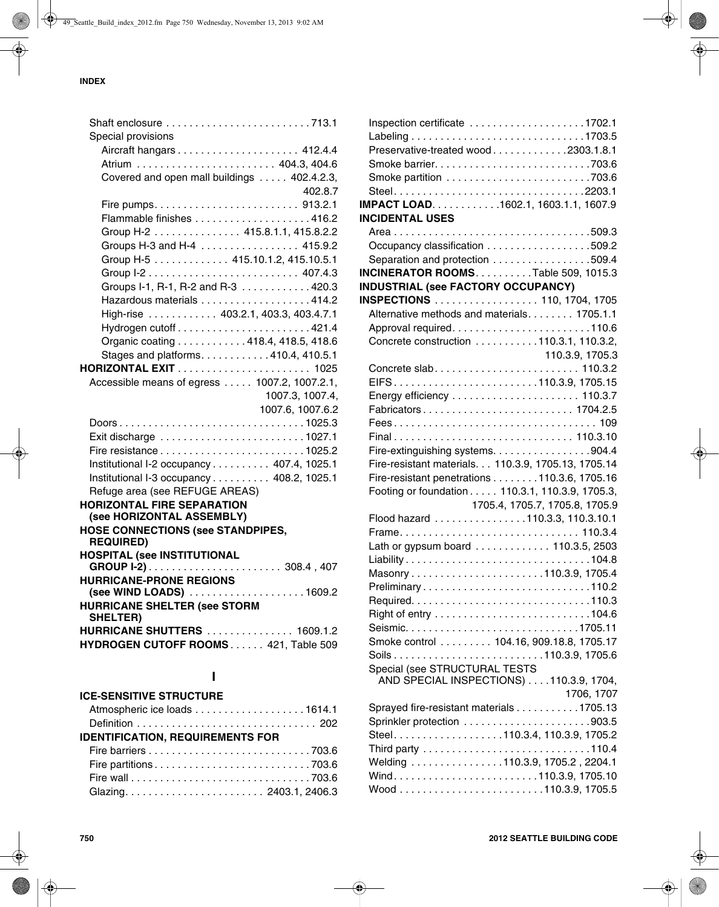Shaft enclosure . . . . . . . . . . . . . . . . . . . . . . . . . 713.1
Special provisions
Aircraft hangars . . . . . . . . . . . . . . . . . . . . . 412.4.4
Atrium . . . . . . . . . . . . . . . . . . . . . . . . 404.3, 404.6
Covered and open mall buildings . . . . . 402.4.2.3, 402.8.7
Fire pumps. . . . . . . . . . . . . . . . . . . . . . . . 913.2.1
Flammable finishes . . . . . . . . . . . . . . . . . . . 416.2
Group H-2 . . . . . . . . . . . . . . . 415.8.1.1, 415.8.2.2
Groups H-3 and H-4 . . . . . . . . . . . . . . . . 415.9.2
Group H-5 . . . . . . . . . . . . . 415.10.1.2, 415.10.5.1
Group I-2 . . . . . . . . . . . . . . . . . . . . . . . . . 407.4.3
Groups I-1, R-1, R-2 and R-3 . . . . . . . . . . . 420.3
Hazardous materials . . . . . . . . . . . . . . . . . . 414.2
High-rise . . . . . . . . . . . . 403.2.1, 403.3, 403.4.7.1
Hydrogen cutoff . . . . . . . . . . . . . . . . . . . . . . 421.4
Organic coating . . . . . . . . . . . . 418.4, 418.5, 418.6
Stages and platforms. . . . . . . . . . . . 410.4, 410.5.1

**HORIZONTAL EXIT** . . . . . . . . . . . . . . . . . . . . . . 1025
Accessible means of egress . . . . . 1007.2, 1007.2.1, 1007.3, 1007.4, 1007.6, 1007.6.2
Doors . . . . . . . . . . . . . . . . . . . . . . . . . . . . . . . 1025.3
Exit discharge . . . . . . . . . . . . . . . . . . . . . . . . 1027.1
Fire resistance . . . . . . . . . . . . . . . . . . . . . . . . 1025.2
Institutional I-2 occupancy . . . . . . . . . . 407.4, 1025.1
Institutional I-3 occupancy . . . . . . . . . . 408.2, 1025.1
Refuge area (see REFUGE AREAS)

**HORIZONTAL FIRE SEPARATION (see HORIZONTAL ASSEMBLY)**

**HOSE CONNECTIONS (see STANDPIPES, REQUIRED)**

**HOSPITAL (see INSTITUTIONAL GROUP I-2)** . . . . . . . . . . . . . . . . . . . . . . 308.4 , 407

**HURRICANE-PRONE REGIONS (see WIND LOADS)** . . . . . . . . . . . . . . . . . . . 1609.2

**HURRICANE SHELTER (see STORM SHELTER)**

**HURRICANE SHUTTERS** . . . . . . . . . . . . . . . 1609.1.2

**HYDROGEN CUTOFF ROOMS** . . . . . . 421, Table 509

## I

**ICE-SENSITIVE STRUCTURE**
Atmospheric ice loads . . . . . . . . . . . . . . . . . . 1614.1
Definition . . . . . . . . . . . . . . . . . . . . . . . . . . . . . . 202

**IDENTIFICATION, REQUIREMENTS FOR**
Fire barriers . . . . . . . . . . . . . . . . . . . . . . . . . . . 703.6
Fire partitions . . . . . . . . . . . . . . . . . . . . . . . . . . 703.6
Fire wall . . . . . . . . . . . . . . . . . . . . . . . . . . . . . . 703.6
Glazing. . . . . . . . . . . . . . . . . . . . . . . 2403.1, 2406.3
Inspection certificate . . . . . . . . . . . . . . . . . . . 1702.1
Labeling . . . . . . . . . . . . . . . . . . . . . . . . . . . . 1703.5
Preservative-treated wood . . . . . . . . . . . . 2303.1.8.1
Smoke barrier. . . . . . . . . . . . . . . . . . . . . . . . . . 703.6
Smoke partition . . . . . . . . . . . . . . . . . . . . . . . . 703.6
Separation and protection . . . . . . . . . . . . . . . . 509.4
Steel. . . . . . . . . . . . . . . . . . . . . . . . . . . . . . . 2203.1

**IMPACT LOAD**. . . . . . . . . . . .1602.1, 1603.1.1, 1607.9

**INCIDENTAL USES**
Area . . . . . . . . . . . . . . . . . . . . . . . . . . . . . . . . . 509.3
Occupancy classification . . . . . . . . . . . . . . . . . 509.2
Separation and protection . . . . . . . . . . . . . . . . 509.4

**INCINERATOR ROOMS**. . . . . . . . . .Table 509, 1015.3

**INDUSTRIAL (see FACTORY OCCUPANCY)**

**INSPECTIONS** . . . . . . . . . . . . . . . . . 110, 1704, 1705
Alternative methods and materials. . . . . . . . 1705.1.1
Approval required. . . . . . . . . . . . . . . . . . . . . . . . 110.6
Concrete construction . . . . . . . . . . .110.3.1, 110.3.2, 110.3.9, 1705.3
Concrete slab. . . . . . . . . . . . . . . . . . . . . . . . 110.3.2
EIFS . . . . . . . . . . . . . . . . . . . . . . . .110.3.9, 1705.15
Energy efficiency . . . . . . . . . . . . . . . . . . . . . 110.3.7
Fabricators . . . . . . . . . . . . . . . . . . . . . . . . . . 1704.2.5
Fees . . . . . . . . . . . . . . . . . . . . . . . . . . . . . . . . . 109
Final . . . . . . . . . . . . . . . . . . . . . . . . . . . . . . 110.3.10
Fire-extinguishing systems. . . . . . . . . . . . . . . . . 904.4
Fire-resistant materials. . . 110.3.9, 1705.13, 1705.14
Fire-resistant penetrations . . . . . . . .110.3.6, 1705.16
Footing or foundation . . . . . 110.3.1, 110.3.9, 1705.3, 1705.4, 1705.7, 1705.8, 1705.9
Flood hazard . . . . . . . . . . . . . . .110.3.3, 110.3.10.1
Frame. . . . . . . . . . . . . . . . . . . . . . . . . . . . . . 110.3.4
Lath or gypsum board . . . . . . . . . . . . . 110.3.5, 2503
Liability . . . . . . . . . . . . . . . . . . . . . . . . . . . . . . 104.8
Masonry . . . . . . . . . . . . . . . . . . . . . . .110.3.9, 1705.4
Preliminary . . . . . . . . . . . . . . . . . . . . . . . . . . . . 110.2
Required. . . . . . . . . . . . . . . . . . . . . . . . . . . . . . 110.3
Right of entry . . . . . . . . . . . . . . . . . . . . . . . . . . 104.6
Seismic. . . . . . . . . . . . . . . . . . . . . . . . . . . . . 1705.11
Smoke control . . . . . . . . . 104.16, 909.18.8, 1705.17
Soils . . . . . . . . . . . . . . . . . . . . . . . . . .110.3.9, 1705.6
Special (see STRUCTURAL TESTS AND SPECIAL INSPECTIONS) . . . .110.3.9, 1704, 1706, 1707
Sprayed fire-resistant materials . . . . . . . . . . .1705.13
Sprinkler protection . . . . . . . . . . . . . . . . . . . . . 903.5
Steel. . . . . . . . . . . . . . . . . . .110.3.4, 110.3.9, 1705.2
Third party . . . . . . . . . . . . . . . . . . . . . . . . . . . . 110.4
Welding . . . . . . . . . . . . . . .110.3.9, 1705.2 , 2204.1
Wind. . . . . . . . . . . . . . . . . . . . . . . . .110.3.9, 1705.10
Wood . . . . . . . . . . . . . . . . . . . . . . . . .110.3.9, 1705.5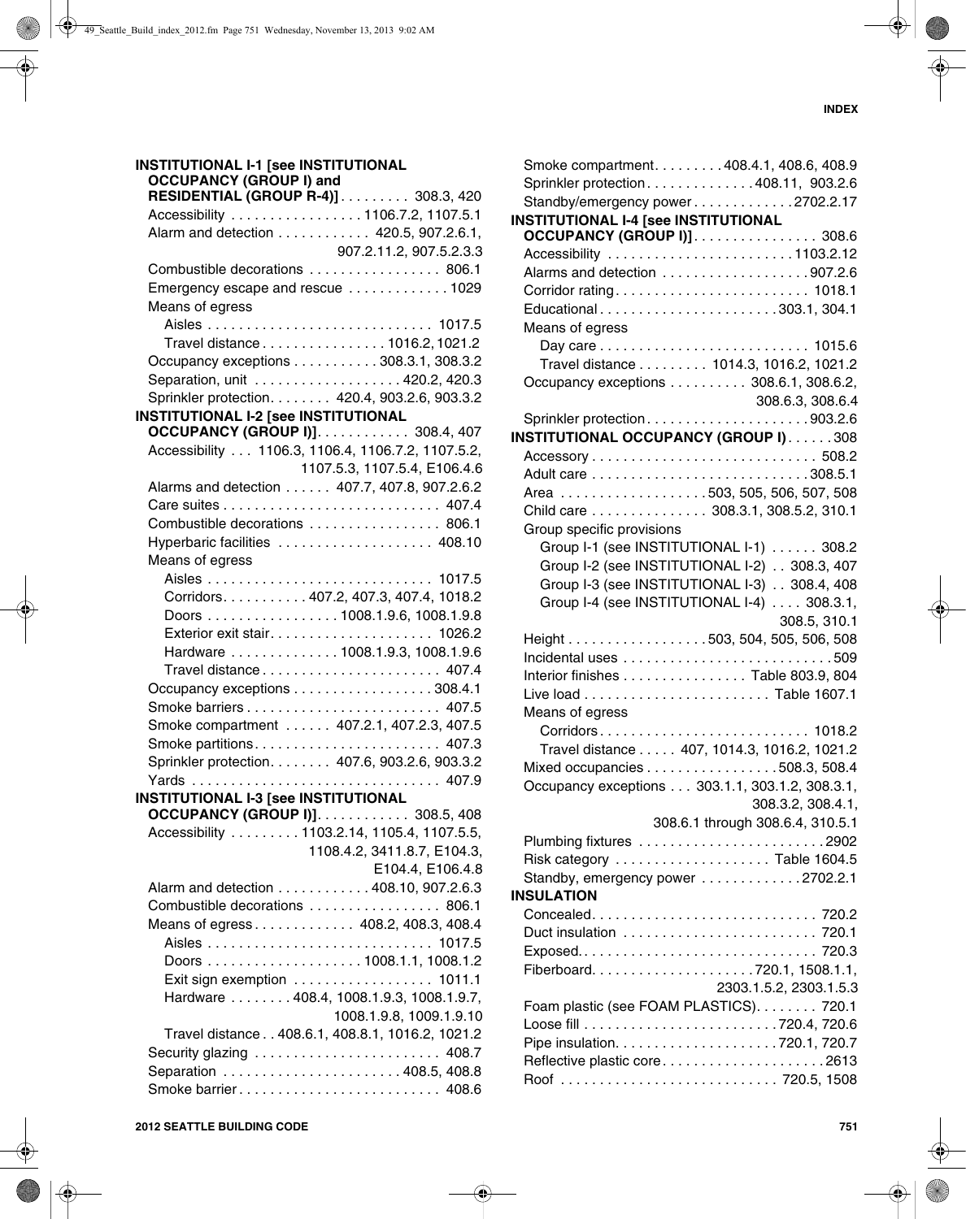**INSTITUTIONAL I-1 [see INSTITUTIONAL OCCUPANCY (GROUP I) and RESIDENTIAL (GROUP R-4)]** . . . . . . . . . 308.3, 420

- Accessibility . . . . . . . . . . . . . . . . 1106.7.2, 1107.5.1
- Alarm and detection . . . . . . . . . . . 420.5, 907.2.6.1, 907.2.11.2, 907.5.2.3.3
- Combustible decorations . . . . . . . . . . . . . . . . . 806.1
- Emergency escape and rescue . . . . . . . . . . . . . 1029
- Means of egress
  - Aisles . . . . . . . . . . . . . . . . . . . . . . . . . . . . 1017.5
  - Travel distance . . . . . . . . . . . . . . . 1016.2, 1021.2
- Occupancy exceptions . . . . . . . . . . . 308.3.1, 308.3.2
- Separation, unit . . . . . . . . . . . . . . . . . . 420.2, 420.3
- Sprinkler protection. . . . . . . . 420.4, 903.2.6, 903.3.2

**INSTITUTIONAL I-2 [see INSTITUTIONAL OCCUPANCY (GROUP I)]**. . . . . . . . . . . . 308.4, 407

- Accessibility . . . 1106.3, 1106.4, 1106.7.2, 1107.5.2, 1107.5.3, 1107.5.4, E106.4.6
- Alarms and detection . . . . . . 407.7, 407.8, 907.2.6.2
- Care suites . . . . . . . . . . . . . . . . . . . . . . . . . . . 407.4
- Combustible decorations . . . . . . . . . . . . . . . . . 806.1
- Hyperbaric facilities . . . . . . . . . . . . . . . . . . . . 408.10
- Means of egress
  - Aisles . . . . . . . . . . . . . . . . . . . . . . . . . . . . 1017.5
  - Corridors. . . . . . . . . . . 407.2, 407.3, 407.4, 1018.2
  - Doors . . . . . . . . . . . . . . . . 1008.1.9.6, 1008.1.9.8
  - Exterior exit stair. . . . . . . . . . . . . . . . . . . . 1026.2
  - Hardware . . . . . . . . . . . . . 1008.1.9.3, 1008.1.9.6
  - Travel distance . . . . . . . . . . . . . . . . . . . . . . 407.4
- Occupancy exceptions . . . . . . . . . . . . . . . . . . 308.4.1
- Smoke barriers . . . . . . . . . . . . . . . . . . . . . . . . 407.5
- Smoke compartment . . . . . . 407.2.1, 407.2.3, 407.5
- Smoke partitions. . . . . . . . . . . . . . . . . . . . . . . 407.3
- Sprinkler protection. . . . . . . . 407.6, 903.2.6, 903.3.2
- Yards . . . . . . . . . . . . . . . . . . . . . . . . . . . . . . . 407.9

**INSTITUTIONAL I-3 [see INSTITUTIONAL OCCUPANCY (GROUP I)]**. . . . . . . . . . . . 308.5, 408

- Accessibility . . . . . . . . . 1103.2.14, 1105.4, 1107.5.5, 1108.4.2, 3411.8.7, E104.3, E104.4, E106.4.8
- Alarm and detection . . . . . . . . . . . . 408.10, 907.2.6.3
- Combustible decorations . . . . . . . . . . . . . . . . . 806.1
- Means of egress. . . . . . . . . . . . 408.2, 408.3, 408.4
  - Aisles . . . . . . . . . . . . . . . . . . . . . . . . . . . . 1017.5
  - Doors . . . . . . . . . . . . . . . . . . . 1008.1.1, 1008.1.2
  - Exit sign exemption . . . . . . . . . . . . . . . . . 1011.1
  - Hardware . . . . . . . . 408.4, 1008.1.9.3, 1008.1.9.7, 1008.1.9.8, 1009.1.9.10
  - Travel distance . . 408.6.1, 408.8.1, 1016.2, 1021.2
- Security glazing . . . . . . . . . . . . . . . . . . . . . . . 408.7
- Separation . . . . . . . . . . . . . . . . . . . . . . . 408.5, 408.8
- Smoke barrier . . . . . . . . . . . . . . . . . . . . . . . . . 408.6
- Smoke compartment. . . . . . . . . 408.4.1, 408.6, 408.9
- Sprinkler protection. . . . . . . . . . . . . 408.11, 903.2.6
- Standby/emergency power . . . . . . . . . . . . 2702.2.17

**INSTITUTIONAL I-4 [see INSTITUTIONAL OCCUPANCY (GROUP I)]**. . . . . . . . . . . . . . . . 308.6

- Accessibility . . . . . . . . . . . . . . . . . . . . . . . 1103.2.12
- Alarms and detection . . . . . . . . . . . . . . . . . . 907.2.6
- Corridor rating. . . . . . . . . . . . . . . . . . . . . . . . 1018.1
- Educational . . . . . . . . . . . . . . . . . . . . . . 303.1, 304.1
- Means of egress
  - Day care . . . . . . . . . . . . . . . . . . . . . . . . . . 1015.6
  - Travel distance . . . . . . . . . 1014.3, 1016.2, 1021.2
- Occupancy exceptions . . . . . . . . . . 308.6.1, 308.6.2, 308.6.3, 308.6.4
- Sprinkler protection. . . . . . . . . . . . . . . . . . . . 903.2.6

**INSTITUTIONAL OCCUPANCY (GROUP I)** . . . . . . 308

- Accessory . . . . . . . . . . . . . . . . . . . . . . . . . . . . 508.2
- Adult care . . . . . . . . . . . . . . . . . . . . . . . . . . . 308.5.1
- Area . . . . . . . . . . . . . . . . . . . 503, 505, 506, 507, 508
- Child care . . . . . . . . . . . . . . . 308.3.1, 308.5.2, 310.1
- Group specific provisions
  - Group I-1 (see INSTITUTIONAL I-1) . . . . . . 308.2
  - Group I-2 (see INSTITUTIONAL I-2) . . 308.3, 407
  - Group I-3 (see INSTITUTIONAL I-3) . . 308.4, 408
  - Group I-4 (see INSTITUTIONAL I-4) . . . . 308.3.1, 308.5, 310.1
- Height . . . . . . . . . . . . . . . . . . 503, 504, 505, 506, 508
- Incidental uses . . . . . . . . . . . . . . . . . . . . . . . . . . 509
- Interior finishes . . . . . . . . . . . . . . . . Table 803.9, 804
- Live load . . . . . . . . . . . . . . . . . . . . . . . . Table 1607.1
- Means of egress
  - Corridors. . . . . . . . . . . . . . . . . . . . . . . . . . 1018.2
  - Travel distance . . . . . 407, 1014.3, 1016.2, 1021.2
- Mixed occupancies . . . . . . . . . . . . . . . . . . 508.3, 508.4
- Occupancy exceptions . . . 303.1.1, 303.1.2, 308.3.1, 308.3.2, 308.4.1, 308.6.1 through 308.6.4, 310.5.1
- Plumbing fixtures . . . . . . . . . . . . . . . . . . . . . . . 2902
- Risk category . . . . . . . . . . . . . . . . . . . . Table 1604.5
- Standby, emergency power . . . . . . . . . . . . . 2702.2.1

**INSULATION**

- Concealed. . . . . . . . . . . . . . . . . . . . . . . . . . . . 720.2
- Duct insulation . . . . . . . . . . . . . . . . . . . . . . . . 720.1
- Exposed. . . . . . . . . . . . . . . . . . . . . . . . . . . . . 720.3
- Fiberboard. . . . . . . . . . . . . . . . . . . . 720.1, 1508.1.1, 2303.1.5.2, 2303.1.5.3
- Foam plastic (see FOAM PLASTICS). . . . . . . . 720.1
- Loose fill . . . . . . . . . . . . . . . . . . . . . . . . . 720.4, 720.6
- Pipe insulation. . . . . . . . . . . . . . . . . . . . . 720.1, 720.7
- Reflective plastic core. . . . . . . . . . . . . . . . . . . . 2613
- Roof . . . . . . . . . . . . . . . . . . . . . . . . . . . 720.5, 1508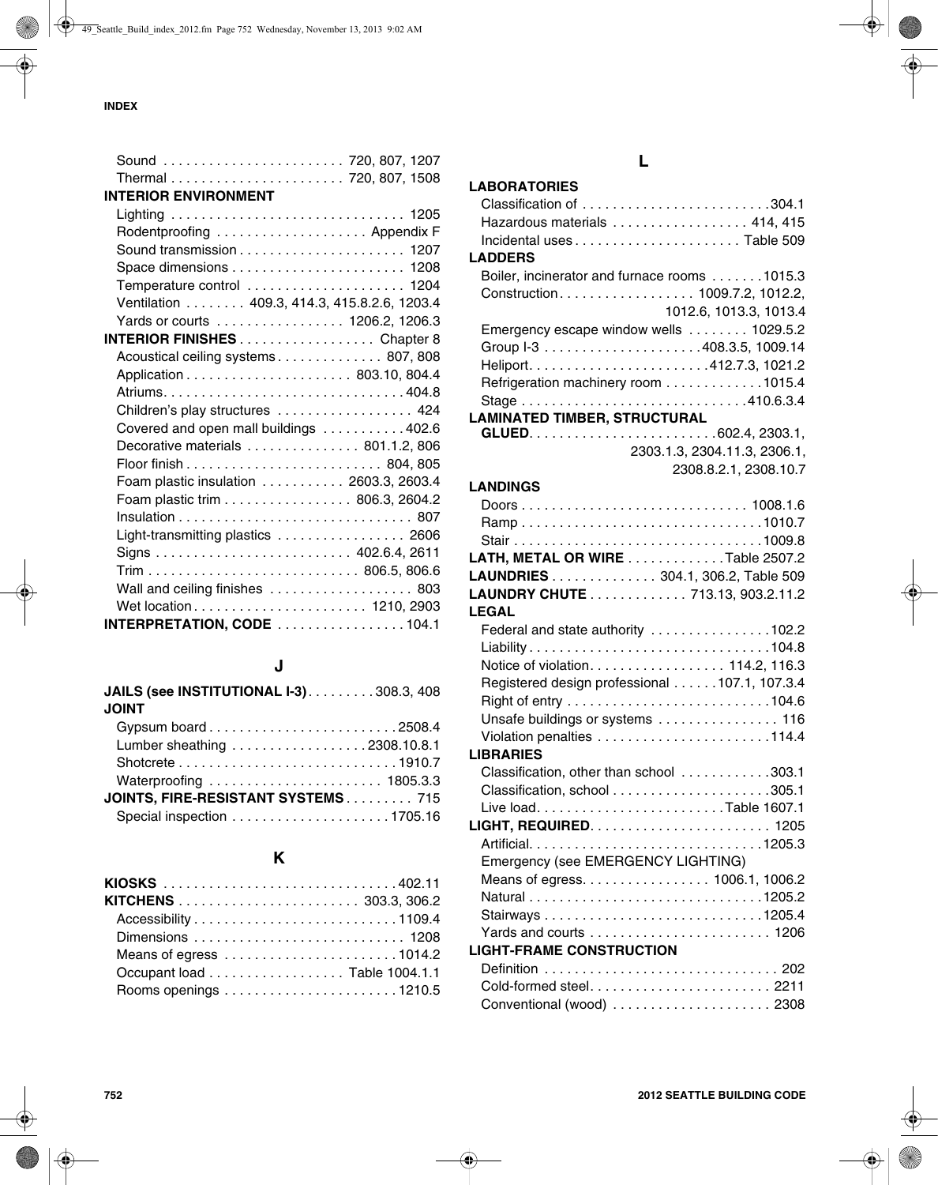Sound . . . . . . . . . . . . . . . . . . . . . . . . 720, 807, 1207
Thermal . . . . . . . . . . . . . . . . . . . . . . . 720, 807, 1508

**INTERIOR ENVIRONMENT**
Lighting . . . . . . . . . . . . . . . . . . . . . . . . . . . . . . 1205
Rodentproofing . . . . . . . . . . . . . . . . . . . . Appendix F
Sound transmission . . . . . . . . . . . . . . . . . . . . . . 1207
Space dimensions . . . . . . . . . . . . . . . . . . . . . . . 1208
Temperature control . . . . . . . . . . . . . . . . . . . . . 1204
Ventilation . . . . . . . . 409.3, 414.3, 415.8.2.6, 1203.4
Yards or courts . . . . . . . . . . . . . . . . . 1206.2, 1206.3

**INTERIOR FINISHES** . . . . . . . . . . . . . . . . . . Chapter 8
Acoustical ceiling systems . . . . . . . . . . . . . 807, 808
Application . . . . . . . . . . . . . . . . . . . . . . 803.10, 804.4
Atriums. . . . . . . . . . . . . . . . . . . . . . . . . . . . . . . . 404.8
Children's play structures . . . . . . . . . . . . . . . . . . 424
Covered and open mall buildings . . . . . . . . . . . 402.6
Decorative materials . . . . . . . . . . . . . . . 801.1.2, 806
Floor finish . . . . . . . . . . . . . . . . . . . . . . . . . . 804, 805
Foam plastic insulation . . . . . . . . . . . 2603.3, 2603.4
Foam plastic trim . . . . . . . . . . . . . . . . . 806.3, 2604.2
Insulation . . . . . . . . . . . . . . . . . . . . . . . . . . . . . . . 807
Light-transmitting plastics . . . . . . . . . . . . . . . . . 2606
Signs . . . . . . . . . . . . . . . . . . . . . . . . . . 402.6.4, 2611
Trim . . . . . . . . . . . . . . . . . . . . . . . . . . . . 806.5, 806.6
Wall and ceiling finishes . . . . . . . . . . . . . . . . . . . 803
Wet location . . . . . . . . . . . . . . . . . . . . . . . 1210, 2903

**INTERPRETATION, CODE** . . . . . . . . . . . . . . . . . 104.1

## J

**JAILS (see INSTITUTIONAL I-3)** . . . . . . . . . 308.3, 408

**JOINT**
Gypsum board . . . . . . . . . . . . . . . . . . . . . . . . . 2508.4
Lumber sheathing . . . . . . . . . . . . . . . . . . 2308.10.8.1
Shotcrete . . . . . . . . . . . . . . . . . . . . . . . . . . . . . 1910.7
Waterproofing . . . . . . . . . . . . . . . . . . . . . . . 1805.3.3

**JOINTS, FIRE-RESISTANT SYSTEMS** . . . . . . . . . 715
Special inspection . . . . . . . . . . . . . . . . . . . . . 1705.16

## K

**KIOSKS** . . . . . . . . . . . . . . . . . . . . . . . . . . . . . . . 402.11

**KITCHENS** . . . . . . . . . . . . . . . . . . . . . . . . 303.3, 306.2
Accessibility . . . . . . . . . . . . . . . . . . . . . . . . . . . 1109.4
Dimensions . . . . . . . . . . . . . . . . . . . . . . . . . . . . 1208
Means of egress . . . . . . . . . . . . . . . . . . . . . . . 1014.2
Occupant load . . . . . . . . . . . . . . . . . . Table 1004.1.1
Rooms openings . . . . . . . . . . . . . . . . . . . . . . . 1210.5

## L

**LABORATORIES**
Classification of . . . . . . . . . . . . . . . . . . . . . . . . . 304.1
Hazardous materials . . . . . . . . . . . . . . . . . . 414, 415
Incidental uses . . . . . . . . . . . . . . . . . . . . . . Table 509

**LADDERS**
Boiler, incinerator and furnace rooms . . . . . . . 1015.3
Construction. . . . . . . . . . . . . . . . . . 1009.7.2, 1012.2, 1012.6, 1013.3, 1013.4
Emergency escape window wells . . . . . . . . 1029.5.2
Group I-3 . . . . . . . . . . . . . . . . . . . . . 408.3.5, 1009.14
Heliport. . . . . . . . . . . . . . . . . . . . . . . . 412.7.3, 1021.2
Refrigeration machinery room . . . . . . . . . . . . . 1015.4
Stage . . . . . . . . . . . . . . . . . . . . . . . . . . . . . 410.6.3.4

**LAMINATED TIMBER, STRUCTURAL GLUED**. . . . . . . . . . . . . . . . . . . . . . . . . 602.4, 2303.1, 2303.1.3, 2304.11.3, 2306.1, 2308.8.2.1, 2308.10.7

**LANDINGS**
Doors . . . . . . . . . . . . . . . . . . . . . . . . . . . . . . 1008.1.6
Ramp . . . . . . . . . . . . . . . . . . . . . . . . . . . . . . . . 1010.7
Stair . . . . . . . . . . . . . . . . . . . . . . . . . . . . . . . . . 1009.8

**LATH, METAL OR WIRE** . . . . . . . . . . . . . Table 2507.2

**LAUNDRIES** . . . . . . . . . . . . . . 304.1, 306.2, Table 509

**LAUNDRY CHUTE** . . . . . . . . . . . . . 713.13, 903.2.11.2

**LEGAL**
Federal and state authority . . . . . . . . . . . . . . . . 102.2
Liability . . . . . . . . . . . . . . . . . . . . . . . . . . . . . . . . 104.8
Notice of violation. . . . . . . . . . . . . . . . . . 114.2, 116.3
Registered design professional . . . . . . 107.1, 107.3.4
Right of entry . . . . . . . . . . . . . . . . . . . . . . . . . . 104.6
Unsafe buildings or systems . . . . . . . . . . . . . . . . 116
Violation penalties . . . . . . . . . . . . . . . . . . . . . . 114.4

**LIBRARIES**
Classification, other than school . . . . . . . . . . . . 303.1
Classification, school . . . . . . . . . . . . . . . . . . . . . 305.1
Live load. . . . . . . . . . . . . . . . . . . . . . . . . Table 1607.1

**LIGHT, REQUIRED**. . . . . . . . . . . . . . . . . . . . . . . . 1205
Artificial. . . . . . . . . . . . . . . . . . . . . . . . . . . . . . . 1205.3
Emergency (see EMERGENCY LIGHTING)
Means of egress. . . . . . . . . . . . . . . . . . 1006.1, 1006.2
Natural . . . . . . . . . . . . . . . . . . . . . . . . . . . . . . . 1205.2
Stairways . . . . . . . . . . . . . . . . . . . . . . . . . . . . . 1205.4
Yards and courts . . . . . . . . . . . . . . . . . . . . . . . . 1206

**LIGHT-FRAME CONSTRUCTION**
Definition . . . . . . . . . . . . . . . . . . . . . . . . . . . . . . . 202
Cold-formed steel. . . . . . . . . . . . . . . . . . . . . . . . 2211
Conventional (wood) . . . . . . . . . . . . . . . . . . . . . 2308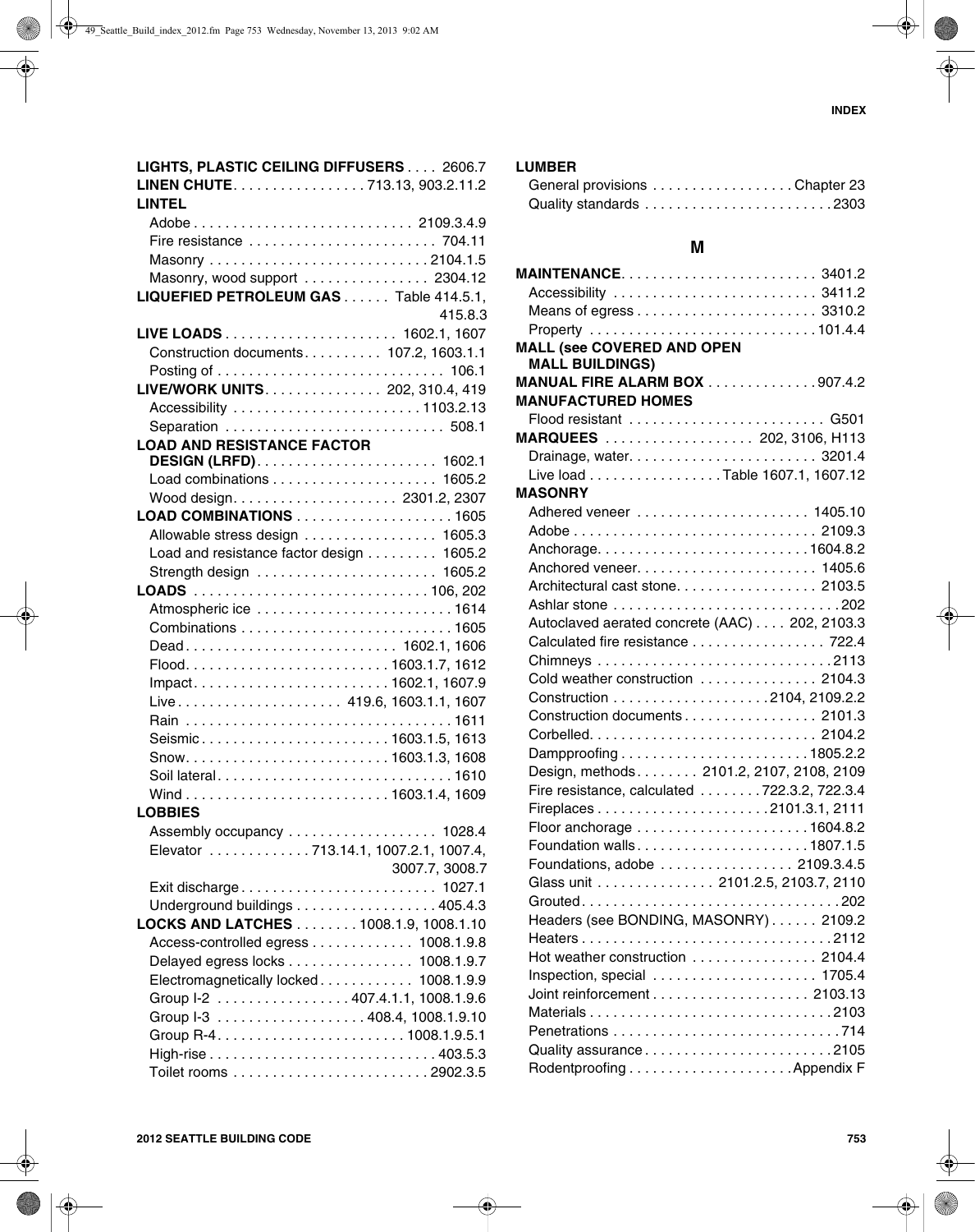**LIGHTS, PLASTIC CEILING DIFFUSERS** . . . . 2606.7

**LINEN CHUTE** . . . . . . . . . . . . . . . . 713.13, 903.2.11.2

**LINTEL**

- Adobe . . . . . . . . . . . . . . . . . . . . . . . . . . . 2109.3.4.9
- Fire resistance . . . . . . . . . . . . . . . . . . . . . . . . 704.11
- Masonry . . . . . . . . . . . . . . . . . . . . . . . . . . 2104.1.5
- Masonry, wood support . . . . . . . . . . . . . . . 2304.12

**LIQUEFIED PETROLEUM GAS** . . . . . . Table 414.5.1, 415.8.3

**LIVE LOADS** . . . . . . . . . . . . . . . . . . . . . 1602.1, 1607

- Construction documents . . . . . . . . . . 107.2, 1603.1.1
- Posting of . . . . . . . . . . . . . . . . . . . . . . . . . . . . 106.1

**LIVE/WORK UNITS** . . . . . . . . . . . . . . 202, 310.4, 419

- Accessibility . . . . . . . . . . . . . . . . . . . . . . . 1103.2.13
- Separation . . . . . . . . . . . . . . . . . . . . . . . . . . . 508.1

**LOAD AND RESISTANCE FACTOR DESIGN (LRFD)** . . . . . . . . . . . . . . . . . . . . . . 1602.1

- Load combinations . . . . . . . . . . . . . . . . . . . . 1605.2
- Wood design . . . . . . . . . . . . . . . . . . . . 2301.2, 2307

**LOAD COMBINATIONS** . . . . . . . . . . . . . . . . . . . . 1605

- Allowable stress design . . . . . . . . . . . . . . . . 1605.3
- Load and resistance factor design . . . . . . . . . 1605.2
- Strength design . . . . . . . . . . . . . . . . . . . . . . 1605.2

**LOADS** . . . . . . . . . . . . . . . . . . . . . . . . . . . . 106, 202

- Atmospheric ice . . . . . . . . . . . . . . . . . . . . . . . . 1614
- Combinations . . . . . . . . . . . . . . . . . . . . . . . . . . 1605
- Dead . . . . . . . . . . . . . . . . . . . . . . . . . . 1602.1, 1606
- Flood . . . . . . . . . . . . . . . . . . . . . . . . . 1603.1.7, 1612
- Impact . . . . . . . . . . . . . . . . . . . . . . . . 1602.1, 1607.9
- Live . . . . . . . . . . . . . . . . . . . . 419.6, 1603.1.1, 1607
- Rain . . . . . . . . . . . . . . . . . . . . . . . . . . . . . . . . . 1611
- Seismic . . . . . . . . . . . . . . . . . . . . . . . 1603.1.5, 1613
- Snow . . . . . . . . . . . . . . . . . . . . . . . . . 1603.1.3, 1608
- Soil lateral . . . . . . . . . . . . . . . . . . . . . . . . . . . . 1610
- Wind . . . . . . . . . . . . . . . . . . . . . . . . . 1603.1.4, 1609

**LOBBIES**

- Assembly occupancy . . . . . . . . . . . . . . . . . . . 1028.4
- Elevator . . . . . . . . . . . . 713.14.1, 1007.2.1, 1007.4, 3007.7, 3008.7
- Exit discharge . . . . . . . . . . . . . . . . . . . . . . . . 1027.1
- Underground buildings . . . . . . . . . . . . . . . . . 405.4.3

**LOCKS AND LATCHES** . . . . . . . . 1008.1.9, 1008.1.10

- Access-controlled egress . . . . . . . . . . . . . 1008.1.9.8
- Delayed egress locks . . . . . . . . . . . . . . . . 1008.1.9.7
- Electromagnetically locked . . . . . . . . . . . . 1008.1.9.9
- Group I-2 . . . . . . . . . . . . . . . . 407.4.1.1, 1008.1.9.6
- Group I-3 . . . . . . . . . . . . . . . . . . 408.4, 1008.1.9.10
- Group R-4 . . . . . . . . . . . . . . . . . . . . . . . 1008.1.9.5.1
- High-rise . . . . . . . . . . . . . . . . . . . . . . . . . . . . 403.5.3
- Toilet rooms . . . . . . . . . . . . . . . . . . . . . . . . 2902.3.5

**LUMBER**

- General provisions . . . . . . . . . . . . . . . . . Chapter 23
- Quality standards . . . . . . . . . . . . . . . . . . . . . . . 2303

## M

**MAINTENANCE** . . . . . . . . . . . . . . . . . . . . . . . . 3401.2

- Accessibility . . . . . . . . . . . . . . . . . . . . . . . . . 3411.2
- Means of egress . . . . . . . . . . . . . . . . . . . . . . 3310.2
- Property . . . . . . . . . . . . . . . . . . . . . . . . . . . . 101.4.4

**MALL (see COVERED AND OPEN MALL BUILDINGS)**

**MANUAL FIRE ALARM BOX** . . . . . . . . . . . . . 907.4.2

**MANUFACTURED HOMES**

- Flood resistant . . . . . . . . . . . . . . . . . . . . . . . . G501

**MARQUEES** . . . . . . . . . . . . . . . . . . 202, 3106, H113

- Drainage, water . . . . . . . . . . . . . . . . . . . . . . . 3201.4
- Live load . . . . . . . . . . . . . . . . . Table 1607.1, 1607.12

**MASONRY**

- Adhered veneer . . . . . . . . . . . . . . . . . . . . . 1405.10
- Adobe . . . . . . . . . . . . . . . . . . . . . . . . . . . . . . 2109.3
- Anchorage . . . . . . . . . . . . . . . . . . . . . . . . . 1604.8.2
- Anchored veneer . . . . . . . . . . . . . . . . . . . . . . 1405.6
- Architectural cast stone . . . . . . . . . . . . . . . . . 2103.5
- Ashlar stone . . . . . . . . . . . . . . . . . . . . . . . . . . . 202
- Autoclaved aerated concrete (AAC) . . . . 202, 2103.3
- Calculated fire resistance . . . . . . . . . . . . . . . . 722.4
- Chimneys . . . . . . . . . . . . . . . . . . . . . . . . . . . . 2113
- Cold weather construction . . . . . . . . . . . . . . 2104.3
- Construction . . . . . . . . . . . . . . . . . . . 2104, 2109.2.2
- Construction documents . . . . . . . . . . . . . . . . 2101.3
- Corbelled . . . . . . . . . . . . . . . . . . . . . . . . . . . . 2104.2
- Dampproofing . . . . . . . . . . . . . . . . . . . . . . . 1805.2.2
- Design, methods . . . . . . . . 2101.2, 2107, 2108, 2109
- Fire resistance, calculated . . . . . . . . 722.3.2, 722.3.4
- Fireplaces . . . . . . . . . . . . . . . . . . . . . . 2101.3.1, 2111
- Floor anchorage . . . . . . . . . . . . . . . . . . . . . 1604.8.2
- Foundation walls . . . . . . . . . . . . . . . . . . . . . 1807.1.5
- Foundations, adobe . . . . . . . . . . . . . . . . . 2109.3.4.5
- Glass unit . . . . . . . . . . . . . . . 2101.2.5, 2103.7, 2110
- Grouted . . . . . . . . . . . . . . . . . . . . . . . . . . . . . . . 202
- Headers (see BONDING, MASONRY) . . . . . . 2109.2
- Heaters . . . . . . . . . . . . . . . . . . . . . . . . . . . . . . 2112
- Hot weather construction . . . . . . . . . . . . . . . 2104.4
- Inspection, special . . . . . . . . . . . . . . . . . . . . 1705.4
- Joint reinforcement . . . . . . . . . . . . . . . . . . . 2103.13
- Materials . . . . . . . . . . . . . . . . . . . . . . . . . . . . . 2103
- Penetrations . . . . . . . . . . . . . . . . . . . . . . . . . . . 714
- Quality assurance . . . . . . . . . . . . . . . . . . . . . . 2105
- Rodentproofing . . . . . . . . . . . . . . . . . . . . Appendix F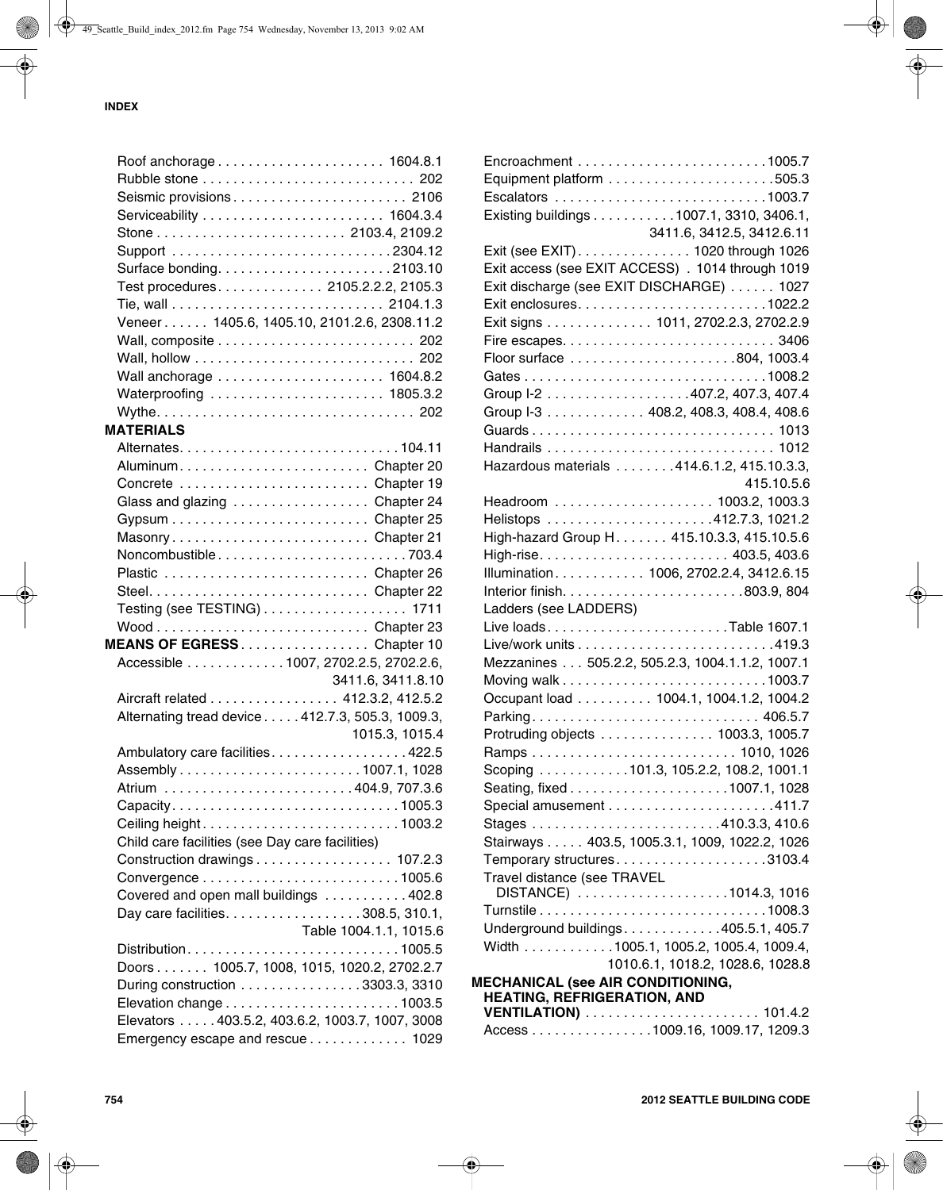Roof anchorage . . . . . . . . . . . . . . . . . . . . . 1604.8.1
Rubble stone . . . . . . . . . . . . . . . . . . . . . . . . . . . 202
Seismic provisions . . . . . . . . . . . . . . . . . . . . . . 2106
Serviceability . . . . . . . . . . . . . . . . . . . . . . . 1604.3.4
Stone . . . . . . . . . . . . . . . . . . . . . . . . 2103.4, 2109.2
Support . . . . . . . . . . . . . . . . . . . . . . . . . . . 2304.12
Surface bonding. . . . . . . . . . . . . . . . . . . . . . 2103.10
Test procedures. . . . . . . . . . . . . 2105.2.2.2, 2105.3
Tie, wall . . . . . . . . . . . . . . . . . . . . . . . . . . . 2104.1.3
Veneer . . . . . . 1405.6, 1405.10, 2101.2.6, 2308.11.2
Wall, composite . . . . . . . . . . . . . . . . . . . . . . . . . 202
Wall, hollow . . . . . . . . . . . . . . . . . . . . . . . . . . . . 202
Wall anchorage . . . . . . . . . . . . . . . . . . . . . 1604.8.2
Waterproofing . . . . . . . . . . . . . . . . . . . . . . 1805.3.2
Wythe. . . . . . . . . . . . . . . . . . . . . . . . . . . . . . . . . 202

**MATERIALS**

Alternates. . . . . . . . . . . . . . . . . . . . . . . . . . . . 104.11
Aluminum. . . . . . . . . . . . . . . . . . . . . . . . Chapter 20
Concrete . . . . . . . . . . . . . . . . . . . . . . . . Chapter 19
Glass and glazing . . . . . . . . . . . . . . . . . Chapter 24
Gypsum . . . . . . . . . . . . . . . . . . . . . . . . . Chapter 25
Masonry . . . . . . . . . . . . . . . . . . . . . . . . . Chapter 21
Noncombustible . . . . . . . . . . . . . . . . . . . . . . . . 703.4
Plastic . . . . . . . . . . . . . . . . . . . . . . . . . . Chapter 26
Steel. . . . . . . . . . . . . . . . . . . . . . . . . . . . Chapter 22
Testing (see TESTING) . . . . . . . . . . . . . . . . . . 1711
Wood . . . . . . . . . . . . . . . . . . . . . . . . . . . Chapter 23

**MEANS OF EGRESS** . . . . . . . . . . . . . . . . Chapter 10

Accessible . . . . . . . . . . . . 1007, 2702.2.5, 2702.2.6, 3411.6, 3411.8.10
Aircraft related . . . . . . . . . . . . . . . . 412.3.2, 412.5.2
Alternating tread device . . . . . 412.7.3, 505.3, 1009.3, 1015.3, 1015.4
Ambulatory care facilities. . . . . . . . . . . . . . . . . 422.5
Assembly . . . . . . . . . . . . . . . . . . . . . . . 1007.1, 1028
Atrium . . . . . . . . . . . . . . . . . . . . . . . . 404.9, 707.3.6
Capacity. . . . . . . . . . . . . . . . . . . . . . . . . . . . . 1005.3
Ceiling height . . . . . . . . . . . . . . . . . . . . . . . . . 1003.2
Child care facilities (see Day care facilities)
Construction drawings . . . . . . . . . . . . . . . . . 107.2.3
Convergence . . . . . . . . . . . . . . . . . . . . . . . . . 1005.6
Covered and open mall buildings . . . . . . . . . . 402.8
Day care facilities. . . . . . . . . . . . . . . . . 308.5, 310.1, Table 1004.1.1, 1015.6
Distribution . . . . . . . . . . . . . . . . . . . . . . . . . . 1005.5
Doors . . . . . . . 1005.7, 1008, 1015, 1020.2, 2702.2.7
During construction . . . . . . . . . . . . . . . . 3303.3, 3310
Elevation change . . . . . . . . . . . . . . . . . . . . . . 1003.5
Elevators . . . . . 403.5.2, 403.6.2, 1003.7, 1007, 3008
Emergency escape and rescue . . . . . . . . . . . . 1029
Encroachment . . . . . . . . . . . . . . . . . . . . . . . . 1005.7
Equipment platform . . . . . . . . . . . . . . . . . . . . . 505.3
Escalators . . . . . . . . . . . . . . . . . . . . . . . . . . . 1003.7
Existing buildings . . . . . . . . . . . 1007.1, 3310, 3406.1, 3411.6, 3412.5, 3412.6.11
Exit (see EXIT) . . . . . . . . . . . . . . 1020 through 1026
Exit access (see EXIT ACCESS) . 1014 through 1019
Exit discharge (see EXIT DISCHARGE) . . . . . . 1027
Exit enclosures. . . . . . . . . . . . . . . . . . . . . . . . 1022.2
Exit signs . . . . . . . . . . . . . 1011, 2702.2.3, 2702.2.9
Fire escapes. . . . . . . . . . . . . . . . . . . . . . . . . . . 3406
Floor surface . . . . . . . . . . . . . . . . . . . . . 804, 1003.4
Gates . . . . . . . . . . . . . . . . . . . . . . . . . . . . . . . 1008.2
Group I-2 . . . . . . . . . . . . . . . . . . 407.2, 407.3, 407.4
Group I-3 . . . . . . . . . . . . . 408.2, 408.3, 408.4, 408.6
Guards . . . . . . . . . . . . . . . . . . . . . . . . . . . . . . . 1013
Handrails . . . . . . . . . . . . . . . . . . . . . . . . . . . . . 1012
Hazardous materials . . . . . . . . 414.6.1.2, 415.10.3.3, 415.10.5.6
Headroom . . . . . . . . . . . . . . . . . . . . 1003.2, 1003.3
Helistops . . . . . . . . . . . . . . . . . . . . . . 412.7.3, 1021.2
High-hazard Group H . . . . . . . 415.10.3.3, 415.10.5.6
High-rise. . . . . . . . . . . . . . . . . . . . . . . . . 403.5, 403.6
Illumination . . . . . . . . . . . . 1006, 2702.2.4, 3412.6.15
Interior finish. . . . . . . . . . . . . . . . . . . . . . . . 803.9, 804
Ladders (see LADDERS)
Live loads. . . . . . . . . . . . . . . . . . . . . . . . Table 1607.1
Live/work units . . . . . . . . . . . . . . . . . . . . . . . . . 419.3
Mezzanines . . . 505.2.2, 505.2.3, 1004.1.1.2, 1007.1
Moving walk . . . . . . . . . . . . . . . . . . . . . . . . . . 1003.7
Occupant load . . . . . . . . . . 1004.1, 1004.1.2, 1004.2
Parking . . . . . . . . . . . . . . . . . . . . . . . . . . . . . 406.5.7
Protruding objects . . . . . . . . . . . . . . 1003.3, 1005.7
Ramps . . . . . . . . . . . . . . . . . . . . . . . . . . . 1010, 1026
Scoping . . . . . . . . . . . 101.3, 105.2.2, 108.2, 1001.1
Seating, fixed . . . . . . . . . . . . . . . . . . . . . 1007.1, 1028
Special amusement . . . . . . . . . . . . . . . . . . . . . 411.7
Stages . . . . . . . . . . . . . . . . . . . . . . . . . 410.3.3, 410.6
Stairways . . . . . 403.5, 1005.3.1, 1009, 1022.2, 1026
Temporary structures. . . . . . . . . . . . . . . . . . . 3103.4
Travel distance (see TRAVEL DISTANCE) . . . . . . . . . . . . . . . . . . . 1014.3, 1016
Turnstile . . . . . . . . . . . . . . . . . . . . . . . . . . . . . 1008.3
Underground buildings. . . . . . . . . . . . . . . 405.5.1, 405.7
Width . . . . . . . . . . . 1005.1, 1005.2, 1005.4, 1009.4, 1010.6.1, 1018.2, 1028.6, 1028.8

**MECHANICAL (see AIR CONDITIONING, HEATING, REFRIGERATION, AND VENTILATION)** . . . . . . . . . . . . . . . . . . . . . . 101.4.2

Access . . . . . . . . . . . . . . . 1009.16, 1009.17, 1209.3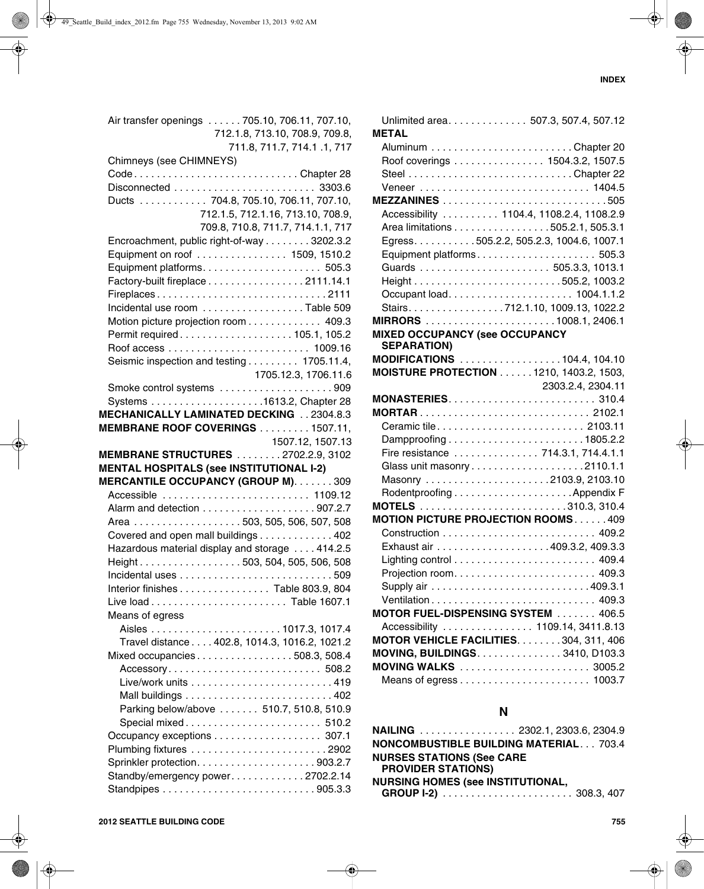Air transfer openings ...... 705.10, 706.11, 707.10, 712.1.8, 713.10, 708.9, 709.8, 711.8, 711.7, 714.1 .1, 717

Chimneys (see CHIMNEYS)

Code ............................ Chapter 28

Disconnected ........................ 3303.6

Ducts ............ 704.8, 705.10, 706.11, 707.10, 712.1.5, 712.1.16, 713.10, 708.9, 709.8, 710.8, 711.7, 714.1.1, 717

Encroachment, public right-of-way ........ 3202.3.2

Equipment on roof ................ 1509, 1510.2

Equipment platforms..................... 505.3

Factory-built fireplace ................. 2111.14.1

Fireplaces ............................. 2111

Incidental use room .................. Table 509

Motion picture projection room ............. 409.3

Permit required ................... 105.1, 105.2

Roof access ......................... 1009.16

Seismic inspection and testing ......... 1705.11.4, 1705.12.3, 1706.11.6

Smoke control systems .................... 909

Systems ...................1613.2, Chapter 28

**MECHANICALLY LAMINATED DECKING** .. 2304.8.3

**MEMBRANE ROOF COVERINGS** ......... 1507.11, 1507.12, 1507.13

**MEMBRANE STRUCTURES** ........ 2702.2.9, 3102

**MENTAL HOSPITALS (see INSTITUTIONAL I-2)**

**MERCANTILE OCCUPANCY (GROUP M)**....... 309

Accessible .......................... 1109.12

Alarm and detection .................... 907.2.7

Area ................... 503, 505, 506, 507, 508

Covered and open mall buildings ............. 402

Hazardous material display and storage .... 414.2.5

Height .................. 503, 504, 505, 506, 508

Incidental uses ........................... 509

Interior finishes ................ Table 803.9, 804

Live load ........................ Table 1607.1

Means of egress

Aisles ....................... 1017.3, 1017.4

Travel distance .... 402.8, 1014.3, 1016.2, 1021.2

Mixed occupancies ................. 508.3, 508.4

Accessory........................... 508.2

Live/work units ........................ 419

Mall buildings .......................... 402

Parking below/above ....... 510.7, 510.8, 510.9

Special mixed ........................ 510.2

Occupancy exceptions ................... 307.1

Plumbing fixtures ........................ 2902

Sprinkler protection..................... 903.2.7

Standby/emergency power............. 2702.2.14

Standpipes ........................... 905.3.3

Unlimited area.............. 507.3, 507.4, 507.12

**METAL**

Aluminum ......................... Chapter 20

Roof coverings ................ 1504.3.2, 1507.5

Steel ............................ Chapter 22

Veneer .............................. 1404.5

**MEZZANINES** ............................. 505

Accessibility .......... 1104.4, 1108.2.4, 1108.2.9

Area limitations ................. 505.2.1, 505.3.1

Egress........... 505.2.2, 505.2.3, 1004.6, 1007.1

Equipment platforms..................... 505.3

Guards ...................... 505.3.3, 1013.1

Height ......................... 505.2, 1003.2

Occupant load...................... 1004.1.1.2

Stairs................ 712.1.10, 1009.13, 1022.2

**MIRRORS** ....................... 1008.1, 2406.1

**MIXED OCCUPANCY (see OCCUPANCY SEPARATION)**

**MODIFICATIONS** .................. 104.4, 104.10

**MOISTURE PROTECTION** ...... 1210, 1403.2, 1503, 2303.2.4, 2304.11

**MONASTERIES**.......................... 310.4

**MORTAR** ............................. 2102.1

Ceramic tile.......................... 2103.11

Dampproofing ........................ 1805.2.2

Fire resistance ............... 714.3.1, 714.4.1.1

Glass unit masonry ................... 2110.1.1

Masonry ..................... 2103.9, 2103.10

Rodentproofing .................... Appendix F

**MOTELS** ......................... 310.3, 310.4

**MOTION PICTURE PROJECTION ROOMS**...... 409

Construction .......................... 409.2

Exhaust air .................... 409.3.2, 409.3.3

Lighting control ......................... 409.4

Projection room......................... 409.3

Supply air ........................... 409.3.1

Ventilation ............................ 409.3

**MOTOR FUEL-DISPENSING SYSTEM** ....... 406.5

Accessibility ............... 1109.14, 3411.8.13

**MOTOR VEHICLE FACILITIES**........ 304, 311, 406

**MOVING, BUILDINGS**............... 3410, D103.3

**MOVING WALKS** ....................... 3005.2

Means of egress ...................... 1003.7

## N

**NAILING** ................ 2302.1, 2303.6, 2304.9

**NONCOMBUSTIBLE BUILDING MATERIAL**... 703.4

**NURSES STATIONS (See CARE PROVIDER STATIONS)**

**NURSING HOMES (see INSTITUTIONAL, GROUP I-2)** ...................... 308.3, 407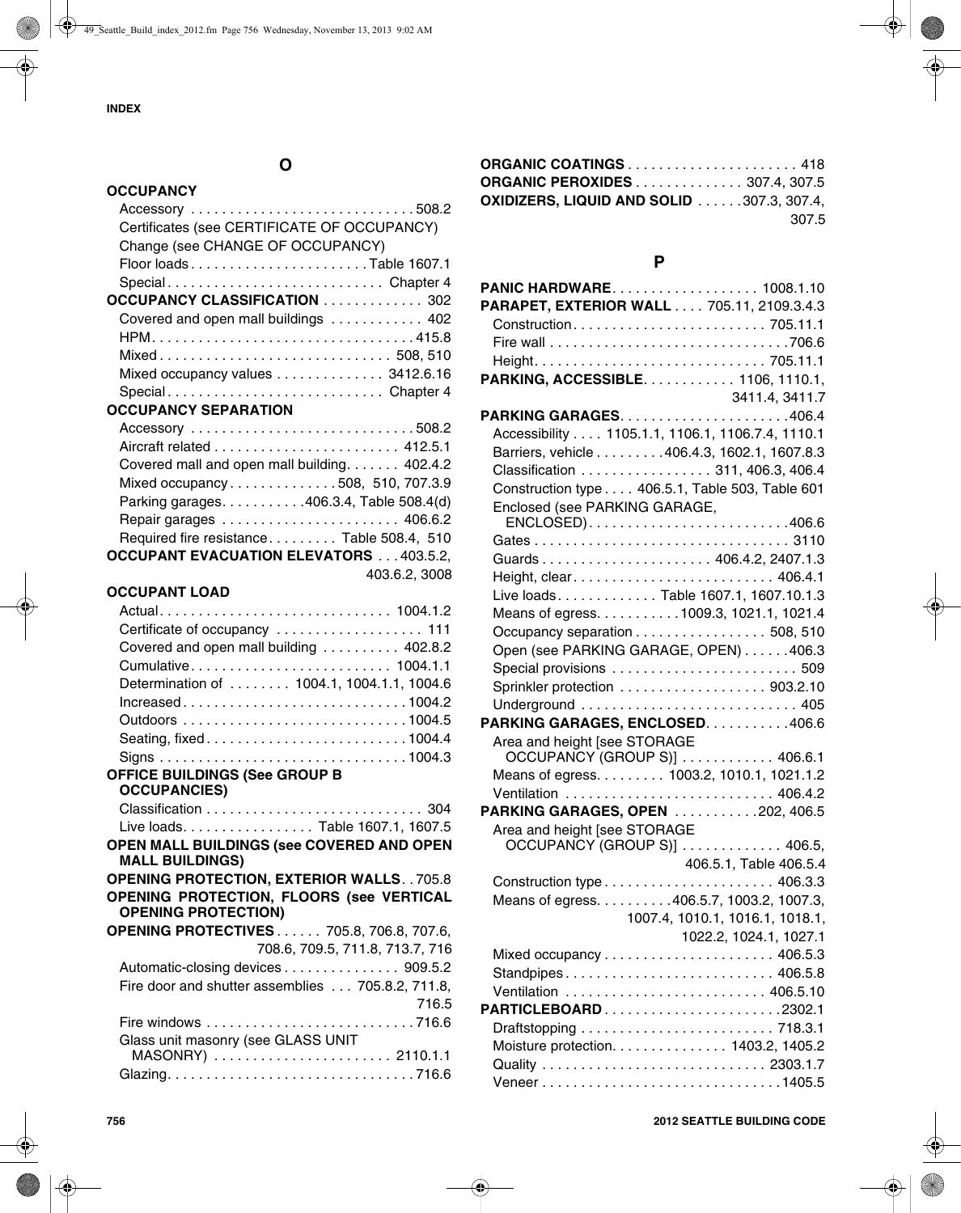## O

**OCCUPANCY**
- Accessory . . . 508.2
- Certificates (see CERTIFICATE OF OCCUPANCY)
- Change (see CHANGE OF OCCUPANCY)
- Floor loads . . . Table 1607.1
- Special . . . Chapter 4

**OCCUPANCY CLASSIFICATION** . . . 302
- Covered and open mall buildings . . . 402
- HPM . . . 415.8
- Mixed . . . 508, 510
- Mixed occupancy values . . . 3412.6.16
- Special . . . Chapter 4

**OCCUPANCY SEPARATION**
- Accessory . . . 508.2
- Aircraft related . . . 412.5.1
- Covered mall and open mall building . . . 402.4.2
- Mixed occupancy . . . 508, 510, 707.3.9
- Parking garages . . . 406.3.4, Table 508.4(d)
- Repair garages . . . 406.6.2
- Required fire resistance . . . Table 508.4, 510

**OCCUPANT EVACUATION ELEVATORS** . . . 403.5.2, 403.6.2, 3008

**OCCUPANT LOAD**
- Actual . . . 1004.1.2
- Certificate of occupancy . . . 111
- Covered and open mall building . . . 402.8.2
- Cumulative . . . 1004.1.1
- Determination of . . . 1004.1, 1004.1.1, 1004.6
- Increased . . . 1004.2
- Outdoors . . . 1004.5
- Seating, fixed . . . 1004.4
- Signs . . . 1004.3

**OFFICE BUILDINGS (See GROUP B OCCUPANCIES)**
- Classification . . . 304
- Live loads . . . Table 1607.1, 1607.5

**OPEN MALL BUILDINGS (see COVERED AND OPEN MALL BUILDINGS)**

**OPENING PROTECTION, EXTERIOR WALLS** . . . 705.8

**OPENING PROTECTION, FLOORS (see VERTICAL OPENING PROTECTION)**

**OPENING PROTECTIVES** . . . 705.8, 706.8, 707.6, 708.6, 709.5, 711.8, 713.7, 716
- Automatic-closing devices . . . 909.5.2
- Fire door and shutter assemblies . . . 705.8.2, 711.8, 716.5
- Fire windows . . . 716.6
- Glass unit masonry (see GLASS UNIT MASONRY) . . . 2110.1.1
- Glazing . . . 716.6

**ORGANIC COATINGS** . . . 418

**ORGANIC PEROXIDES** . . . 307.4, 307.5

**OXIDIZERS, LIQUID AND SOLID** . . . 307.3, 307.4, 307.5

## P

**PANIC HARDWARE** . . . 1008.1.10

**PARAPET, EXTERIOR WALL** . . . 705.11, 2109.3.4.3
- Construction . . . 705.11.1
- Fire wall . . . 706.6
- Height . . . 705.11.1

**PARKING, ACCESSIBLE** . . . 1106, 1110.1, 3411.4, 3411.7

**PARKING GARAGES** . . . 406.4
- Accessibility . . . 1105.1.1, 1106.1, 1106.7.4, 1110.1
- Barriers, vehicle . . . 406.4.3, 1602.1, 1607.8.3
- Classification . . . 311, 406.3, 406.4
- Construction type . . . 406.5.1, Table 503, Table 601
- Enclosed (see PARKING GARAGE, ENCLOSED) . . . 406.6
- Gates . . . 3110
- Guards . . . 406.4.2, 2407.1.3
- Height, clear . . . 406.4.1
- Live loads . . . Table 1607.1, 1607.10.1.3
- Means of egress . . . 1009.3, 1021.1, 1021.4
- Occupancy separation . . . 508, 510
- Open (see PARKING GARAGE, OPEN) . . . 406.3
- Special provisions . . . 509
- Sprinkler protection . . . 903.2.10
- Underground . . . 405

**PARKING GARAGES, ENCLOSED** . . . 406.6
- Area and height [see STORAGE OCCUPANCY (GROUP S)] . . . 406.6.1
- Means of egress . . . 1003.2, 1010.1, 1021.1.2
- Ventilation . . . 406.4.2

**PARKING GARAGES, OPEN** . . . 202, 406.5
- Area and height [see STORAGE OCCUPANCY (GROUP S)] . . . 406.5, 406.5.1, Table 406.5.4
- Construction type . . . 406.3.3
- Means of egress . . . 406.5.7, 1003.2, 1007.3, 1007.4, 1010.1, 1016.1, 1018.1, 1022.2, 1024.1, 1027.1
- Mixed occupancy . . . 406.5.3
- Standpipes . . . 406.5.8
- Ventilation . . . 406.5.10

**PARTICLEBOARD** . . . 2302.1
- Draftstopping . . . 718.3.1
- Moisture protection . . . 1403.2, 1405.2
- Quality . . . 2303.1.7
- Veneer . . . 1405.5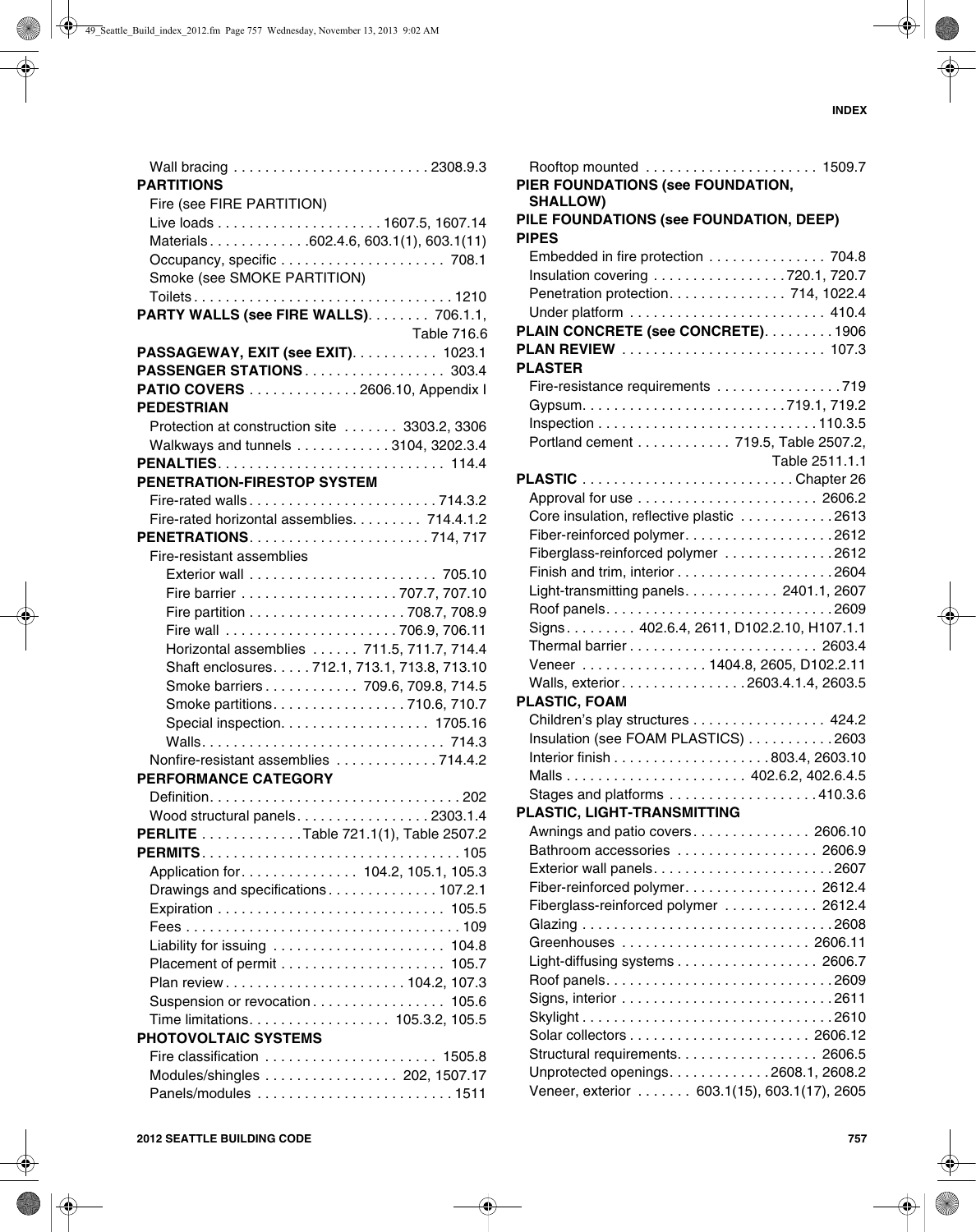Wall bracing . . . . . . . . . . . . . . . . . . . . . . . . 2308.9.3

**PARTITIONS**

Fire (see FIRE PARTITION)

Live loads . . . . . . . . . . . . . . . . . . . . 1607.5, 1607.14

Materials . . . . . . . . . . . . 602.4.6, 603.1(1), 603.1(11)

Occupancy, specific . . . . . . . . . . . . . . . . . . . . 708.1

Smoke (see SMOKE PARTITION)

Toilets . . . . . . . . . . . . . . . . . . . . . . . . . . . . . . . . 1210

**PARTY WALLS (see FIRE WALLS)**. . . . . . . . 706.1.1, Table 716.6

**PASSAGEWAY, EXIT (see EXIT)**. . . . . . . . . . . 1023.1

**PASSENGER STATIONS** . . . . . . . . . . . . . . . . . 303.4

**PATIO COVERS** . . . . . . . . . . . . . 2606.10, Appendix I

**PEDESTRIAN**

Protection at construction site . . . . . . . 3303.2, 3306

Walkways and tunnels . . . . . . . . . . . 3104, 3202.3.4

**PENALTIES**. . . . . . . . . . . . . . . . . . . . . . . . . . . . 114.4

**PENETRATION-FIRESTOP SYSTEM**

Fire-rated walls . . . . . . . . . . . . . . . . . . . . . . . 714.3.2

Fire-rated horizontal assemblies. . . . . . . . . 714.4.1.2

**PENETRATIONS**. . . . . . . . . . . . . . . . . . . . . . 714, 717

Fire-resistant assemblies

- Exterior wall . . . . . . . . . . . . . . . . . . . . . . . 705.10
- Fire barrier . . . . . . . . . . . . . . . . . . . . 707.7, 707.10
- Fire partition . . . . . . . . . . . . . . . . . . . 708.7, 708.9
- Fire wall . . . . . . . . . . . . . . . . . . . . . 706.9, 706.11
- Horizontal assemblies . . . . . . 711.5, 711.7, 714.4
- Shaft enclosures. . . . . 712.1, 713.1, 713.8, 713.10
- Smoke barriers . . . . . . . . . . . 709.6, 709.8, 714.5
- Smoke partitions. . . . . . . . . . . . . . . . 710.6, 710.7
- Special inspection. . . . . . . . . . . . . . . . . . 1705.16
- Walls. . . . . . . . . . . . . . . . . . . . . . . . . . . . . . 714.3

Nonfire-resistant assemblies . . . . . . . . . . . . 714.4.2

**PERFORMANCE CATEGORY**

Definition. . . . . . . . . . . . . . . . . . . . . . . . . . . . . . . 202

Wood structural panels . . . . . . . . . . . . . . . . 2303.1.4

**PERLITE** . . . . . . . . . . . . Table 721.1(1), Table 2507.2

**PERMITS**. . . . . . . . . . . . . . . . . . . . . . . . . . . . . . . . 105

Application for. . . . . . . . . . . . . . 104.2, 105.1, 105.3

Drawings and specifications . . . . . . . . . . . . . 107.2.1

Expiration . . . . . . . . . . . . . . . . . . . . . . . . . . . . 105.5

Fees . . . . . . . . . . . . . . . . . . . . . . . . . . . . . . . . . . 109

Liability for issuing . . . . . . . . . . . . . . . . . . . . . 104.8

Placement of permit . . . . . . . . . . . . . . . . . . . . 105.7

Plan review . . . . . . . . . . . . . . . . . . . . . . 104.2, 107.3

Suspension or revocation . . . . . . . . . . . . . . . . 105.6

Time limitations. . . . . . . . . . . . . . . . . 105.3.2, 105.5

**PHOTOVOLTAIC SYSTEMS**

Fire classification . . . . . . . . . . . . . . . . . . . . . 1505.8

Modules/shingles . . . . . . . . . . . . . . . . 202, 1507.17

Panels/modules . . . . . . . . . . . . . . . . . . . . . . . . 1511

Rooftop mounted . . . . . . . . . . . . . . . . . . . . . 1509.7

**PIER FOUNDATIONS (see FOUNDATION, SHALLOW)**

**PILE FOUNDATIONS (see FOUNDATION, DEEP)**

**PIPES**

Embedded in fire protection . . . . . . . . . . . . . . 704.8

Insulation covering . . . . . . . . . . . . . . . . 720.1, 720.7

Penetration protection. . . . . . . . . . . . . . 714, 1022.4

Under platform . . . . . . . . . . . . . . . . . . . . . . . . 410.4

**PLAIN CONCRETE (see CONCRETE)**. . . . . . . . . 1906

**PLAN REVIEW** . . . . . . . . . . . . . . . . . . . . . . . . . 107.3

**PLASTER**

Fire-resistance requirements . . . . . . . . . . . . . . . 719

Gypsum. . . . . . . . . . . . . . . . . . . . . . . . . 719.1, 719.2

Inspection . . . . . . . . . . . . . . . . . . . . . . . . . . . 110.3.5

Portland cement . . . . . . . . . . . 719.5, Table 2507.2, Table 2511.1.1

**PLASTIC** . . . . . . . . . . . . . . . . . . . . . . . . . . Chapter 26

Approval for use . . . . . . . . . . . . . . . . . . . . . . 2606.2

Core insulation, reflective plastic . . . . . . . . . . . 2613

Fiber-reinforced polymer. . . . . . . . . . . . . . . . . . 2612

Fiberglass-reinforced polymer . . . . . . . . . . . . . 2612

Finish and trim, interior . . . . . . . . . . . . . . . . . . . 2604

Light-transmitting panels. . . . . . . . . . . 2401.1, 2607

Roof panels. . . . . . . . . . . . . . . . . . . . . . . . . . . . 2609

Signs . . . . . . . . . 402.6.4, 2611, D102.2.10, H107.1.1

Thermal barrier . . . . . . . . . . . . . . . . . . . . . . . 2603.4

Veneer . . . . . . . . . . . . . . . 1404.8, 2605, D102.2.11

Walls, exterior . . . . . . . . . . . . . . . . 2603.4.1.4, 2603.5

**PLASTIC, FOAM**

Children’s play structures . . . . . . . . . . . . . . . . 424.2

Insulation (see FOAM PLASTICS) . . . . . . . . . . 2603

Interior finish . . . . . . . . . . . . . . . . . . . 803.4, 2603.10

Malls . . . . . . . . . . . . . . . . . . . . . . 402.6.2, 402.6.4.5

Stages and platforms . . . . . . . . . . . . . . . . . . 410.3.6

**PLASTIC, LIGHT-TRANSMITTING**

Awnings and patio covers. . . . . . . . . . . . . . 2606.10

Bathroom accessories . . . . . . . . . . . . . . . . . 2606.9

Exterior wall panels. . . . . . . . . . . . . . . . . . . . . . 2607

Fiber-reinforced polymer. . . . . . . . . . . . . . . . 2612.4

Fiberglass-reinforced polymer . . . . . . . . . . . 2612.4

Glazing . . . . . . . . . . . . . . . . . . . . . . . . . . . . . . 2608

Greenhouses . . . . . . . . . . . . . . . . . . . . . . . 2606.11

Light-diffusing systems . . . . . . . . . . . . . . . . . 2606.7

Roof panels. . . . . . . . . . . . . . . . . . . . . . . . . . . . 2609

Signs, interior . . . . . . . . . . . . . . . . . . . . . . . . . . 2611

Skylight . . . . . . . . . . . . . . . . . . . . . . . . . . . . . . 2610

Solar collectors . . . . . . . . . . . . . . . . . . . . . . 2606.12

Structural requirements. . . . . . . . . . . . . . . . . 2606.5

Unprotected openings. . . . . . . . . . . . 2608.1, 2608.2

Veneer, exterior . . . . . . . 603.1(15), 603.1(17), 2605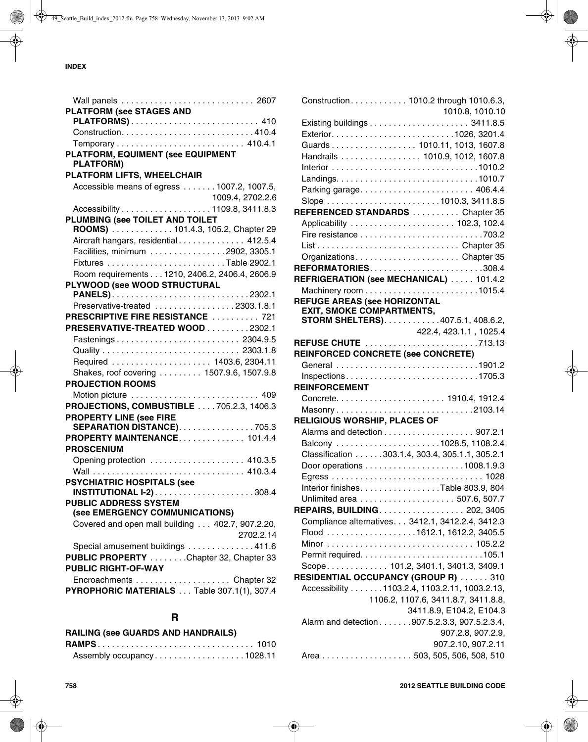Wall panels . . . . . . . . . . . . . . . . . . . . . . . . . . . 2607

**PLATFORM (see STAGES AND PLATFORMS)** . . . . . . . . . . . . . . . . . . . . . . . . . . 410

Construction. . . . . . . . . . . . . . . . . . . . . . . . . . . 410.4

Temporary . . . . . . . . . . . . . . . . . . . . . . . . . . 410.4.1

**PLATFORM, EQUIMENT (see EQUIPMENT PLATFORM)**

**PLATFORM LIFTS, WHEELCHAIR**

Accessible means of egress . . . . . . . 1007.2, 1007.5, 1009.4, 2702.2.6

Accessibility . . . . . . . . . . . . . . . . . . 1109.8, 3411.8.3

**PLUMBING (see TOILET AND TOILET ROOMS)** . . . . . . . . . . . . 101.4.3, 105.2, Chapter 29

Aircraft hangars, residential . . . . . . . . . . . . . 412.5.4

Facilities, minimum . . . . . . . . . . . . . . . 2902, 3305.1

Fixtures . . . . . . . . . . . . . . . . . . . . . . . . Table 2902.1

Room requirements . . . 1210, 2406.2, 2406.4, 2606.9

**PLYWOOD (see WOOD STRUCTURAL PANELS)** . . . . . . . . . . . . . . . . . . . . . . . . . . . . 2302.1

Preservative-treated . . . . . . . . . . . . . . . . 2303.1.8.1

**PRESCRIPTIVE FIRE RESISTANCE** . . . . . . . . . . 721

**PRESERVATIVE-TREATED WOOD** . . . . . . . . . 2302.1

Fastenings . . . . . . . . . . . . . . . . . . . . . . . . . 2304.9.5

Quality . . . . . . . . . . . . . . . . . . . . . . . . . . . . 2303.1.8

Required . . . . . . . . . . . . . . . . . . . . 1403.6, 2304.11

Shakes, roof covering . . . . . . . . . 1507.9.6, 1507.9.8

**PROJECTION ROOMS**

Motion picture . . . . . . . . . . . . . . . . . . . . . . . . . . 409

**PROJECTIONS, COMBUSTIBLE** . . . . 705.2.3, 1406.3

**PROPERTY LINE (see FIRE SEPARATION DISTANCE)**. . . . . . . . . . . . . . . . 705.3

**PROPERTY MAINTENANCE**. . . . . . . . . . . . . 101.4.4

**PROSCENIUM**

Opening protection . . . . . . . . . . . . . . . . . . . 410.3.5

Wall . . . . . . . . . . . . . . . . . . . . . . . . . . . . . . . 410.3.4

**PSYCHIATRIC HOSPITALS (see INSTITUTIONAL I-2)** . . . . . . . . . . . . . . . . . . . . 308.4

**PUBLIC ADDRESS SYSTEM (see EMERGENCY COMMUNICATIONS)**

Covered and open mall building . . . 402.7, 907.2.20, 2702.2.14

Special amusement buildings . . . . . . . . . . . . . 411.6

**PUBLIC PROPERTY** . . . . . . . .Chapter 32, Chapter 33

**PUBLIC RIGHT-OF-WAY**

Encroachments . . . . . . . . . . . . . . . . . . . Chapter 32

**PYROPHORIC MATERIALS** . . . Table 307.1(1), 307.4

## R

**RAILING (see GUARDS AND HANDRAILS)**

**RAMPS** . . . . . . . . . . . . . . . . . . . . . . . . . . . . . . . . 1010

Assembly occupancy . . . . . . . . . . . . . . . . . . 1028.11

Construction. . . . . . . . . . . . 1010.2 through 1010.6.3, 1010.8, 1010.10

Existing buildings . . . . . . . . . . . . . . . . . . . . 3411.8.5

Exterior. . . . . . . . . . . . . . . . . . . . . . . . . 1026, 3201.4

Guards . . . . . . . . . . . . . . . . . 1010.11, 1013, 1607.8

Handrails . . . . . . . . . . . . . . . . 1010.9, 1012, 1607.8

Interior . . . . . . . . . . . . . . . . . . . . . . . . . . . . . . 1010.2

Landings. . . . . . . . . . . . . . . . . . . . . . . . . . . . . 1010.7

Parking garage. . . . . . . . . . . . . . . . . . . . . . . 406.4.4

Slope . . . . . . . . . . . . . . . . . . . . . . . 1010.3, 3411.8.5

**REFERENCED STANDARDS** . . . . . . . . . . Chapter 35

Applicability . . . . . . . . . . . . . . . . . . . . . 102.3, 102.4

Fire resistance . . . . . . . . . . . . . . . . . . . . . . . . . 703.2

List . . . . . . . . . . . . . . . . . . . . . . . . . . . . . Chapter 35

Organizations . . . . . . . . . . . . . . . . . . . . . Chapter 35

**REFORMATORIES**. . . . . . . . . . . . . . . . . . . . . . . . 308.4

**REFRIGERATION (see MECHANICAL)** . . . . . 101.4.2

Machinery room . . . . . . . . . . . . . . . . . . . . . . . 1015.4

**REFUGE AREAS (see HORIZONTAL EXIT, SMOKE COMPARTMENTS, STORM SHELTERS)**. . . . . . . . . . . 407.5.1, 408.6.2, 422.4, 423.1.1 , 1025.4

**REFUSE CHUTE** . . . . . . . . . . . . . . . . . . . . . . . 713.13

**REINFORCED CONCRETE (see CONCRETE)**

General . . . . . . . . . . . . . . . . . . . . . . . . . . . . . 1901.2

Inspections . . . . . . . . . . . . . . . . . . . . . . . . . . . 1705.3

**REINFORCEMENT**

Concrete. . . . . . . . . . . . . . . . . . . . . . 1910.4, 1912.4

Masonry . . . . . . . . . . . . . . . . . . . . . . . . . . . . 2103.14

**RELIGIOUS WORSHIP, PLACES OF**

Alarms and detection . . . . . . . . . . . . . . . . . . 907.2.1

Balcony . . . . . . . . . . . . . . . . . . . . . 1028.5, 1108.2.4

Classification . . . . . .303.1.4, 303.4, 305.1.1, 305.2.1

Door operations . . . . . . . . . . . . . . . . . . . . 1008.1.9.3

Egress . . . . . . . . . . . . . . . . . . . . . . . . . . . . . . . 1028

Interior finishes. . . . . . . . . . . . . . . . .Table 803.9, 804

Unlimited area . . . . . . . . . . . . . . . . . . . . 507.6, 507.7

**REPAIRS, BUILDING**. . . . . . . . . . . . . . . . . . 202, 3405

Compliance alternatives. . . 3412.1, 3412.2.4, 3412.3

Flood . . . . . . . . . . . . . . . . . . 1612.1, 1612.2, 3405.5

Minor . . . . . . . . . . . . . . . . . . . . . . . . . . . . . . 105.2.2

Permit required. . . . . . . . . . . . . . . . . . . . . . . . . 105.1

Scope. . . . . . . . . . . . 101.2, 3401.1, 3401.3, 3409.1

**RESIDENTIAL OCCUPANCY (GROUP R)** . . . . . . 310

Accessibility . . . . . . .1103.2.4, 1103.2.11, 1003.2.13, 1106.2, 1107.6, 3411.8.7, 3411.8.8, 3411.8.9, E104.2, E104.3

Alarm and detection . . . . . . .907.5.2.3.3, 907.5.2.3.4, 907.2.8, 907.2.9, 907.2.10, 907.2.11

Area . . . . . . . . . . . . . . . . . . . 503, 505, 506, 508, 510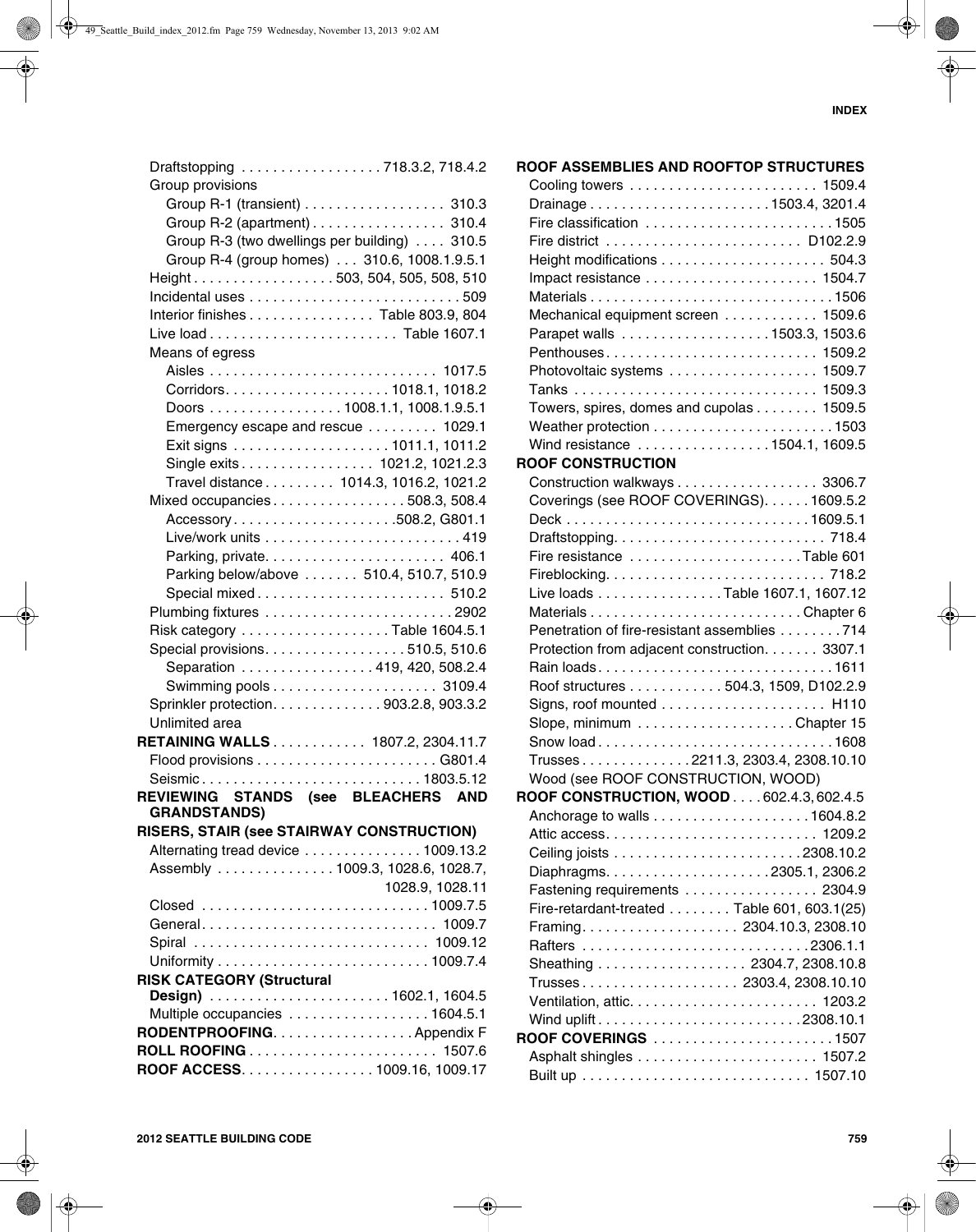- Draftstopping . . . . . . . . . . . . . . . . . 718.3.2, 718.4.2
- Group provisions
  - Group R-1 (transient) . . . . . . . . . . . . . . . . . 310.3
  - Group R-2 (apartment) . . . . . . . . . . . . . . . . 310.4
  - Group R-3 (two dwellings per building) . . . . 310.5
  - Group R-4 (group homes) . . . 310.6, 1008.1.9.5.1
- Height . . . . . . . . . . . . . . . . . 503, 504, 505, 508, 510
- Incidental uses . . . . . . . . . . . . . . . . . . . . . . . . . . 509
- Interior finishes . . . . . . . . . . . . . . . Table 803.9, 804
- Live load . . . . . . . . . . . . . . . . . . . . . . . Table 1607.1
- Means of egress
  - Aisles . . . . . . . . . . . . . . . . . . . . . . . . . . . . 1017.5
  - Corridors . . . . . . . . . . . . . . . . . . . . 1018.1, 1018.2
  - Doors . . . . . . . . . . . . . . . . 1008.1.1, 1008.1.9.5.1
  - Emergency escape and rescue . . . . . . . . . 1029.1
  - Exit signs . . . . . . . . . . . . . . . . . . . 1011.1, 1011.2
  - Single exits . . . . . . . . . . . . . . . . 1021.2, 1021.2.3
  - Travel distance . . . . . . . . . 1014.3, 1016.2, 1021.2
- Mixed occupancies . . . . . . . . . . . . . . . . 508.3, 508.4
  - Accessory . . . . . . . . . . . . . . . . . . . .508.2, G801.1
  - Live/work units . . . . . . . . . . . . . . . . . . . . . . . . 419
  - Parking, private. . . . . . . . . . . . . . . . . . . . . . 406.1
  - Parking below/above . . . . . . . 510.4, 510.7, 510.9
  - Special mixed . . . . . . . . . . . . . . . . . . . . . . . 510.2
- Plumbing fixtures . . . . . . . . . . . . . . . . . . . . . . . 2902
- Risk category . . . . . . . . . . . . . . . . . . Table 1604.5.1
- Special provisions. . . . . . . . . . . . . . . . . 510.5, 510.6
  - Separation . . . . . . . . . . . . . . . . 419, 420, 508.2.4
  - Swimming pools . . . . . . . . . . . . . . . . . . . . 3109.4
- Sprinkler protection. . . . . . . . . . . . . 903.2.8, 903.3.2
- Unlimited area

**RETAINING WALLS** . . . . . . . . . . . 1807.2, 2304.11.7
- Flood provisions . . . . . . . . . . . . . . . . . . . . . . G801.4
- Seismic . . . . . . . . . . . . . . . . . . . . . . . . . . . 1803.5.12

**REVIEWING STANDS (see BLEACHERS AND GRANDSTANDS)**

**RISERS, STAIR (see STAIRWAY CONSTRUCTION)**
- Alternating tread device . . . . . . . . . . . . . . 1009.13.2
- Assembly . . . . . . . . . . . . . . 1009.3, 1028.6, 1028.7, 1028.9, 1028.11
- Closed . . . . . . . . . . . . . . . . . . . . . . . . . . . . 1009.7.5
- General. . . . . . . . . . . . . . . . . . . . . . . . . . . . . 1009.7
- Spiral . . . . . . . . . . . . . . . . . . . . . . . . . . . . 1009.12
- Uniformity . . . . . . . . . . . . . . . . . . . . . . . . . . 1009.7.4

**RISK CATEGORY (Structural Design)** . . . . . . . . . . . . . . . . . . . . . . 1602.1, 1604.5
- Multiple occupancies . . . . . . . . . . . . . . . . . 1604.5.1

**RODENTPROOFING**. . . . . . . . . . . . . . . . . Appendix F

**ROLL ROOFING** . . . . . . . . . . . . . . . . . . . . . . . 1507.6

**ROOF ACCESS**. . . . . . . . . . . . . . . . 1009.16, 1009.17

**ROOF ASSEMBLIES AND ROOFTOP STRUCTURES**
- Cooling towers . . . . . . . . . . . . . . . . . . . . . . . 1509.4
- Drainage . . . . . . . . . . . . . . . . . . . . . . 1503.4, 3201.4
- Fire classification . . . . . . . . . . . . . . . . . . . . . . . 1505
- Fire district . . . . . . . . . . . . . . . . . . . . . . . . D102.2.9
- Height modifications . . . . . . . . . . . . . . . . . . . . 504.3
- Impact resistance . . . . . . . . . . . . . . . . . . . . . 1504.7
- Materials . . . . . . . . . . . . . . . . . . . . . . . . . . . . . . 1506
- Mechanical equipment screen . . . . . . . . . . . 1509.6
- Parapet walls . . . . . . . . . . . . . . . . . . 1503.3, 1503.6
- Penthouses. . . . . . . . . . . . . . . . . . . . . . . . . . 1509.2
- Photovoltaic systems . . . . . . . . . . . . . . . . . . 1509.7
- Tanks . . . . . . . . . . . . . . . . . . . . . . . . . . . . . . 1509.3
- Towers, spires, domes and cupolas . . . . . . . . 1509.5
- Weather protection . . . . . . . . . . . . . . . . . . . . . . 1503
- Wind resistance . . . . . . . . . . . . . . . . 1504.1, 1609.5

**ROOF CONSTRUCTION**
- Construction walkways . . . . . . . . . . . . . . . . . 3306.7
- Coverings (see ROOF COVERINGS). . . . . . 1609.5.2
- Deck . . . . . . . . . . . . . . . . . . . . . . . . . . . . . 1609.5.1
- Draftstopping. . . . . . . . . . . . . . . . . . . . . . . . . . 718.4
- Fire resistance . . . . . . . . . . . . . . . . . . . . . Table 601
- Fireblocking. . . . . . . . . . . . . . . . . . . . . . . . . . . 718.2
- Live loads . . . . . . . . . . . . . . . Table 1607.1, 1607.12
- Materials . . . . . . . . . . . . . . . . . . . . . . . . . Chapter 6
- Penetration of fire-resistant assemblies . . . . . . . . 714
- Protection from adjacent construction. . . . . . . 3307.1
- Rain loads. . . . . . . . . . . . . . . . . . . . . . . . . . . . . 1611
- Roof structures . . . . . . . . . . . . 504.3, 1509, D102.2.9
- Signs, roof mounted . . . . . . . . . . . . . . . . . . . . H110
- Slope, minimum . . . . . . . . . . . . . . . . . . . Chapter 15
- Snow load . . . . . . . . . . . . . . . . . . . . . . . . . . . . 1608
- Trusses . . . . . . . . . . . . . 2211.3, 2303.4, 2308.10.10
- Wood (see ROOF CONSTRUCTION, WOOD)

**ROOF CONSTRUCTION, WOOD** . . . . 602.4.3, 602.4.5
- Anchorage to walls . . . . . . . . . . . . . . . . . . . 1604.8.2
- Attic access. . . . . . . . . . . . . . . . . . . . . . . . . . 1209.2
- Ceiling joists . . . . . . . . . . . . . . . . . . . . . . . 2308.10.2
- Diaphragms. . . . . . . . . . . . . . . . . . . . 2305.1, 2306.2
- Fastening requirements . . . . . . . . . . . . . . . . 2304.9
- Fire-retardant-treated . . . . . . . . Table 601, 603.1(25)
- Framing. . . . . . . . . . . . . . . . . . . 2304.10.3, 2308.10
- Rafters . . . . . . . . . . . . . . . . . . . . . . . . . . . 2306.1.1
- Sheathing . . . . . . . . . . . . . . . . . . 2304.7, 2308.10.8
- Trusses . . . . . . . . . . . . . . . . . . . 2303.4, 2308.10.10
- Ventilation, attic. . . . . . . . . . . . . . . . . . . . . . . 1203.2
- Wind uplift . . . . . . . . . . . . . . . . . . . . . . . . . 2308.10.1

**ROOF COVERINGS** . . . . . . . . . . . . . . . . . . . . . . 1507
- Asphalt shingles . . . . . . . . . . . . . . . . . . . . . . 1507.2
- Built up . . . . . . . . . . . . . . . . . . . . . . . . . . . . 1507.10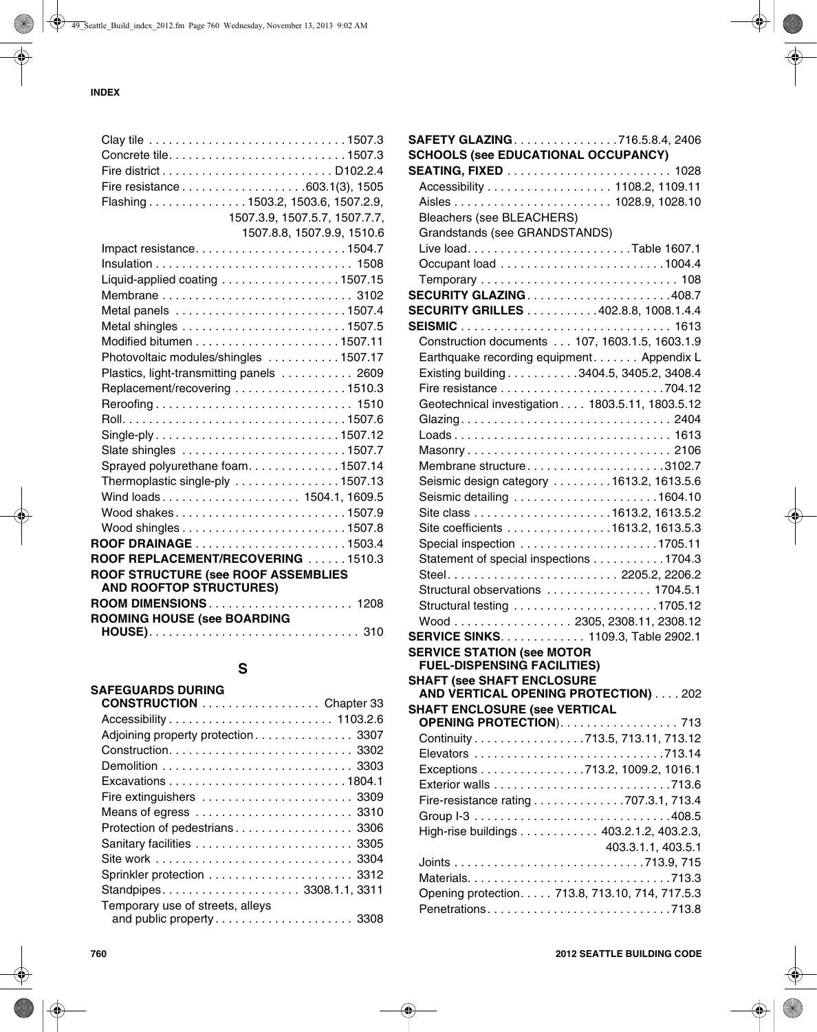Clay tile . . . . . . . . . . . . . . . . . . . . . . . . . . . . . 1507.3
Concrete tile. . . . . . . . . . . . . . . . . . . . . . . . . . 1507.3
Fire district . . . . . . . . . . . . . . . . . . . . . . . . . D102.2.4
Fire resistance . . . . . . . . . . . . . . . . . . 603.1(3), 1505
Flashing . . . . . . . . . . . . . . 1503.2, 1503.6, 1507.2.9, 1507.3.9, 1507.5.7, 1507.7.7, 1507.8.8, 1507.9.9, 1510.6
Impact resistance. . . . . . . . . . . . . . . . . . . . . . 1504.7
Insulation . . . . . . . . . . . . . . . . . . . . . . . . . . . . . 1508
Liquid-applied coating . . . . . . . . . . . . . . . . . 1507.15
Membrane . . . . . . . . . . . . . . . . . . . . . . . . . . . . 3102
Metal panels . . . . . . . . . . . . . . . . . . . . . . . . . 1507.4
Metal shingles . . . . . . . . . . . . . . . . . . . . . . . . 1507.5
Modified bitumen . . . . . . . . . . . . . . . . . . . . . 1507.11
Photovoltaic modules/shingles . . . . . . . . . . . 1507.17
Plastics, light-transmitting panels . . . . . . . . . . . 2609
Replacement/recovering . . . . . . . . . . . . . . . . 1510.3
Reroofing . . . . . . . . . . . . . . . . . . . . . . . . . . . . . 1510
Roll. . . . . . . . . . . . . . . . . . . . . . . . . . . . . . . . . 1507.6
Single-ply . . . . . . . . . . . . . . . . . . . . . . . . . . . 1507.12
Slate shingles . . . . . . . . . . . . . . . . . . . . . . . . 1507.7
Sprayed polyurethane foam. . . . . . . . . . . . . 1507.14
Thermoplastic single-ply . . . . . . . . . . . . . . . 1507.13
Wind loads . . . . . . . . . . . . . . . . . . . . 1504.1, 1609.5
Wood shakes . . . . . . . . . . . . . . . . . . . . . . . . . 1507.9
Wood shingles . . . . . . . . . . . . . . . . . . . . . . . . 1507.8

**ROOF DRAINAGE** . . . . . . . . . . . . . . . . . . . . . . 1503.4
**ROOF REPLACEMENT/RECOVERING** . . . . . . 1510.3
**ROOF STRUCTURE (see ROOF ASSEMBLIES AND ROOFTOP STRUCTURES)**
**ROOM DIMENSIONS** . . . . . . . . . . . . . . . . . . . . . 1208
**ROOMING HOUSE (see BOARDING HOUSE)** . . . . . . . . . . . . . . . . . . . . . . . . . . . . . . . 310

## S

**SAFEGUARDS DURING CONSTRUCTION** . . . . . . . . . . . . . . . . . Chapter 33
Accessibility . . . . . . . . . . . . . . . . . . . . . . . . 1103.2.6
Adjoining property protection . . . . . . . . . . . . . . . 3307
Construction. . . . . . . . . . . . . . . . . . . . . . . . . . . 3302
Demolition . . . . . . . . . . . . . . . . . . . . . . . . . . . . 3303
Excavations . . . . . . . . . . . . . . . . . . . . . . . . . . 1804.1
Fire extinguishers . . . . . . . . . . . . . . . . . . . . . . . 3309
Means of egress . . . . . . . . . . . . . . . . . . . . . . . . 3310
Protection of pedestrians . . . . . . . . . . . . . . . . . . 3306
Sanitary facilities . . . . . . . . . . . . . . . . . . . . . . . . 3305
Site work . . . . . . . . . . . . . . . . . . . . . . . . . . . . . 3304
Sprinkler protection . . . . . . . . . . . . . . . . . . . . . . 3312
Standpipes . . . . . . . . . . . . . . . . . . . . 3308.1.1, 3311
Temporary use of streets, alleys and public property . . . . . . . . . . . . . . . . . . . . . 3308

**SAFETY GLAZING** . . . . . . . . . . . . . . . 716.5.8.4, 2406
**SCHOOLS (see EDUCATIONAL OCCUPANCY)**
**SEATING, FIXED** . . . . . . . . . . . . . . . . . . . . . . . . 1028
Accessibility . . . . . . . . . . . . . . . . . . . 1108.2, 1109.11
Aisles . . . . . . . . . . . . . . . . . . . . . . . . 1028.9, 1028.10
Bleachers (see BLEACHERS)
Grandstands (see GRANDSTANDS)
Live load. . . . . . . . . . . . . . . . . . . . . . . . . Table 1607.1
Occupant load . . . . . . . . . . . . . . . . . . . . . . . . 1004.4
Temporary . . . . . . . . . . . . . . . . . . . . . . . . . . . . . 108

**SECURITY GLAZING** . . . . . . . . . . . . . . . . . . . . . 408.7
**SECURITY GRILLES** . . . . . . . . . . . 402.8.8, 1008.1.4.4
**SEISMIC** . . . . . . . . . . . . . . . . . . . . . . . . . . . . . . . 1613
Construction documents . . . 107, 1603.1.5, 1603.1.9
Earthquake recording equipment. . . . . . . Appendix L
Existing building . . . . . . . . . . . 3404.5, 3405.2, 3408.4
Fire resistance . . . . . . . . . . . . . . . . . . . . . . . . 704.12
Geotechnical investigation . . . . 1803.5.11, 1803.5.12
Glazing. . . . . . . . . . . . . . . . . . . . . . . . . . . . . . . 2404
Loads . . . . . . . . . . . . . . . . . . . . . . . . . . . . . . . . 1613
Masonry . . . . . . . . . . . . . . . . . . . . . . . . . . . . . . 2106
Membrane structure . . . . . . . . . . . . . . . . . . . . 3102.7
Seismic design category . . . . . . . . . 1613.2, 1613.5.6
Seismic detailing . . . . . . . . . . . . . . . . . . . . . 1604.10
Site class . . . . . . . . . . . . . . . . . . . . 1613.2, 1613.5.2
Site coefficients . . . . . . . . . . . . . . . 1613.2, 1613.5.3
Special inspection . . . . . . . . . . . . . . . . . . . . 1705.11
Statement of special inspections . . . . . . . . . . . 1704.3
Steel. . . . . . . . . . . . . . . . . . . . . . . . . 2205.2, 2206.2
Structural observations . . . . . . . . . . . . . . . 1704.5.1
Structural testing . . . . . . . . . . . . . . . . . . . . . 1705.12
Wood . . . . . . . . . . . . . . . . . 2305, 2308.11, 2308.12

**SERVICE SINKS**. . . . . . . . . . . . 1109.3, Table 2902.1
**SERVICE STATION (see MOTOR FUEL-DISPENSING FACILITIES)**
**SHAFT (see SHAFT ENCLOSURE AND VERTICAL OPENING PROTECTION)** . . . . 202
**SHAFT ENCLOSURE (see VERTICAL OPENING PROTECTION)**. . . . . . . . . . . . . . . . . 713
Continuity . . . . . . . . . . . . . . . . 713.5, 713.11, 713.12
Elevators . . . . . . . . . . . . . . . . . . . . . . . . . . . 713.14
Exceptions . . . . . . . . . . . . . . . 713.2, 1009.2, 1016.1
Exterior walls . . . . . . . . . . . . . . . . . . . . . . . . . . 713.6
Fire-resistance rating . . . . . . . . . . . . . 707.3.1, 713.4
Group I-3 . . . . . . . . . . . . . . . . . . . . . . . . . . . . 408.5
High-rise buildings . . . . . . . . . . . 403.2.1.2, 403.2.3, 403.3.1.1, 403.5.1
Joints . . . . . . . . . . . . . . . . . . . . . . . . . . . . 713.9, 715
Materials. . . . . . . . . . . . . . . . . . . . . . . . . . . . . 713.3
Opening protection. . . . . 713.8, 713.10, 714, 717.5.3
Penetrations . . . . . . . . . . . . . . . . . . . . . . . . . . 713.8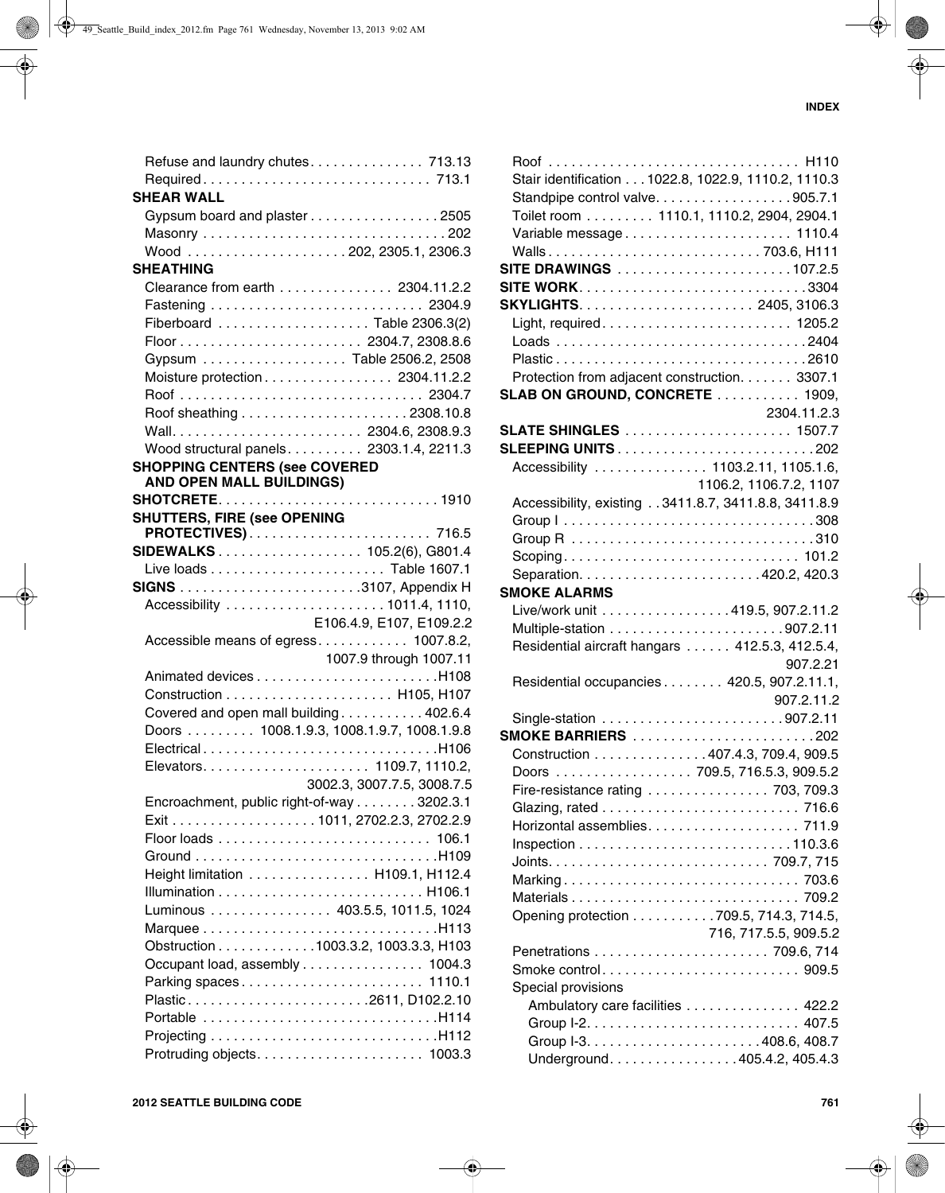Refuse and laundry chutes . . . . . . . . . . . . . . 713.13
Required . . . . . . . . . . . . . . . . . . . . . . . . . . . . . 713.1

**SHEAR WALL**

Gypsum board and plaster . . . . . . . . . . . . . . . . 2505
Masonry . . . . . . . . . . . . . . . . . . . . . . . . . . . . . . . 202
Wood . . . . . . . . . . . . . . . . . . . . 202, 2305.1, 2306.3

**SHEATHING**

Clearance from earth . . . . . . . . . . . . . . 2304.11.2.2
Fastening . . . . . . . . . . . . . . . . . . . . . . . . . . . 2304.9
Fiberboard . . . . . . . . . . . . . . . . . . . Table 2306.3(2)
Floor . . . . . . . . . . . . . . . . . . . . . . . . 2304.7, 2308.8.6
Gypsum . . . . . . . . . . . . . . . . . . Table 2506.2, 2508
Moisture protection . . . . . . . . . . . . . . . . 2304.11.2.2
Roof . . . . . . . . . . . . . . . . . . . . . . . . . . . . . . . 2304.7
Roof sheathing . . . . . . . . . . . . . . . . . . . . . 2308.10.8
Wall . . . . . . . . . . . . . . . . . . . . . . . . 2304.6, 2308.9.3
Wood structural panels . . . . . . . . . . 2303.1.4, 2211.3

**SHOPPING CENTERS (see COVERED AND OPEN MALL BUILDINGS)**

**SHOTCRETE** . . . . . . . . . . . . . . . . . . . . . . . . . . . . 1910

**SHUTTERS, FIRE (see OPENING PROTECTIVES)** . . . . . . . . . . . . . . . . . . . . . . . . 716.5

**SIDEWALKS** . . . . . . . . . . . . . . . . . . 105.2(6), G801.4
Live loads . . . . . . . . . . . . . . . . . . . . . . Table 1607.1

**SIGNS** . . . . . . . . . . . . . . . . . . . . . . . .3107, Appendix H
Accessibility . . . . . . . . . . . . . . . . . . . . 1011.4, 1110, E106.4.9, E107, E109.2.2
Accessible means of egress . . . . . . . . . . . 1007.8.2, 1007.9 through 1007.11
Animated devices . . . . . . . . . . . . . . . . . . . . . . . .H108
Construction . . . . . . . . . . . . . . . . . . . . . . H105, H107
Covered and open mall building . . . . . . . . . . . 402.6.4
Doors . . . . . . . . . 1008.1.9.3, 1008.1.9.7, 1008.1.9.8
Electrical . . . . . . . . . . . . . . . . . . . . . . . . . . . . . .H106
Elevators . . . . . . . . . . . . . . . . . . . . . 1109.7, 1110.2, 3002.3, 3007.7.5, 3008.7.5
Encroachment, public right-of-way . . . . . . . . 3202.3.1
Exit . . . . . . . . . . . . . . . . . . . 1011, 2702.2.3, 2702.2.9
Floor loads . . . . . . . . . . . . . . . . . . . . . . . . . . . 106.1
Ground . . . . . . . . . . . . . . . . . . . . . . . . . . . . . . .H109
Height limitation . . . . . . . . . . . . . . . H109.1, H112.4
Illumination . . . . . . . . . . . . . . . . . . . . . . . . . . H106.1
Luminous . . . . . . . . . . . . . . . 403.5.5, 1011.5, 1024
Marquee . . . . . . . . . . . . . . . . . . . . . . . . . . . . . .H113
Obstruction . . . . . . . . . . . . 1003.3.2, 1003.3.3, H103
Occupant load, assembly . . . . . . . . . . . . . . . 1004.3
Parking spaces . . . . . . . . . . . . . . . . . . . . . . . 1110.1
Plastic . . . . . . . . . . . . . . . . . . . . . . . .2611, D102.2.10
Portable . . . . . . . . . . . . . . . . . . . . . . . . . . . . . .H114
Projecting . . . . . . . . . . . . . . . . . . . . . . . . . . . . .H112
Protruding objects . . . . . . . . . . . . . . . . . . . . . 1003.3
Roof . . . . . . . . . . . . . . . . . . . . . . . . . . . . . . . . H110
Stair identification . . . 1022.8, 1022.9, 1110.2, 1110.3
Standpipe control valve . . . . . . . . . . . . . . . . . 905.7.1
Toilet room . . . . . . . . . 1110.1, 1110.2, 2904, 2904.1
Variable message . . . . . . . . . . . . . . . . . . . . . 1110.4
Walls . . . . . . . . . . . . . . . . . . . . . . . . . . . . 703.6, H111

**SITE DRAWINGS** . . . . . . . . . . . . . . . . . . . . . . 107.2.5

**SITE WORK** . . . . . . . . . . . . . . . . . . . . . . . . . . . . 3304

**SKYLIGHTS** . . . . . . . . . . . . . . . . . . . . . . 2405, 3106.3
Light, required . . . . . . . . . . . . . . . . . . . . . . . . 1205.2
Loads . . . . . . . . . . . . . . . . . . . . . . . . . . . . . . . . 2404
Plastic . . . . . . . . . . . . . . . . . . . . . . . . . . . . . . . . 2610
Protection from adjacent construction . . . . . . . 3307.1

**SLAB ON GROUND, CONCRETE** . . . . . . . . . . . 1909, 2304.11.2.3

**SLATE SHINGLES** . . . . . . . . . . . . . . . . . . . . . 1507.7

**SLEEPING UNITS** . . . . . . . . . . . . . . . . . . . . . . . . . 202
Accessibility . . . . . . . . . . . . . . 1103.2.11, 1105.1.6, 1106.2, 1106.7.2, 1107
Accessibility, existing . . 3411.8.7, 3411.8.8, 3411.8.9
Group I . . . . . . . . . . . . . . . . . . . . . . . . . . . . . . . . 308
Group R . . . . . . . . . . . . . . . . . . . . . . . . . . . . . . . 310
Scoping . . . . . . . . . . . . . . . . . . . . . . . . . . . . . . 101.2
Separation . . . . . . . . . . . . . . . . . . . . . . . . 420.2, 420.3

**SMOKE ALARMS**

Live/work unit . . . . . . . . . . . . . . . . . 419.5, 907.2.11.2
Multiple-station . . . . . . . . . . . . . . . . . . . . . . 907.2.11
Residential aircraft hangars . . . . . . 412.5.3, 412.5.4, 907.2.21
Residential occupancies . . . . . . . . 420.5, 907.2.11.1, 907.2.11.2
Single-station . . . . . . . . . . . . . . . . . . . . . . . 907.2.11

**SMOKE BARRIERS** . . . . . . . . . . . . . . . . . . . . . . . 202
Construction . . . . . . . . . . . . . . . 407.4.3, 709.4, 909.5
Doors . . . . . . . . . . . . . . . . . . 709.5, 716.5.3, 909.5.2
Fire-resistance rating . . . . . . . . . . . . . . . . 703, 709.3
Glazing, rated . . . . . . . . . . . . . . . . . . . . . . . . . 716.6
Horizontal assemblies . . . . . . . . . . . . . . . . . . . 711.9
Inspection . . . . . . . . . . . . . . . . . . . . . . . . . . . 110.3.6
Joints . . . . . . . . . . . . . . . . . . . . . . . . . . . . . 709.7, 715
Marking . . . . . . . . . . . . . . . . . . . . . . . . . . . . . . 703.6
Materials . . . . . . . . . . . . . . . . . . . . . . . . . . . . . 709.2
Opening protection . . . . . . . . . . . 709.5, 714.3, 714.5, 716, 717.5.5, 909.5.2
Penetrations . . . . . . . . . . . . . . . . . . . . . . . 709.6, 714
Smoke control . . . . . . . . . . . . . . . . . . . . . . . . . 909.5
Special provisions
Ambulatory care facilities . . . . . . . . . . . . . . 422.2
Group I-2 . . . . . . . . . . . . . . . . . . . . . . . . . . 407.5
Group I-3 . . . . . . . . . . . . . . . . . . . . . . . 408.6, 408.7
Underground . . . . . . . . . . . . . . . . . 405.4.2, 405.4.3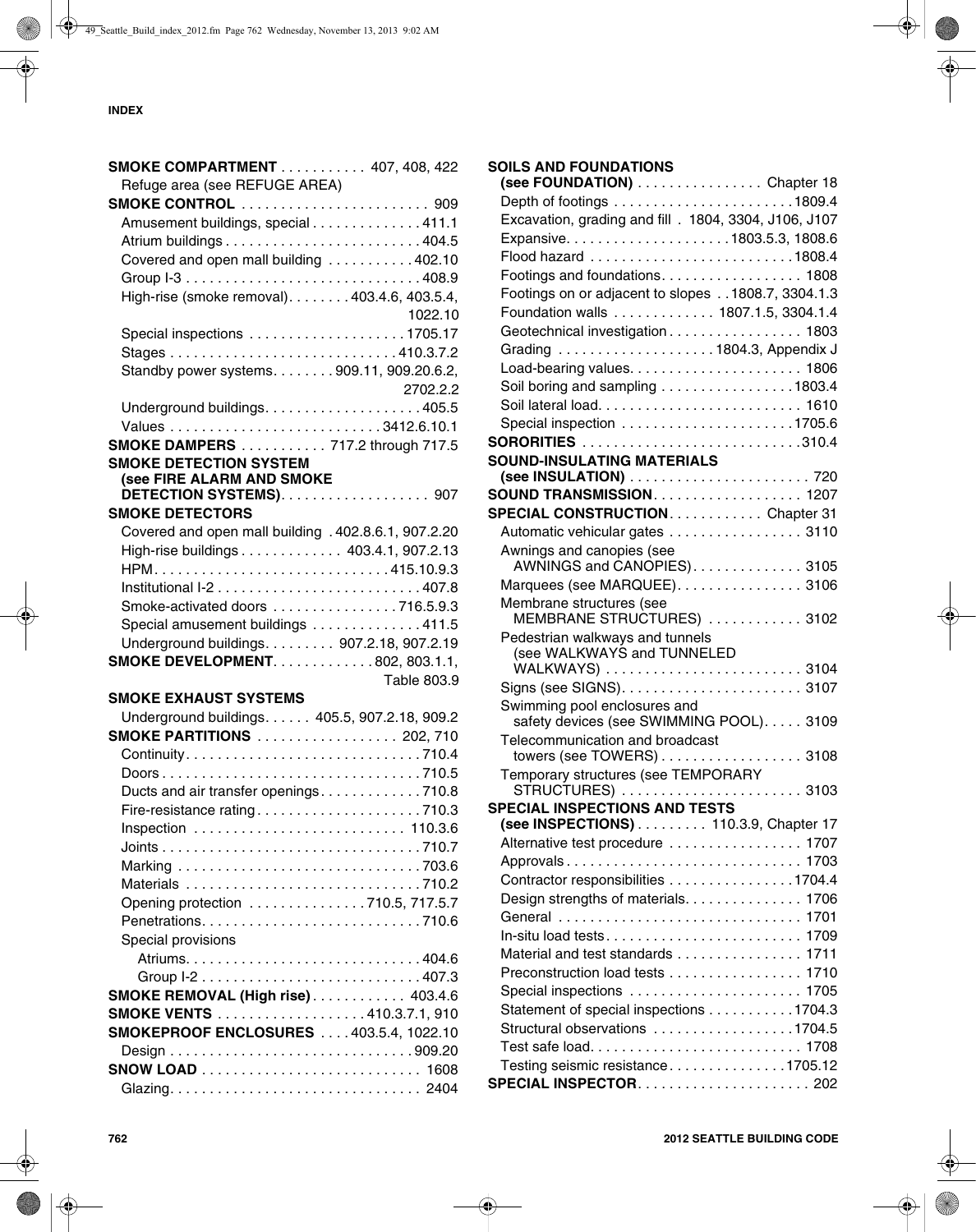**SMOKE COMPARTMENT** . . . . . . . . . . . 407, 408, 422
- Refuge area (see REFUGE AREA)

**SMOKE CONTROL** . . . . . . . . . . . . . . . . . . . . . . . 909
- Amusement buildings, special . . . . . . . . . . . . . 411.1
- Atrium buildings . . . . . . . . . . . . . . . . . . . . . . . . 404.5
- Covered and open mall building . . . . . . . . . . . 402.10
- Group I-3 . . . . . . . . . . . . . . . . . . . . . . . . . . . . . 408.9
- High-rise (smoke removal). . . . . . . . 403.4.6, 403.5.4, 1022.10
- Special inspections . . . . . . . . . . . . . . . . . . . . 1705.17
- Stages . . . . . . . . . . . . . . . . . . . . . . . . . . . . 410.3.7.2
- Standby power systems. . . . . . . . 909.11, 909.20.6.2, 2702.2.2
- Underground buildings. . . . . . . . . . . . . . . . . . . . 405.5
- Values . . . . . . . . . . . . . . . . . . . . . . . . . . 3412.6.10.1

**SMOKE DAMPERS** . . . . . . . . . . . 717.2 through 717.5

**SMOKE DETECTION SYSTEM (see FIRE ALARM AND SMOKE DETECTION SYSTEMS)**. . . . . . . . . . . . . . . . . . . 907

**SMOKE DETECTORS**
- Covered and open mall building . 402.8.6.1, 907.2.20
- High-rise buildings . . . . . . . . . . . . . 403.4.1, 907.2.13
- HPM. . . . . . . . . . . . . . . . . . . . . . . . . . . . . 415.10.9.3
- Institutional I-2 . . . . . . . . . . . . . . . . . . . . . . . . . 407.8
- Smoke-activated doors . . . . . . . . . . . . . . . . 716.5.9.3
- Special amusement buildings . . . . . . . . . . . . . 411.5
- Underground buildings. . . . . . . . . 907.2.18, 907.2.19

**SMOKE DEVELOPMENT**. . . . . . . . . . . . . 802, 803.1.1, Table 803.9

**SMOKE EXHAUST SYSTEMS**
- Underground buildings. . . . . . 405.5, 907.2.18, 909.2

**SMOKE PARTITIONS** . . . . . . . . . . . . . . . . . . 202, 710
- Continuity. . . . . . . . . . . . . . . . . . . . . . . . . . . . . . 710.4
- Doors . . . . . . . . . . . . . . . . . . . . . . . . . . . . . . . . . 710.5
- Ducts and air transfer openings. . . . . . . . . . . . . 710.8
- Fire-resistance rating . . . . . . . . . . . . . . . . . . . . . 710.3
- Inspection . . . . . . . . . . . . . . . . . . . . . . . . . . 110.3.6
- Joints . . . . . . . . . . . . . . . . . . . . . . . . . . . . . . . . . 710.7
- Marking . . . . . . . . . . . . . . . . . . . . . . . . . . . . . . . 703.6
- Materials . . . . . . . . . . . . . . . . . . . . . . . . . . . . . 710.2
- Opening protection . . . . . . . . . . . . . . . 710.5, 717.5.7
- Penetrations. . . . . . . . . . . . . . . . . . . . . . . . . . . . 710.6
- Special provisions
  - Atriums. . . . . . . . . . . . . . . . . . . . . . . . . . . . . . 404.6
  - Group I-2 . . . . . . . . . . . . . . . . . . . . . . . . . . . . 407.3

**SMOKE REMOVAL (High rise)**. . . . . . . . . . . . 403.4.6

**SMOKE VENTS** . . . . . . . . . . . . . . . . . . . 410.3.7.1, 910

**SMOKEPROOF ENCLOSURES** . . . . 403.5.4, 1022.10
- Design . . . . . . . . . . . . . . . . . . . . . . . . . . . . . . . 909.20

**SNOW LOAD** . . . . . . . . . . . . . . . . . . . . . . . . . . . 1608
- Glazing. . . . . . . . . . . . . . . . . . . . . . . . . . . . . . . . 2404

**SOILS AND FOUNDATIONS (see FOUNDATION)** . . . . . . . . . . . . . . . Chapter 18
- Depth of footings . . . . . . . . . . . . . . . . . . . . . . . 1809.4
- Excavation, grading and fill . 1804, 3304, J106, J107
- Expansive. . . . . . . . . . . . . . . . . . . . . 1803.5.3, 1808.6
- Flood hazard . . . . . . . . . . . . . . . . . . . . . . . . . 1808.4
- Footings and foundations. . . . . . . . . . . . . . . . . . 1808
- Footings on or adjacent to slopes . . 1808.7, 3304.1.3
- Foundation walls . . . . . . . . . . . . 1807.1.5, 3304.1.4
- Geotechnical investigation . . . . . . . . . . . . . . . . 1803
- Grading . . . . . . . . . . . . . . . . . . . 1804.3, Appendix J
- Load-bearing values. . . . . . . . . . . . . . . . . . . . . . 1806
- Soil boring and sampling . . . . . . . . . . . . . . . . 1803.4
- Soil lateral load. . . . . . . . . . . . . . . . . . . . . . . . . 1610
- Special inspection . . . . . . . . . . . . . . . . . . . . . 1705.6

**SORORITIES** . . . . . . . . . . . . . . . . . . . . . . . . . . . 310.4

**SOUND-INSULATING MATERIALS (see INSULATION)** . . . . . . . . . . . . . . . . . . . . . . . 720

**SOUND TRANSMISSION**. . . . . . . . . . . . . . . . . . . 1207

**SPECIAL CONSTRUCTION**. . . . . . . . . . . . Chapter 31
- Automatic vehicular gates . . . . . . . . . . . . . . . . . 3110
- Awnings and canopies (see AWNINGS and CANOPIES). . . . . . . . . . . . . . 3105
- Marquees (see MARQUEE). . . . . . . . . . . . . . . . 3106
- Membrane structures (see MEMBRANE STRUCTURES) . . . . . . . . . . . . 3102
- Pedestrian walkways and tunnels (see WALKWAYS and TUNNELED WALKWAYS) . . . . . . . . . . . . . . . . . . . . . . . . 3104
- Signs (see SIGNS). . . . . . . . . . . . . . . . . . . . . . . 3107
- Swimming pool enclosures and safety devices (see SWIMMING POOL). . . . . 3109
- Telecommunication and broadcast towers (see TOWERS) . . . . . . . . . . . . . . . . . . 3108
- Temporary structures (see TEMPORARY STRUCTURES) . . . . . . . . . . . . . . . . . . . . . . . 3103

**SPECIAL INSPECTIONS AND TESTS (see INSPECTIONS)** . . . . . . . . . 110.3.9, Chapter 17
- Alternative test procedure . . . . . . . . . . . . . . . . . 1707
- Approvals . . . . . . . . . . . . . . . . . . . . . . . . . . . . . 1703
- Contractor responsibilities . . . . . . . . . . . . . . . . 1704.4
- Design strengths of materials. . . . . . . . . . . . . . . 1706
- General . . . . . . . . . . . . . . . . . . . . . . . . . . . . . . . 1701
- In-situ load tests . . . . . . . . . . . . . . . . . . . . . . . . . 1709
- Material and test standards . . . . . . . . . . . . . . . . 1711
- Preconstruction load tests . . . . . . . . . . . . . . . . . 1710
- Special inspections . . . . . . . . . . . . . . . . . . . . . . 1705
- Statement of special inspections . . . . . . . . . . . 1704.3
- Structural observations . . . . . . . . . . . . . . . . . 1704.5
- Test safe load. . . . . . . . . . . . . . . . . . . . . . . . . . 1708
- Testing seismic resistance. . . . . . . . . . . . . . 1705.12

**SPECIAL INSPECTOR**. . . . . . . . . . . . . . . . . . . . . . 202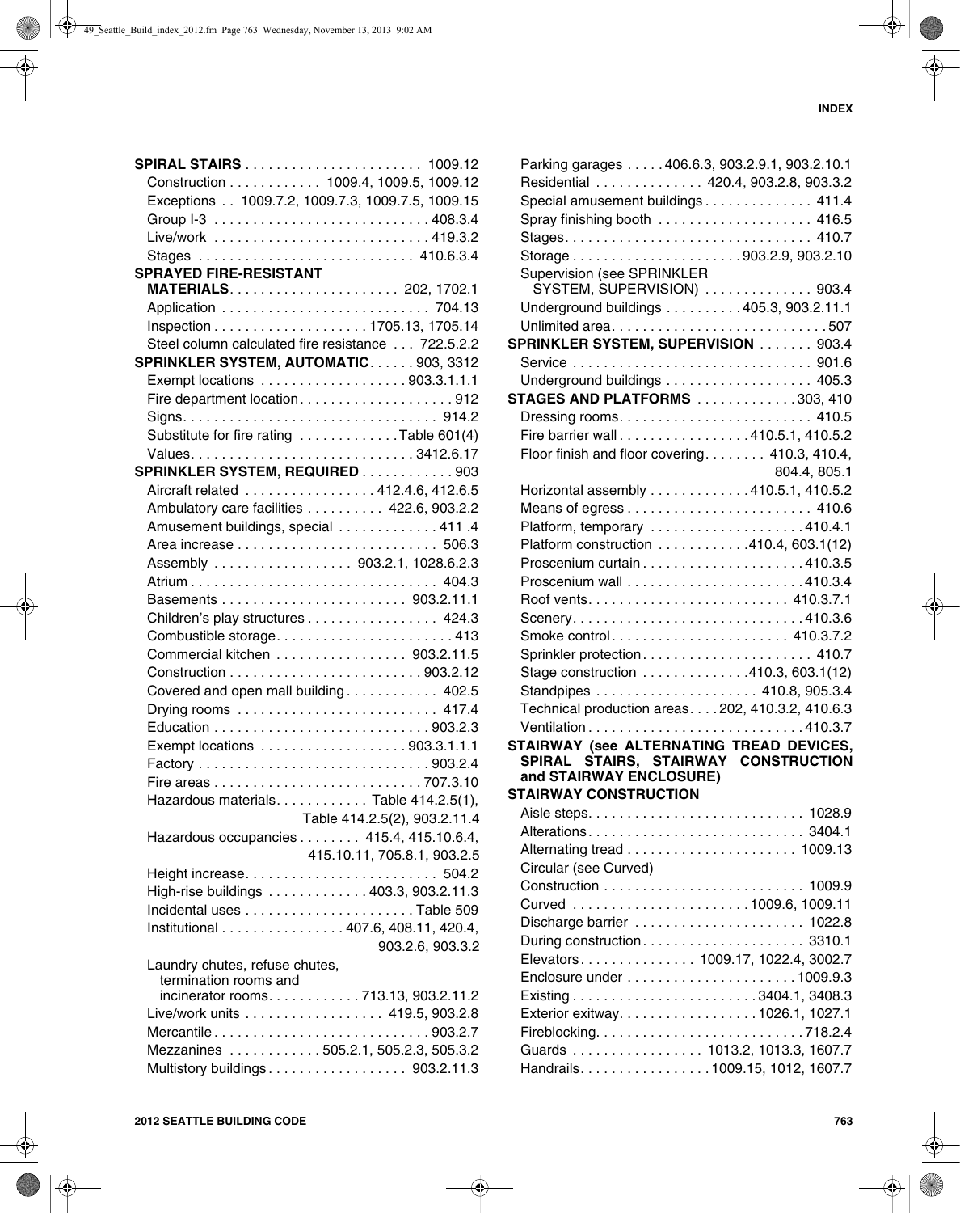**SPIRAL STAIRS** . . . . . . . . . . . . . . . . . . . . . . 1009.12
- Construction . . . . . . . . . . . 1009.4, 1009.5, 1009.12
- Exceptions . . 1009.7.2, 1009.7.3, 1009.7.5, 1009.15
- Group I-3 . . . . . . . . . . . . . . . . . . . . . . . . . . . 408.3.4
- Live/work . . . . . . . . . . . . . . . . . . . . . . . . . . . 419.3.2
- Stages . . . . . . . . . . . . . . . . . . . . . . . . . . . 410.6.3.4

**SPRAYED FIRE-RESISTANT MATERIALS**. . . . . . . . . . . . . . . . . . . . . 202, 1702.1
- Application . . . . . . . . . . . . . . . . . . . . . . . . . . 704.13
- Inspection . . . . . . . . . . . . . . . . . . . 1705.13, 1705.14
- Steel column calculated fire resistance . . . 722.5.2.2

**SPRINKLER SYSTEM, AUTOMATIC**. . . . . . 903, 3312
- Exempt locations . . . . . . . . . . . . . . . . . . 903.3.1.1.1
- Fire department location. . . . . . . . . . . . . . . . . . . 912
- Signs. . . . . . . . . . . . . . . . . . . . . . . . . . . . . . . . 914.2
- Substitute for fire rating . . . . . . . . . . . . Table 601(4)
- Values. . . . . . . . . . . . . . . . . . . . . . . . . . . . 3412.6.17

**SPRINKLER SYSTEM, REQUIRED** . . . . . . . . . . . 903
- Aircraft related . . . . . . . . . . . . . . . . 412.4.6, 412.6.5
- Ambulatory care facilities . . . . . . . . . . 422.6, 903.2.2
- Amusement buildings, special . . . . . . . . . . . . 411 .4
- Area increase . . . . . . . . . . . . . . . . . . . . . . . . . 506.3
- Assembly . . . . . . . . . . . . . . . . . 903.2.1, 1028.6.2.3
- Atrium . . . . . . . . . . . . . . . . . . . . . . . . . . . . . . . 404.3
- Basements . . . . . . . . . . . . . . . . . . . . . . . 903.2.11.1
- Children's play structures . . . . . . . . . . . . . . . . 424.3
- Combustible storage. . . . . . . . . . . . . . . . . . . . . . 413
- Commercial kitchen . . . . . . . . . . . . . . . . 903.2.11.5
- Construction . . . . . . . . . . . . . . . . . . . . . . . . 903.2.12
- Covered and open mall building . . . . . . . . . . . 402.5
- Drying rooms . . . . . . . . . . . . . . . . . . . . . . . . . 417.4
- Education . . . . . . . . . . . . . . . . . . . . . . . . . . . 903.2.3
- Exempt locations . . . . . . . . . . . . . . . . . . 903.3.1.1.1
- Factory . . . . . . . . . . . . . . . . . . . . . . . . . . . . . 903.2.4
- Fire areas . . . . . . . . . . . . . . . . . . . . . . . . . . 707.3.10
- Hazardous materials. . . . . . . . . . . Table 414.2.5(1), Table 414.2.5(2), 903.2.11.4
- Hazardous occupancies . . . . . . . . 415.4, 415.10.6.4, 415.10.11, 705.8.1, 903.2.5
- Height increase. . . . . . . . . . . . . . . . . . . . . . . . 504.2
- High-rise buildings . . . . . . . . . . . . 403.3, 903.2.11.3
- Incidental uses . . . . . . . . . . . . . . . . . . . . . Table 509
- Institutional . . . . . . . . . . . . . . . 407.6, 408.11, 420.4, 903.2.6, 903.3.2
- Laundry chutes, refuse chutes, termination rooms and incinerator rooms. . . . . . . . . . . 713.13, 903.2.11.2
- Live/work units . . . . . . . . . . . . . . . . . 419.5, 903.2.8
- Mercantile . . . . . . . . . . . . . . . . . . . . . . . . . . 903.2.7
- Mezzanines . . . . . . . . . . . 505.2.1, 505.2.3, 505.3.2
- Multistory buildings . . . . . . . . . . . . . . . . . 903.2.11.3
- Parking garages . . . . . 406.6.3, 903.2.9.1, 903.2.10.1
- Residential . . . . . . . . . . . . . 420.4, 903.2.8, 903.3.2
- Special amusement buildings . . . . . . . . . . . . . 411.4
- Spray finishing booth . . . . . . . . . . . . . . . . . . . 416.5
- Stages. . . . . . . . . . . . . . . . . . . . . . . . . . . . . . . 410.7
- Storage . . . . . . . . . . . . . . . . . . . . . 903.2.9, 903.2.10
- Supervision (see SPRINKLER SYSTEM, SUPERVISION) . . . . . . . . . . . . . 903.4
- Underground buildings . . . . . . . . . 405.3, 903.2.11.1
- Unlimited area. . . . . . . . . . . . . . . . . . . . . . . . . . . 507

**SPRINKLER SYSTEM, SUPERVISION** . . . . . . . 903.4
- Service . . . . . . . . . . . . . . . . . . . . . . . . . . . . . 901.6
- Underground buildings . . . . . . . . . . . . . . . . . . 405.3

**STAGES AND PLATFORMS** . . . . . . . . . . . . 303, 410
- Dressing rooms. . . . . . . . . . . . . . . . . . . . . . . . 410.5
- Fire barrier wall . . . . . . . . . . . . . . . . . 410.5.1, 410.5.2
- Floor finish and floor covering. . . . . . . . 410.3, 410.4, 804.4, 805.1
- Horizontal assembly . . . . . . . . . . . . 410.5.1, 410.5.2
- Means of egress . . . . . . . . . . . . . . . . . . . . . . . 410.6
- Platform, temporary . . . . . . . . . . . . . . . . . . . 410.4.1
- Platform construction . . . . . . . . . . . 410.4, 603.1(12)
- Proscenium curtain . . . . . . . . . . . . . . . . . . . . 410.3.5
- Proscenium wall . . . . . . . . . . . . . . . . . . . . . . 410.3.4
- Roof vents. . . . . . . . . . . . . . . . . . . . . . . . . 410.3.7.1
- Scenery. . . . . . . . . . . . . . . . . . . . . . . . . . . . 410.3.6
- Smoke control . . . . . . . . . . . . . . . . . . . . . 410.3.7.2
- Sprinkler protection. . . . . . . . . . . . . . . . . . . . . 410.7
- Stage construction . . . . . . . . . . . . . 410.3, 603.1(12)
- Standpipes . . . . . . . . . . . . . . . . . . . . 410.8, 905.3.4
- Technical production areas. . . . 202, 410.3.2, 410.6.3
- Ventilation . . . . . . . . . . . . . . . . . . . . . . . . . . 410.3.7

**STAIRWAY (see ALTERNATING TREAD DEVICES, SPIRAL STAIRS, STAIRWAY CONSTRUCTION and STAIRWAY ENCLOSURE)**

**STAIRWAY CONSTRUCTION**
- Aisle steps. . . . . . . . . . . . . . . . . . . . . . . . . . . 1028.9
- Alterations . . . . . . . . . . . . . . . . . . . . . . . . . . . 3404.1
- Alternating tread . . . . . . . . . . . . . . . . . . . . . 1009.13
- Circular (see Curved)
- Construction . . . . . . . . . . . . . . . . . . . . . . . . . 1009.9
- Curved . . . . . . . . . . . . . . . . . . . . . . 1009.6, 1009.11
- Discharge barrier . . . . . . . . . . . . . . . . . . . . . 1022.8
- During construction. . . . . . . . . . . . . . . . . . . . 3310.1
- Elevators. . . . . . . . . . . . . . . 1009.17, 1022.4, 3002.7
- Enclosure under . . . . . . . . . . . . . . . . . . . . . 1009.9.3
- Existing . . . . . . . . . . . . . . . . . . . . . . . . 3404.1, 3408.3
- Exterior exitway. . . . . . . . . . . . . . . . . . 1026.1, 1027.1
- Fireblocking. . . . . . . . . . . . . . . . . . . . . . . . . . 718.2.4
- Guards . . . . . . . . . . . . . . . . . 1013.2, 1013.3, 1607.7
- Handrails. . . . . . . . . . . . . . . . . 1009.15, 1012, 1607.7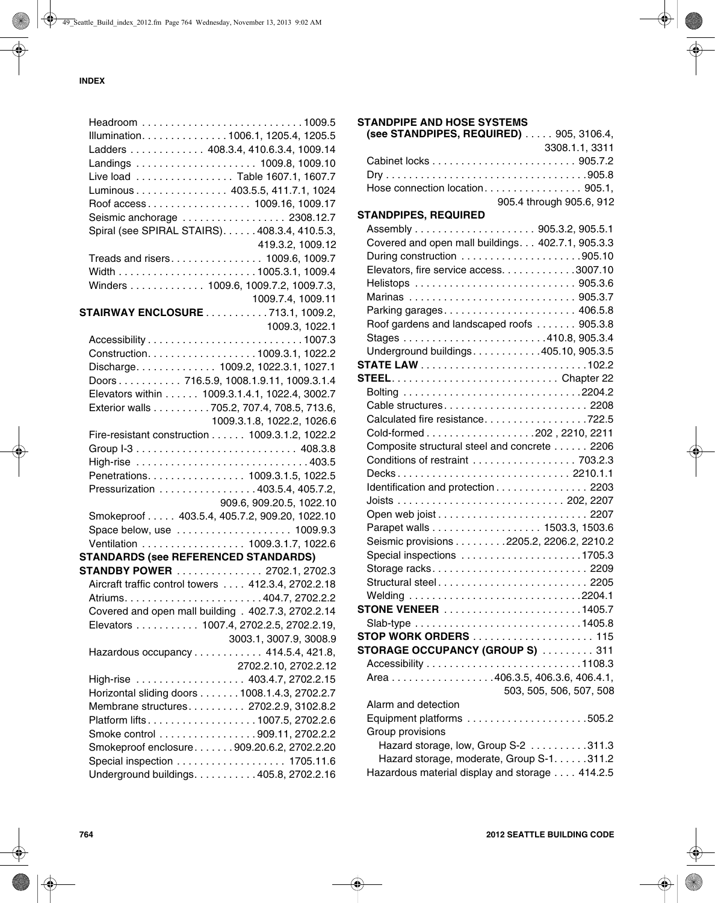Headroom . . . . . . . . . . . . . . . . . . . . . . . . . . . 1009.5
Illumination. . . . . . . . . . . . . . 1006.1, 1205.4, 1205.5
Ladders . . . . . . . . . . . . 408.3.4, 410.6.3.4, 1009.14
Landings . . . . . . . . . . . . . . . . . . . . 1009.8, 1009.10
Live load . . . . . . . . . . . . . . . . Table 1607.1, 1607.7
Luminous . . . . . . . . . . . . . . . 403.5.5, 411.7.1, 1024
Roof access . . . . . . . . . . . . . . . . . 1009.16, 1009.17
Seismic anchorage . . . . . . . . . . . . . . . . . 2308.12.7
Spiral (see SPIRAL STAIRS). . . . . . 408.3.4, 410.5.3, 419.3.2, 1009.12
Treads and risers. . . . . . . . . . . . . . . 1009.6, 1009.7
Width . . . . . . . . . . . . . . . . . . . . . . . 1005.3.1, 1009.4
Winders . . . . . . . . . . . . 1009.6, 1009.7.2, 1009.7.3, 1009.7.4, 1009.11

**STAIRWAY ENCLOSURE** . . . . . . . . . . 713.1, 1009.2, 1009.3, 1022.1
Accessibility . . . . . . . . . . . . . . . . . . . . . . . . . . 1007.3
Construction. . . . . . . . . . . . . . . . . . 1009.3.1, 1022.2
Discharge. . . . . . . . . . . . . 1009.2, 1022.3.1, 1027.1
Doors . . . . . . . . . . . 716.5.9, 1008.1.9.11, 1009.3.1.4
Elevators within . . . . . . 1009.3.1.4.1, 1022.4, 3002.7
Exterior walls . . . . . . . . . . 705.2, 707.4, 708.5, 713.6, 1009.3.1.8, 1022.2, 1026.6
Fire-resistant construction . . . . . . 1009.3.1.2, 1022.2
Group I-3 . . . . . . . . . . . . . . . . . . . . . . . . . . . 408.3.8
High-rise . . . . . . . . . . . . . . . . . . . . . . . . . . . . . 403.5
Penetrations. . . . . . . . . . . . . . . . 1009.3.1.5, 1022.5
Pressurization . . . . . . . . . . . . . . . . 403.5.4, 405.7.2, 909.6, 909.20.5, 1022.10
Smokeproof . . . . . 403.5.4, 405.7.2, 909.20, 1022.10
Space below, use . . . . . . . . . . . . . . . . . . . 1009.9.3
Ventilation . . . . . . . . . . . . . . . . . 1009.3.1.7, 1022.6

**STANDARDS (see REFERENCED STANDARDS)**

**STANDBY POWER** . . . . . . . . . . . . . . . 2702.1, 2702.3
Aircraft traffic control towers . . . . 412.3.4, 2702.2.18
Atriums. . . . . . . . . . . . . . . . . . . . . . . . 404.7, 2702.2.2
Covered and open mall building . 402.7.3, 2702.2.14
Elevators . . . . . . . . . . . 1007.4, 2702.2.5, 2702.2.19, 3003.1, 3007.9, 3008.9
Hazardous occupancy . . . . . . . . . . . 414.5.4, 421.8, 2702.2.10, 2702.2.12
High-rise . . . . . . . . . . . . . . . . . . . 403.4.7, 2702.2.15
Horizontal sliding doors . . . . . . . 1008.1.4.3, 2702.2.7
Membrane structures. . . . . . . . . . 2702.2.9, 3102.8.2
Platform lifts . . . . . . . . . . . . . . . . . . . 1007.5, 2702.2.6
Smoke control . . . . . . . . . . . . . . . . . 909.11, 2702.2.2
Smokeproof enclosure. . . . . . . 909.20.6.2, 2702.2.20
Special inspection . . . . . . . . . . . . . . . . . . 1705.11.6
Underground buildings. . . . . . . . . . . 405.8, 2702.2.16

**STANDPIPE AND HOSE SYSTEMS (see STANDPIPES, REQUIRED)** . . . . . 905, 3106.4, 3308.1.1, 3311
Cabinet locks . . . . . . . . . . . . . . . . . . . . . . . . 905.7.2
Dry . . . . . . . . . . . . . . . . . . . . . . . . . . . . . . . . . . 905.8
Hose connection location . . . . . . . . . . . . . . . . 905.1, 905.4 through 905.6, 912

**STANDPIPES, REQUIRED**
Assembly . . . . . . . . . . . . . . . . . . . . 905.3.2, 905.5.1
Covered and open mall buildings. . . 402.7.1, 905.3.3
During construction . . . . . . . . . . . . . . . . . . . . 905.10
Elevators, fire service access. . . . . . . . . . . . 3007.10
Helistops . . . . . . . . . . . . . . . . . . . . . . . . . . . 905.3.6
Marinas . . . . . . . . . . . . . . . . . . . . . . . . . . . . 905.3.7
Parking garages. . . . . . . . . . . . . . . . . . . . . . . 406.5.8
Roof gardens and landscaped roofs . . . . . . . 905.3.8
Stages . . . . . . . . . . . . . . . . . . . . . . . . 410.8, 905.3.4
Underground buildings . . . . . . . . . . . 405.10, 905.3.5

**STATE LAW** . . . . . . . . . . . . . . . . . . . . . . . . . . . . 102.2

**STEEL**. . . . . . . . . . . . . . . . . . . . . . . . . . . . Chapter 22
Bolting . . . . . . . . . . . . . . . . . . . . . . . . . . . . . . 2204.2
Cable structures. . . . . . . . . . . . . . . . . . . . . . . . 2208
Calculated fire resistance. . . . . . . . . . . . . . . . . 722.5
Cold-formed . . . . . . . . . . . . . . . . . . 202 , 2210, 2211
Composite structural steel and concrete . . . . . . 2206
Conditions of restraint . . . . . . . . . . . . . . . . . 703.2.3
Decks . . . . . . . . . . . . . . . . . . . . . . . . . . . . . 2210.1.1
Identification and protection . . . . . . . . . . . . . . . 2203
Joists . . . . . . . . . . . . . . . . . . . . . . . . . . . . 202, 2207
Open web joist . . . . . . . . . . . . . . . . . . . . . . . . . 2207
Parapet walls . . . . . . . . . . . . . . . . . . . 1503.3, 1503.6
Seismic provisions . . . . . . . . . 2205.2, 2206.2, 2210.2
Special inspections . . . . . . . . . . . . . . . . . . . . 1705.3
Storage racks. . . . . . . . . . . . . . . . . . . . . . . . . . 2209
Structural steel . . . . . . . . . . . . . . . . . . . . . . . . . 2205
Welding . . . . . . . . . . . . . . . . . . . . . . . . . . . . . 2204.1

**STONE VENEER** . . . . . . . . . . . . . . . . . . . . . . . 1405.7
Slab-type . . . . . . . . . . . . . . . . . . . . . . . . . . . . 1405.8

**STOP WORK ORDERS** . . . . . . . . . . . . . . . . . . . . 115

**STORAGE OCCUPANCY (GROUP S)** . . . . . . . . . 311
Accessibility . . . . . . . . . . . . . . . . . . . . . . . . . . 1108.3
Area . . . . . . . . . . . . . . . . . . 406.3.5, 406.3.6, 406.4.1, 503, 505, 506, 507, 508
Alarm and detection
Equipment platforms . . . . . . . . . . . . . . . . . . . . 505.2
Group provisions
- Hazard storage, low, Group S-2 . . . . . . . . . . 311.3
- Hazard storage, moderate, Group S-1. . . . . . 311.2

Hazardous material display and storage . . . . 414.2.5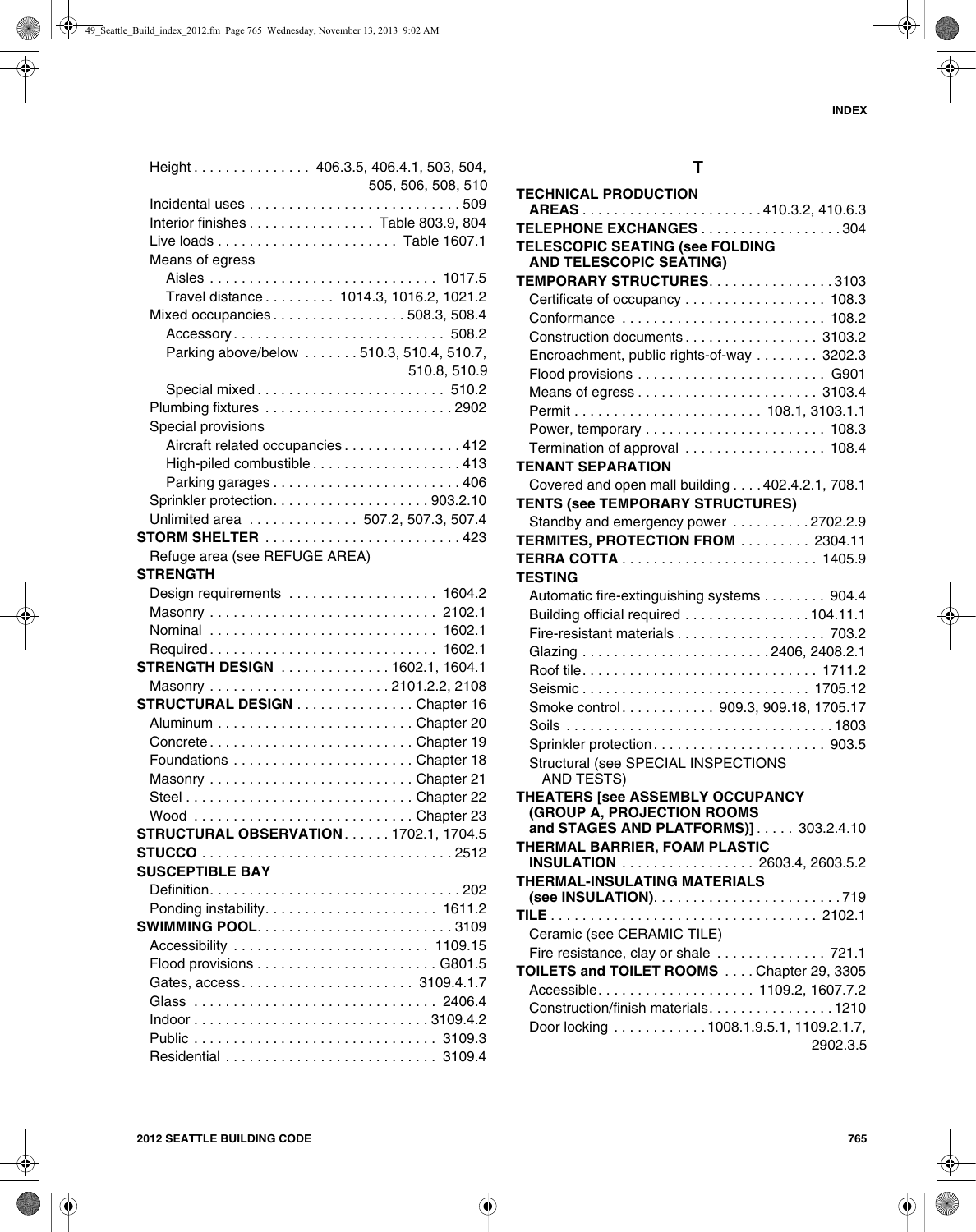Height . . . . . . . . . . . . . . 406.3.5, 406.4.1, 503, 504, 505, 506, 508, 510
Incidental uses . . . . . . . . . . . . . . . . . . . . . . . . . . 509
Interior finishes . . . . . . . . . . . . . . . Table 803.9, 804
Live loads . . . . . . . . . . . . . . . . . . . . . . Table 1607.1
Means of egress
Aisles . . . . . . . . . . . . . . . . . . . . . . . . . . . . 1017.5
Travel distance . . . . . . . . . 1014.3, 1016.2, 1021.2
Mixed occupancies . . . . . . . . . . . . . . . . 508.3, 508.4
Accessory . . . . . . . . . . . . . . . . . . . . . . . . . . 508.2
Parking above/below . . . . . . . 510.3, 510.4, 510.7, 510.8, 510.9
Special mixed . . . . . . . . . . . . . . . . . . . . . . . 510.2
Plumbing fixtures . . . . . . . . . . . . . . . . . . . . . . . 2902
Special provisions
Aircraft related occupancies . . . . . . . . . . . . . . 412
High-piled combustible . . . . . . . . . . . . . . . . . . 413
Parking garages . . . . . . . . . . . . . . . . . . . . . . . 406
Sprinkler protection. . . . . . . . . . . . . . . . . . . 903.2.10
Unlimited area . . . . . . . . . . . . . 507.2, 507.3, 507.4

**STORM SHELTER** . . . . . . . . . . . . . . . . . . . . . . . . 423
Refuge area (see REFUGE AREA)

**STRENGTH**
Design requirements . . . . . . . . . . . . . . . . . . 1604.2
Masonry . . . . . . . . . . . . . . . . . . . . . . . . . . . 2102.1
Nominal . . . . . . . . . . . . . . . . . . . . . . . . . . . 1602.1
Required . . . . . . . . . . . . . . . . . . . . . . . . . . . 1602.1

**STRENGTH DESIGN** . . . . . . . . . . . . . 1602.1, 1604.1
Masonry . . . . . . . . . . . . . . . . . . . . . . 2101.2.2, 2108

**STRUCTURAL DESIGN** . . . . . . . . . . . . . . Chapter 16
Aluminum . . . . . . . . . . . . . . . . . . . . . . . . Chapter 20
Concrete . . . . . . . . . . . . . . . . . . . . . . . . . Chapter 19
Foundations . . . . . . . . . . . . . . . . . . . . . . Chapter 18
Masonry . . . . . . . . . . . . . . . . . . . . . . . . . Chapter 21
Steel . . . . . . . . . . . . . . . . . . . . . . . . . . . Chapter 22
Wood . . . . . . . . . . . . . . . . . . . . . . . . . . Chapter 23

**STRUCTURAL OBSERVATION** . . . . . . 1702.1, 1704.5

**STUCCO** . . . . . . . . . . . . . . . . . . . . . . . . . . . . . . . 2512

**SUSCEPTIBLE BAY**
Definition. . . . . . . . . . . . . . . . . . . . . . . . . . . . . . . 202
Ponding instability. . . . . . . . . . . . . . . . . . . . . 1611.2

**SWIMMING POOL**. . . . . . . . . . . . . . . . . . . . . . . . 3109
Accessibility . . . . . . . . . . . . . . . . . . . . . . . . 1109.15
Flood provisions . . . . . . . . . . . . . . . . . . . . . . G801.5
Gates, access. . . . . . . . . . . . . . . . . . . . . . 3109.4.1.7
Glass . . . . . . . . . . . . . . . . . . . . . . . . . . . . . . 2406.4
Indoor . . . . . . . . . . . . . . . . . . . . . . . . . . . . . 3109.4.2
Public . . . . . . . . . . . . . . . . . . . . . . . . . . . . . . 3109.3
Residential . . . . . . . . . . . . . . . . . . . . . . . . . . 3109.4

## T

**TECHNICAL PRODUCTION AREAS** . . . . . . . . . . . . . . . . . . . . . . 410.3.2, 410.6.3

**TELEPHONE EXCHANGES** . . . . . . . . . . . . . . . . . 304

**TELESCOPIC SEATING (see FOLDING AND TELESCOPIC SEATING)**

**TEMPORARY STRUCTURES**. . . . . . . . . . . . . . . 3103
Certificate of occupancy . . . . . . . . . . . . . . . . . 108.3
Conformance . . . . . . . . . . . . . . . . . . . . . . . . . 108.2
Construction documents . . . . . . . . . . . . . . . . 3103.2
Encroachment, public rights-of-way . . . . . . . . 3202.3
Flood provisions . . . . . . . . . . . . . . . . . . . . . . . G901
Means of egress . . . . . . . . . . . . . . . . . . . . . . 3103.4
Permit . . . . . . . . . . . . . . . . . . . . . . . . 108.1, 3103.1.1
Power, temporary . . . . . . . . . . . . . . . . . . . . . . 108.3
Termination of approval . . . . . . . . . . . . . . . . . 108.4

**TENANT SEPARATION**
Covered and open mall building . . . . 402.4.2.1, 708.1

**TENTS (see TEMPORARY STRUCTURES)**
Standby and emergency power . . . . . . . . . . 2702.2.9

**TERMITES, PROTECTION FROM** . . . . . . . . . 2304.11

**TERRA COTTA** . . . . . . . . . . . . . . . . . . . . . . . . 1405.9

**TESTING**
Automatic fire-extinguishing systems . . . . . . . . 904.4
Building official required . . . . . . . . . . . . . . . 104.11.1
Fire-resistant materials . . . . . . . . . . . . . . . . . . 703.2
Glazing . . . . . . . . . . . . . . . . . . . . . . . . 2406, 2408.2.1
Roof tile. . . . . . . . . . . . . . . . . . . . . . . . . . . . 1711.2
Seismic . . . . . . . . . . . . . . . . . . . . . . . . . . . 1705.12
Smoke control . . . . . . . . . . . 909.3, 909.18, 1705.17
Soils . . . . . . . . . . . . . . . . . . . . . . . . . . . . . . . 1803
Sprinkler protection . . . . . . . . . . . . . . . . . . . . . 903.5
Structural (see SPECIAL INSPECTIONS AND TESTS)

**THEATERS [see ASSEMBLY OCCUPANCY (GROUP A, PROJECTION ROOMS and STAGES AND PLATFORMS)]** . . . . . 303.2.4.10

**THERMAL BARRIER, FOAM PLASTIC INSULATION** . . . . . . . . . . . . . . . . 2603.4, 2603.5.2

**THERMAL-INSULATING MATERIALS (see INSULATION)**. . . . . . . . . . . . . . . . . . . . . . . 719

**TILE** . . . . . . . . . . . . . . . . . . . . . . . . . . . . . . . . . 2102.1
Ceramic (see CERAMIC TILE)
Fire resistance, clay or shale . . . . . . . . . . . . . . 721.1

**TOILETS and TOILET ROOMS** . . . . Chapter 29, 3305
Accessible. . . . . . . . . . . . . . . . . . . . 1109.2, 1607.7.2
Construction/finish materials. . . . . . . . . . . . . . . 1210
Door locking . . . . . . . . . . . 1008.1.9.5.1, 1109.2.1.7, 2902.3.5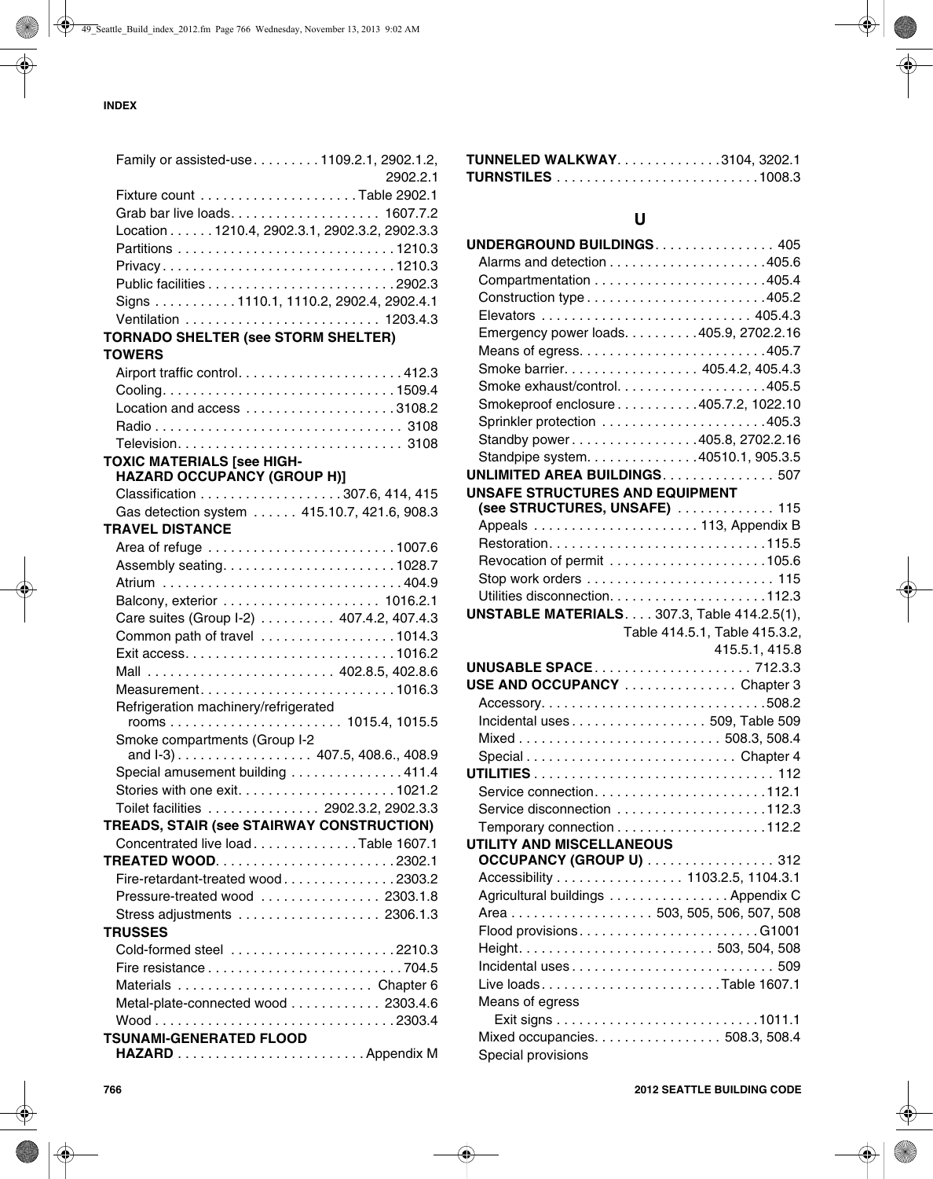Family or assisted-use . . . . . . . . . 1109.2.1, 2902.1.2, 2902.2.1
Fixture count . . . . . . . . . . . . . . . . . . . . Table 2902.1
Grab bar live loads. . . . . . . . . . . . . . . . . . . 1607.7.2
Location . . . . . . 1210.4, 2902.3.1, 2902.3.2, 2902.3.3
Partitions . . . . . . . . . . . . . . . . . . . . . . . . . . . . 1210.3
Privacy . . . . . . . . . . . . . . . . . . . . . . . . . . . . . . 1210.3
Public facilities . . . . . . . . . . . . . . . . . . . . . . . . 2902.3
Signs . . . . . . . . . . . 1110.1, 1110.2, 2902.4, 2902.4.1
Ventilation . . . . . . . . . . . . . . . . . . . . . . . . . 1203.4.3

**TORNADO SHELTER (see STORM SHELTER)**

**TOWERS**
Airport traffic control. . . . . . . . . . . . . . . . . . . . . 412.3
Cooling. . . . . . . . . . . . . . . . . . . . . . . . . . . . . . 1509.4
Location and access . . . . . . . . . . . . . . . . . . . 3108.2
Radio . . . . . . . . . . . . . . . . . . . . . . . . . . . . . . . . 3108
Television. . . . . . . . . . . . . . . . . . . . . . . . . . . . . 3108

**TOXIC MATERIALS [see HIGH-HAZARD OCCUPANCY (GROUP H)]**
Classification . . . . . . . . . . . . . . . . . . . 307.6, 414, 415
Gas detection system . . . . . . 415.10.7, 421.6, 908.3

**TRAVEL DISTANCE**
Area of refuge . . . . . . . . . . . . . . . . . . . . . . . . 1007.6
Assembly seating. . . . . . . . . . . . . . . . . . . . . . 1028.7
Atrium . . . . . . . . . . . . . . . . . . . . . . . . . . . . . . . 404.9
Balcony, exterior . . . . . . . . . . . . . . . . . . . . 1016.2.1
Care suites (Group I-2) . . . . . . . . . . 407.4.2, 407.4.3
Common path of travel . . . . . . . . . . . . . . . . . 1014.3
Exit access. . . . . . . . . . . . . . . . . . . . . . . . . . . 1016.2
Mall . . . . . . . . . . . . . . . . . . . . . . . . 402.8.5, 402.8.6
Measurement. . . . . . . . . . . . . . . . . . . . . . . . . 1016.3
Refrigeration machinery/refrigerated rooms . . . . . . . . . . . . . . . . . . . . . . . 1015.4, 1015.5
Smoke compartments (Group I-2 and I-3) . . . . . . . . . . . . . . . . . 407.5, 408.6., 408.9
Special amusement building . . . . . . . . . . . . . . 411.4
Stories with one exit. . . . . . . . . . . . . . . . . . . . 1021.2
Toilet facilities . . . . . . . . . . . . . . 2902.3.2, 2902.3.3

**TREADS, STAIR (see STAIRWAY CONSTRUCTION)**
Concentrated live load . . . . . . . . . . . . . Table 1607.1

**TREATED WOOD**. . . . . . . . . . . . . . . . . . . . . . . 2302.1
Fire-retardant-treated wood . . . . . . . . . . . . . . 2303.2
Pressure-treated wood . . . . . . . . . . . . . . . 2303.1.8
Stress adjustments . . . . . . . . . . . . . . . . . . 2306.1.3

**TRUSSES**
Cold-formed steel . . . . . . . . . . . . . . . . . . . . . 2210.3
Fire resistance . . . . . . . . . . . . . . . . . . . . . . . . . 704.5
Materials . . . . . . . . . . . . . . . . . . . . . . . . . Chapter 6
Metal-plate-connected wood . . . . . . . . . . . . 2303.4.6
Wood . . . . . . . . . . . . . . . . . . . . . . . . . . . . . . . 2303.4

**TSUNAMI-GENERATED FLOOD HAZARD** . . . . . . . . . . . . . . . . . . . . . . . . Appendix M

**TUNNELED WALKWAY**. . . . . . . . . . . . . 3104, 3202.1

**TURNSTILES** . . . . . . . . . . . . . . . . . . . . . . . . . . 1008.3

## U

**UNDERGROUND BUILDINGS**. . . . . . . . . . . . . . . 405
Alarms and detection . . . . . . . . . . . . . . . . . . . . 405.6
Compartmentation . . . . . . . . . . . . . . . . . . . . . . 405.4
Construction type . . . . . . . . . . . . . . . . . . . . . . . 405.2
Elevators . . . . . . . . . . . . . . . . . . . . . . . . . . . 405.4.3
Emergency power loads. . . . . . . . . . 405.9, 2702.2.16
Means of egress. . . . . . . . . . . . . . . . . . . . . . . . 405.7
Smoke barrier. . . . . . . . . . . . . . . . . . 405.4.2, 405.4.3
Smoke exhaust/control. . . . . . . . . . . . . . . . . . . 405.5
Smokeproof enclosure . . . . . . . . . . . 405.7.2, 1022.10
Sprinkler protection . . . . . . . . . . . . . . . . . . . . . 405.3
Standby power . . . . . . . . . . . . . . . . 405.8, 2702.2.16
Standpipe system. . . . . . . . . . . . . . . 40510.1, 905.3.5

**UNLIMITED AREA BUILDINGS**. . . . . . . . . . . . . . . 507

**UNSAFE STRUCTURES AND EQUIPMENT (see STRUCTURES, UNSAFE)** . . . . . . . . . . . . 115
Appeals . . . . . . . . . . . . . . . . . . . . . 113, Appendix B
Restoration. . . . . . . . . . . . . . . . . . . . . . . . . . . . 115.5
Revocation of permit . . . . . . . . . . . . . . . . . . . . 105.6
Stop work orders . . . . . . . . . . . . . . . . . . . . . . . . 115
Utilities disconnection. . . . . . . . . . . . . . . . . . . . 112.3

**UNSTABLE MATERIALS**. . . . 307.3, Table 414.2.5(1), Table 414.5.1, Table 415.3.2, 415.5.1, 415.8

**UNUSABLE SPACE**. . . . . . . . . . . . . . . . . . . . 712.3.3

**USE AND OCCUPANCY** . . . . . . . . . . . . . . Chapter 3
Accessory. . . . . . . . . . . . . . . . . . . . . . . . . . . . . 508.2
Incidental uses . . . . . . . . . . . . . . . . . 509, Table 509
Mixed . . . . . . . . . . . . . . . . . . . . . . . . . . 508.3, 508.4
Special . . . . . . . . . . . . . . . . . . . . . . . . . . . Chapter 4

**UTILITIES** . . . . . . . . . . . . . . . . . . . . . . . . . . . . . . . 112
Service connection. . . . . . . . . . . . . . . . . . . . . . . 112.1
Service disconnection . . . . . . . . . . . . . . . . . . . 112.3
Temporary connection . . . . . . . . . . . . . . . . . . . 112.2

**UTILITY AND MISCELLANEOUS OCCUPANCY (GROUP U)** . . . . . . . . . . . . . . . . 312
Accessibility . . . . . . . . . . . . . . . . 1103.2.5, 1104.3.1
Agricultural buildings . . . . . . . . . . . . . . . Appendix C
Area . . . . . . . . . . . . . . . . . . 503, 505, 506, 507, 508
Flood provisions. . . . . . . . . . . . . . . . . . . . . . . G1001
Height. . . . . . . . . . . . . . . . . . . . . . . . . 503, 504, 508
Incidental uses . . . . . . . . . . . . . . . . . . . . . . . . . . 509
Live loads. . . . . . . . . . . . . . . . . . . . . . . Table 1607.1
Means of egress
  Exit signs . . . . . . . . . . . . . . . . . . . . . . . . . . 1011.1
Mixed occupancies. . . . . . . . . . . . . . . . . 508.3, 508.4
Special provisions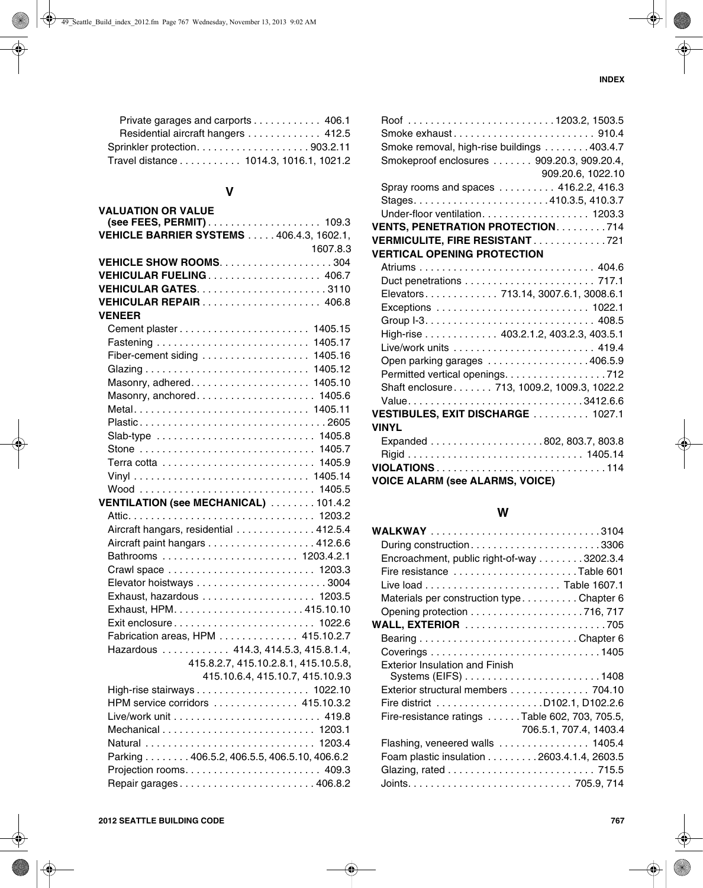Private garages and carports . . . . . . . . . . . . 406.1
Residential aircraft hangers . . . . . . . . . . . . . 412.5
Sprinkler protection. . . . . . . . . . . . . . . . . . . . 903.2.11
Travel distance . . . . . . . . . . . 1014.3, 1016.1, 1021.2

## V

**VALUATION OR VALUE (see FEES, PERMIT)** . . . . . . . . . . . . . . . . . . . . 109.3
**VEHICLE BARRIER SYSTEMS** . . . . . 406.4.3, 1602.1, 1607.8.3
**VEHICLE SHOW ROOMS**. . . . . . . . . . . . . . . . . . . . 304
**VEHICULAR FUELING** . . . . . . . . . . . . . . . . . . . . 406.7
**VEHICULAR GATES**. . . . . . . . . . . . . . . . . . . . . . . 3110
**VEHICULAR REPAIR** . . . . . . . . . . . . . . . . . . . . . 406.8
**VENEER**
Cement plaster . . . . . . . . . . . . . . . . . . . . . . . 1405.15
Fastening . . . . . . . . . . . . . . . . . . . . . . . . . . . 1405.17
Fiber-cement siding . . . . . . . . . . . . . . . . . . . 1405.16
Glazing . . . . . . . . . . . . . . . . . . . . . . . . . . . . . 1405.12
Masonry, adhered. . . . . . . . . . . . . . . . . . . . . 1405.10
Masonry, anchored. . . . . . . . . . . . . . . . . . . . . 1405.6
Metal. . . . . . . . . . . . . . . . . . . . . . . . . . . . . . . 1405.11
Plastic . . . . . . . . . . . . . . . . . . . . . . . . . . . . . . . . . 2605
Slab-type . . . . . . . . . . . . . . . . . . . . . . . . . . . . 1405.8
Stone . . . . . . . . . . . . . . . . . . . . . . . . . . . . . . . 1405.7
Terra cotta . . . . . . . . . . . . . . . . . . . . . . . . . . . 1405.9
Vinyl . . . . . . . . . . . . . . . . . . . . . . . . . . . . . . . 1405.14
Wood . . . . . . . . . . . . . . . . . . . . . . . . . . . . . . . 1405.5
**VENTILATION (see MECHANICAL)** . . . . . . . . 101.4.2
Attic. . . . . . . . . . . . . . . . . . . . . . . . . . . . . . . . . 1203.2
Aircraft hangars, residential . . . . . . . . . . . . . . 412.5.4
Aircraft paint hangars . . . . . . . . . . . . . . . . . . . 412.6.6
Bathrooms . . . . . . . . . . . . . . . . . . . . . . . . 1203.4.2.1
Crawl space . . . . . . . . . . . . . . . . . . . . . . . . . . 1203.3
Elevator hoistways . . . . . . . . . . . . . . . . . . . . . . . 3004
Exhaust, hazardous . . . . . . . . . . . . . . . . . . . . 1203.5
Exhaust, HPM. . . . . . . . . . . . . . . . . . . . . . . . 415.10.10
Exit enclosure . . . . . . . . . . . . . . . . . . . . . . . . . 1022.6
Fabrication areas, HPM . . . . . . . . . . . . . . 415.10.2.7
Hazardous . . . . . . . . . . . . 414.3, 414.5.3, 415.8.1.4, 415.8.2.7, 415.10.2.8.1, 415.10.5.8, 415.10.6.4, 415.10.7, 415.10.9.3
High-rise stairways . . . . . . . . . . . . . . . . . . . . 1022.10
HPM service corridors . . . . . . . . . . . . . . . 415.10.3.2
Live/work unit . . . . . . . . . . . . . . . . . . . . . . . . . . 419.8
Mechanical . . . . . . . . . . . . . . . . . . . . . . . . . . . 1203.1
Natural . . . . . . . . . . . . . . . . . . . . . . . . . . . . . . 1203.4
Parking . . . . . . . . 406.5.2, 406.5.5, 406.5.10, 406.6.2
Projection rooms. . . . . . . . . . . . . . . . . . . . . . . . 409.3
Repair garages . . . . . . . . . . . . . . . . . . . . . . . . 406.8.2
Roof . . . . . . . . . . . . . . . . . . . . . . . . . . 1203.2, 1503.5
Smoke exhaust . . . . . . . . . . . . . . . . . . . . . . . . . 910.4
Smoke removal, high-rise buildings . . . . . . . . 403.4.7
Smokeproof enclosures . . . . . . . 909.20.3, 909.20.4, 909.20.6, 1022.10
Spray rooms and spaces . . . . . . . . . . 416.2.2, 416.3
Stages. . . . . . . . . . . . . . . . . . . . . . . . . 410.3.5, 410.3.7
Under-floor ventilation. . . . . . . . . . . . . . . . . . . 1203.3
**VENTS, PENETRATION PROTECTION**. . . . . . . . . 714
**VERMICULITE, FIRE RESISTANT** . . . . . . . . . . . . . 721
**VERTICAL OPENING PROTECTION**
Atriums . . . . . . . . . . . . . . . . . . . . . . . . . . . . . . . 404.6
Duct penetrations . . . . . . . . . . . . . . . . . . . . . . . 717.1
Elevators. . . . . . . . . . . . . 713.14, 3007.6.1, 3008.6.1
Exceptions . . . . . . . . . . . . . . . . . . . . . . . . . . . 1022.1
Group I-3. . . . . . . . . . . . . . . . . . . . . . . . . . . . . . 408.5
High-rise . . . . . . . . . . . . . 403.2.1.2, 403.2.3, 403.5.1
Live/work units . . . . . . . . . . . . . . . . . . . . . . . . . 419.4
Open parking garages . . . . . . . . . . . . . . . . . . 406.5.9
Permitted vertical openings. . . . . . . . . . . . . . . . . . 712
Shaft enclosure . . . . . . . 713, 1009.2, 1009.3, 1022.2
Value. . . . . . . . . . . . . . . . . . . . . . . . . . . . . . . 3412.6.6
**VESTIBULES, EXIT DISCHARGE** . . . . . . . . . . 1027.1
**VINYL**
Expanded . . . . . . . . . . . . . . . . . . . . 802, 803.7, 803.8
Rigid . . . . . . . . . . . . . . . . . . . . . . . . . . . . . . . 1405.14
**VIOLATIONS** . . . . . . . . . . . . . . . . . . . . . . . . . . . . . 114
**VOICE ALARM (see ALARMS, VOICE)**

## W

**WALKWAY** . . . . . . . . . . . . . . . . . . . . . . . . . . . . . 3104
During construction . . . . . . . . . . . . . . . . . . . . . . . 3306
Encroachment, public right-of-way . . . . . . . . 3202.3.4
Fire resistance . . . . . . . . . . . . . . . . . . . . . . Table 601
Live load . . . . . . . . . . . . . . . . . . . . . . . . Table 1607.1
Materials per construction type . . . . . . . . . . Chapter 6
Opening protection . . . . . . . . . . . . . . . . . . . . 716, 717
**WALL, EXTERIOR** . . . . . . . . . . . . . . . . . . . . . . . . . 705
Bearing . . . . . . . . . . . . . . . . . . . . . . . . . . . . Chapter 6
Coverings . . . . . . . . . . . . . . . . . . . . . . . . . . . . . 1405
Exterior Insulation and Finish Systems (EIFS) . . . . . . . . . . . . . . . . . . . . . . . . 1408
Exterior structural members . . . . . . . . . . . . . . 704.10
Fire district . . . . . . . . . . . . . . . . . . . D102.1, D102.2.6
Fire-resistance ratings . . . . . . Table 602, 703, 705.5, 706.5.1, 707.4, 1403.4
Flashing, veneered walls . . . . . . . . . . . . . . . . 1405.4
Foam plastic insulation . . . . . . . . . 2603.4.1.4, 2603.5
Glazing, rated . . . . . . . . . . . . . . . . . . . . . . . . . . 715.5
Joints. . . . . . . . . . . . . . . . . . . . . . . . . . . . . 705.9, 714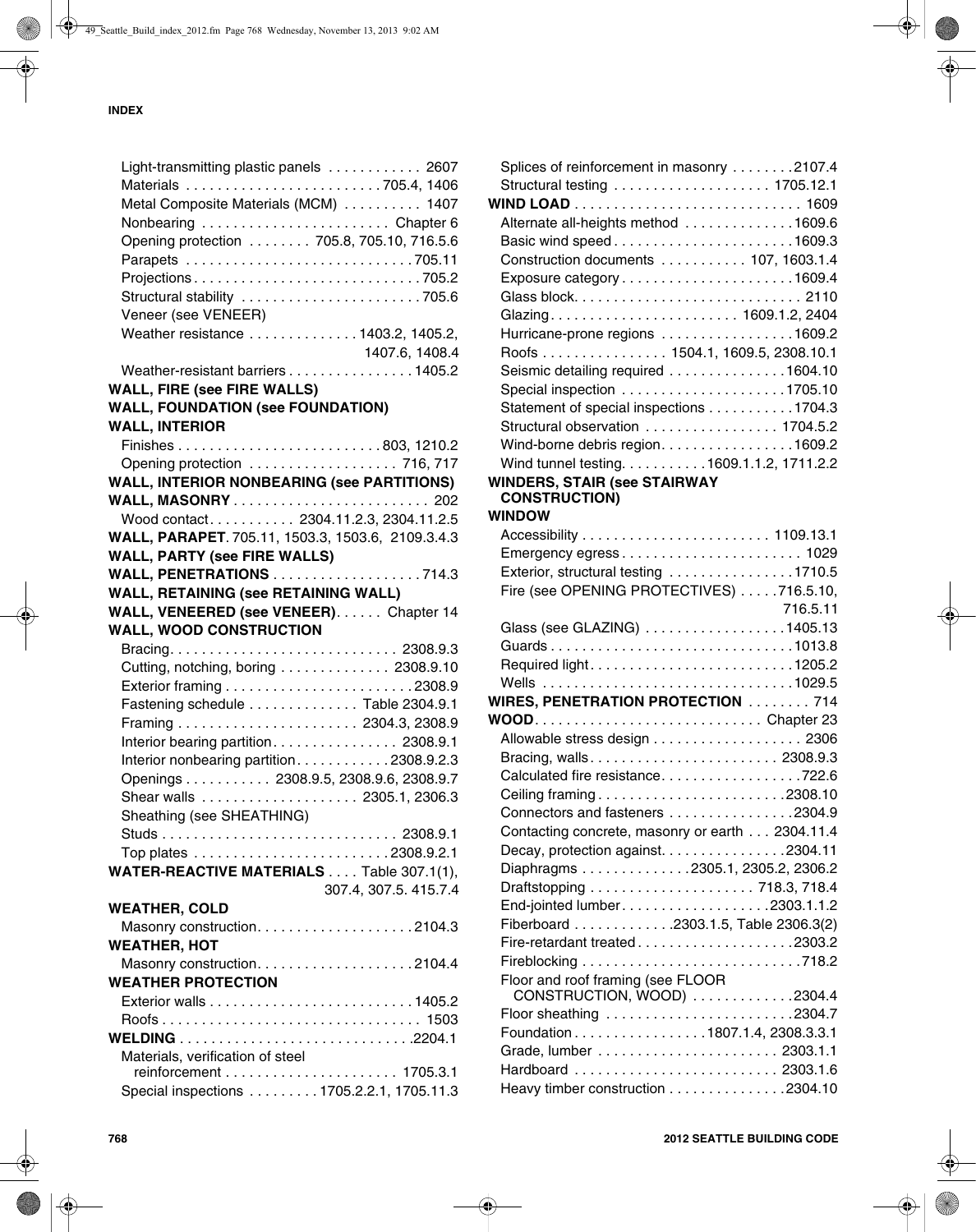Light-transmitting plastic panels . . . . . . . . . . . . 2607
Materials . . . . . . . . . . . . . . . . . . . . . . . . 705.4, 1406
Metal Composite Materials (MCM) . . . . . . . . . . 1407
Nonbearing . . . . . . . . . . . . . . . . . . . . . . . . Chapter 6
Opening protection . . . . . . . . 705.8, 705.10, 716.5.6
Parapets . . . . . . . . . . . . . . . . . . . . . . . . . . . . 705.11
Projections . . . . . . . . . . . . . . . . . . . . . . . . . . . . 705.2
Structural stability . . . . . . . . . . . . . . . . . . . . . . . 705.6
Veneer (see VENEER)
Weather resistance . . . . . . . . . . . . . 1403.2, 1405.2, 1407.6, 1408.4
Weather-resistant barriers . . . . . . . . . . . . . . . . 1405.2

**WALL, FIRE (see FIRE WALLS)**

**WALL, FOUNDATION (see FOUNDATION)**

**WALL, INTERIOR**

Finishes . . . . . . . . . . . . . . . . . . . . . . . . . . 803, 1210.2
Opening protection . . . . . . . . . . . . . . . . . . . 716, 717

**WALL, INTERIOR NONBEARING (see PARTITIONS)**

**WALL, MASONRY** . . . . . . . . . . . . . . . . . . . . . . . . 202
Wood contact . . . . . . . . . . . 2304.11.2.3, 2304.11.2.5

**WALL, PARAPET**. 705.11, 1503.3, 1503.6, 2109.3.4.3

**WALL, PARTY (see FIRE WALLS)**

**WALL, PENETRATIONS** . . . . . . . . . . . . . . . . . . 714.3

**WALL, RETAINING (see RETAINING WALL)**

**WALL, VENEERED (see VENEER)** . . . . . . Chapter 14

**WALL, WOOD CONSTRUCTION**

Bracing . . . . . . . . . . . . . . . . . . . . . . . . . . . . 2308.9.3
Cutting, notching, boring . . . . . . . . . . . . . . 2308.9.10
Exterior framing . . . . . . . . . . . . . . . . . . . . . . . . 2308.9
Fastening schedule . . . . . . . . . . . . . . Table 2304.9.1
Framing . . . . . . . . . . . . . . . . . . . . . . . 2304.3, 2308.9
Interior bearing partition . . . . . . . . . . . . . . . . 2308.9.1
Interior nonbearing partition . . . . . . . . . . . . 2308.9.2.3
Openings . . . . . . . . . . . 2308.9.5, 2308.9.6, 2308.9.7
Shear walls . . . . . . . . . . . . . . . . . . . . 2305.1, 2306.3
Sheathing (see SHEATHING)
Studs . . . . . . . . . . . . . . . . . . . . . . . . . . . . . 2308.9.1
Top plates . . . . . . . . . . . . . . . . . . . . . . . . . 2308.9.2.1

**WATER-REACTIVE MATERIALS** . . . . Table 307.1(1), 307.4, 307.5. 415.7.4

**WEATHER, COLD**

Masonry construction . . . . . . . . . . . . . . . . . . . . 2104.3

**WEATHER, HOT**

Masonry construction . . . . . . . . . . . . . . . . . . . . 2104.4

**WEATHER PROTECTION**

Exterior walls . . . . . . . . . . . . . . . . . . . . . . . . . . 1405.2
Roofs . . . . . . . . . . . . . . . . . . . . . . . . . . . . . . . . . 1503

**WELDING** . . . . . . . . . . . . . . . . . . . . . . . . . . . . . 2204.1

Materials, verification of steel reinforcement . . . . . . . . . . . . . . . . . . . . . . 1705.3.1
Special inspections . . . . . . . . . 1705.2.2.1, 1705.11.3
Splices of reinforcement in masonry . . . . . . . . 2107.4
Structural testing . . . . . . . . . . . . . . . . . . . . 1705.12.1

**WIND LOAD** . . . . . . . . . . . . . . . . . . . . . . . . . . . . 1609

Alternate all-heights method . . . . . . . . . . . . . 1609.6
Basic wind speed . . . . . . . . . . . . . . . . . . . . . . 1609.3
Construction documents . . . . . . . . . . . 107, 1603.1.4
Exposure category . . . . . . . . . . . . . . . . . . . . . 1609.4
Glass block . . . . . . . . . . . . . . . . . . . . . . . . . . . . 2110
Glazing . . . . . . . . . . . . . . . . . . . . . . . . 1609.1.2, 2404
Hurricane-prone regions . . . . . . . . . . . . . . . . . 1609.2
Roofs . . . . . . . . . . . . . . . . 1504.1, 1609.5, 2308.10.1
Seismic detailing required . . . . . . . . . . . . . . 1604.10
Special inspection . . . . . . . . . . . . . . . . . . . . 1705.10
Statement of special inspections . . . . . . . . . . . 1704.3
Structural observation . . . . . . . . . . . . . . . . 1704.5.2
Wind-borne debris region . . . . . . . . . . . . . . . . 1609.2
Wind tunnel testing . . . . . . . . . . . 1609.1.1.2, 1711.2.2

**WINDERS, STAIR (see STAIRWAY CONSTRUCTION)**

**WINDOW**

Accessibility . . . . . . . . . . . . . . . . . . . . . . . . 1109.13.1
Emergency egress . . . . . . . . . . . . . . . . . . . . . . . 1029
Exterior, structural testing . . . . . . . . . . . . . . . 1710.5
Fire (see OPENING PROTECTIVES) . . . . . 716.5.10, 716.5.11
Glass (see GLAZING) . . . . . . . . . . . . . . . . . . 1405.13
Guards . . . . . . . . . . . . . . . . . . . . . . . . . . . . . . 1013.8
Required light . . . . . . . . . . . . . . . . . . . . . . . . . 1205.2
Wells . . . . . . . . . . . . . . . . . . . . . . . . . . . . . . . 1029.5

**WIRES, PENETRATION PROTECTION** . . . . . . . . 714

**WOOD** . . . . . . . . . . . . . . . . . . . . . . . . . . . . Chapter 23

Allowable stress design . . . . . . . . . . . . . . . . . . . 2306
Bracing, walls . . . . . . . . . . . . . . . . . . . . . . . 2308.9.3
Calculated fire resistance . . . . . . . . . . . . . . . . . . 722.6
Ceiling framing . . . . . . . . . . . . . . . . . . . . . . . 2308.10
Connectors and fasteners . . . . . . . . . . . . . . . . 2304.9
Contacting concrete, masonry or earth . . . 2304.11.4
Decay, protection against . . . . . . . . . . . . . . . 2304.11
Diaphragms . . . . . . . . . . . . . 2305.1, 2305.2, 2306.2
Draftstopping . . . . . . . . . . . . . . . . . . . . . 718.3, 718.4
End-jointed lumber . . . . . . . . . . . . . . . . . . 2303.1.1.2
Fiberboard . . . . . . . . . . . . 2303.1.5, Table 2306.3(2)
Fire-retardant treated . . . . . . . . . . . . . . . . . . . 2303.2
Fireblocking . . . . . . . . . . . . . . . . . . . . . . . . . . . 718.2
Floor and roof framing (see FLOOR CONSTRUCTION, WOOD) . . . . . . . . . . . . 2304.4
Floor sheathing . . . . . . . . . . . . . . . . . . . . . . . . 2304.7
Foundation . . . . . . . . . . . . . . . . 1807.1.4, 2308.3.3.1
Grade, lumber . . . . . . . . . . . . . . . . . . . . . . . 2303.1.1
Hardboard . . . . . . . . . . . . . . . . . . . . . . . . . 2303.1.6
Heavy timber construction . . . . . . . . . . . . . . 2304.10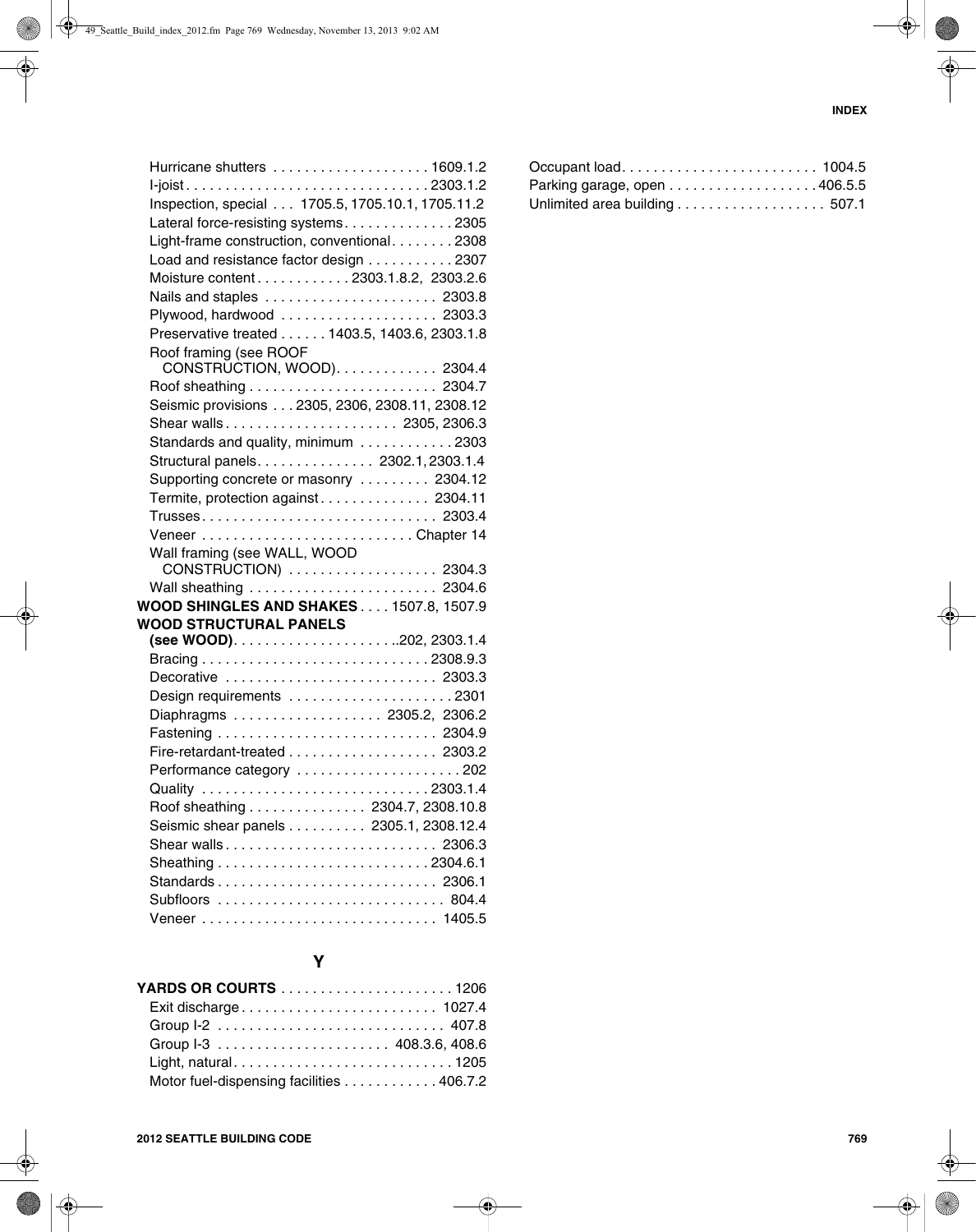Hurricane shutters . . . . . . . . . . . . . . . . . . . 1609.1.2
I-joist . . . . . . . . . . . . . . . . . . . . . . . . . . . . . 2303.1.2
Inspection, special . . . 1705.5, 1705.10.1, 1705.11.2
Lateral force-resisting systems . . . . . . . . . . . . . 2305
Light-frame construction, conventional . . . . . . . . 2308
Load and resistance factor design . . . . . . . . . . . 2307
Moisture content . . . . . . . . . . . 2303.1.8.2, 2303.2.6
Nails and staples . . . . . . . . . . . . . . . . . . . . . 2303.8
Plywood, hardwood . . . . . . . . . . . . . . . . . . . 2303.3
Preservative treated . . . . . . 1403.5, 1403.6, 2303.1.8
Roof framing (see ROOF CONSTRUCTION, WOOD) . . . . . . . . . . . . 2304.4
Roof sheathing . . . . . . . . . . . . . . . . . . . . . . . 2304.7
Seismic provisions . . . 2305, 2306, 2308.11, 2308.12
Shear walls . . . . . . . . . . . . . . . . . . . . . 2305, 2306.3
Standards and quality, minimum . . . . . . . . . . . 2303
Structural panels . . . . . . . . . . . . . . 2302.1, 2303.1.4
Supporting concrete or masonry . . . . . . . . . 2304.12
Termite, protection against . . . . . . . . . . . . . 2304.11
Trusses . . . . . . . . . . . . . . . . . . . . . . . . . . . . . 2303.4
Veneer . . . . . . . . . . . . . . . . . . . . . . . . . . . Chapter 14
Wall framing (see WALL, WOOD CONSTRUCTION) . . . . . . . . . . . . . . . . . . 2304.3
Wall sheathing . . . . . . . . . . . . . . . . . . . . . . . 2304.6

**WOOD SHINGLES AND SHAKES** . . . . 1507.8, 1507.9

**WOOD STRUCTURAL PANELS (see WOOD)** . . . . . . . . . . . . . . . . . . . . ..202, 2303.1.4
Bracing . . . . . . . . . . . . . . . . . . . . . . . . . . . . 2308.9.3
Decorative . . . . . . . . . . . . . . . . . . . . . . . . . . 2303.3
Design requirements . . . . . . . . . . . . . . . . . . . . 2301
Diaphragms . . . . . . . . . . . . . . . . . . 2305.2, 2306.2
Fastening . . . . . . . . . . . . . . . . . . . . . . . . . . . 2304.9
Fire-retardant-treated . . . . . . . . . . . . . . . . . . 2303.2
Performance category . . . . . . . . . . . . . . . . . . . . 202
Quality . . . . . . . . . . . . . . . . . . . . . . . . . . . . 2303.1.4
Roof sheathing . . . . . . . . . . . . . . 2304.7, 2308.10.8
Seismic shear panels . . . . . . . . . . 2305.1, 2308.12.4
Shear walls . . . . . . . . . . . . . . . . . . . . . . . . . . 2306.3
Sheathing . . . . . . . . . . . . . . . . . . . . . . . . . . 2304.6.1
Standards . . . . . . . . . . . . . . . . . . . . . . . . . . . 2306.1
Subfloors . . . . . . . . . . . . . . . . . . . . . . . . . . . . 804.4
Veneer . . . . . . . . . . . . . . . . . . . . . . . . . . . . . 1405.5

## Y

**YARDS OR COURTS** . . . . . . . . . . . . . . . . . . . . . 1206
Exit discharge . . . . . . . . . . . . . . . . . . . . . . . . 1027.4
Group I-2 . . . . . . . . . . . . . . . . . . . . . . . . . . . . 407.8
Group I-3 . . . . . . . . . . . . . . . . . . . . . 408.3.6, 408.6
Light, natural . . . . . . . . . . . . . . . . . . . . . . . . . . . 1205
Motor fuel-dispensing facilities . . . . . . . . . . . . 406.7.2
Occupant load . . . . . . . . . . . . . . . . . . . . . . . . 1004.5
Parking garage, open . . . . . . . . . . . . . . . . . . 406.5.5
Unlimited area building . . . . . . . . . . . . . . . . . . 507.1